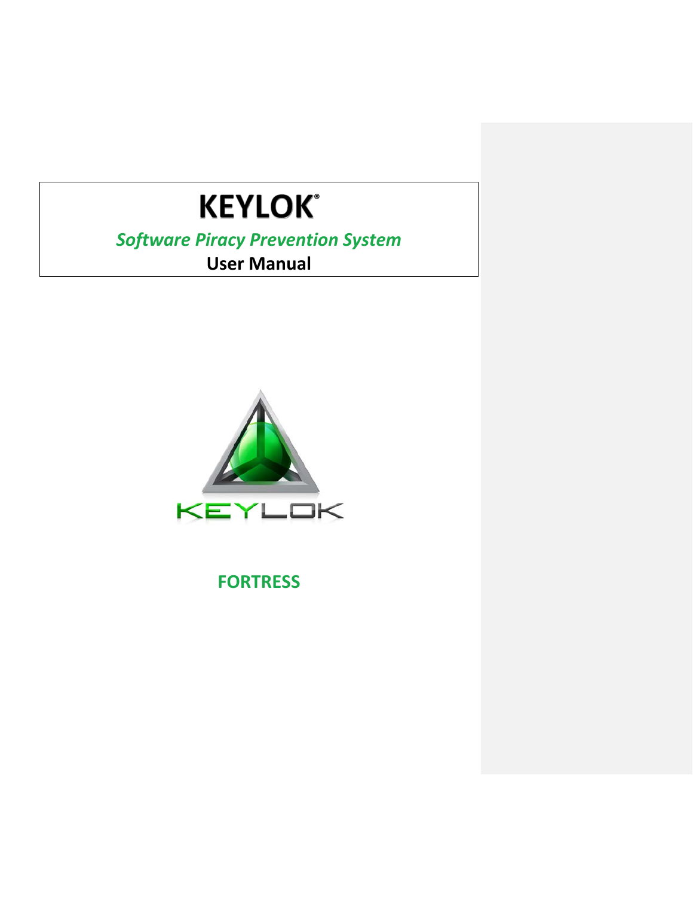# KEYLOK®

*Software Piracy Prevention System*

**User Manual**

**FORTRESS**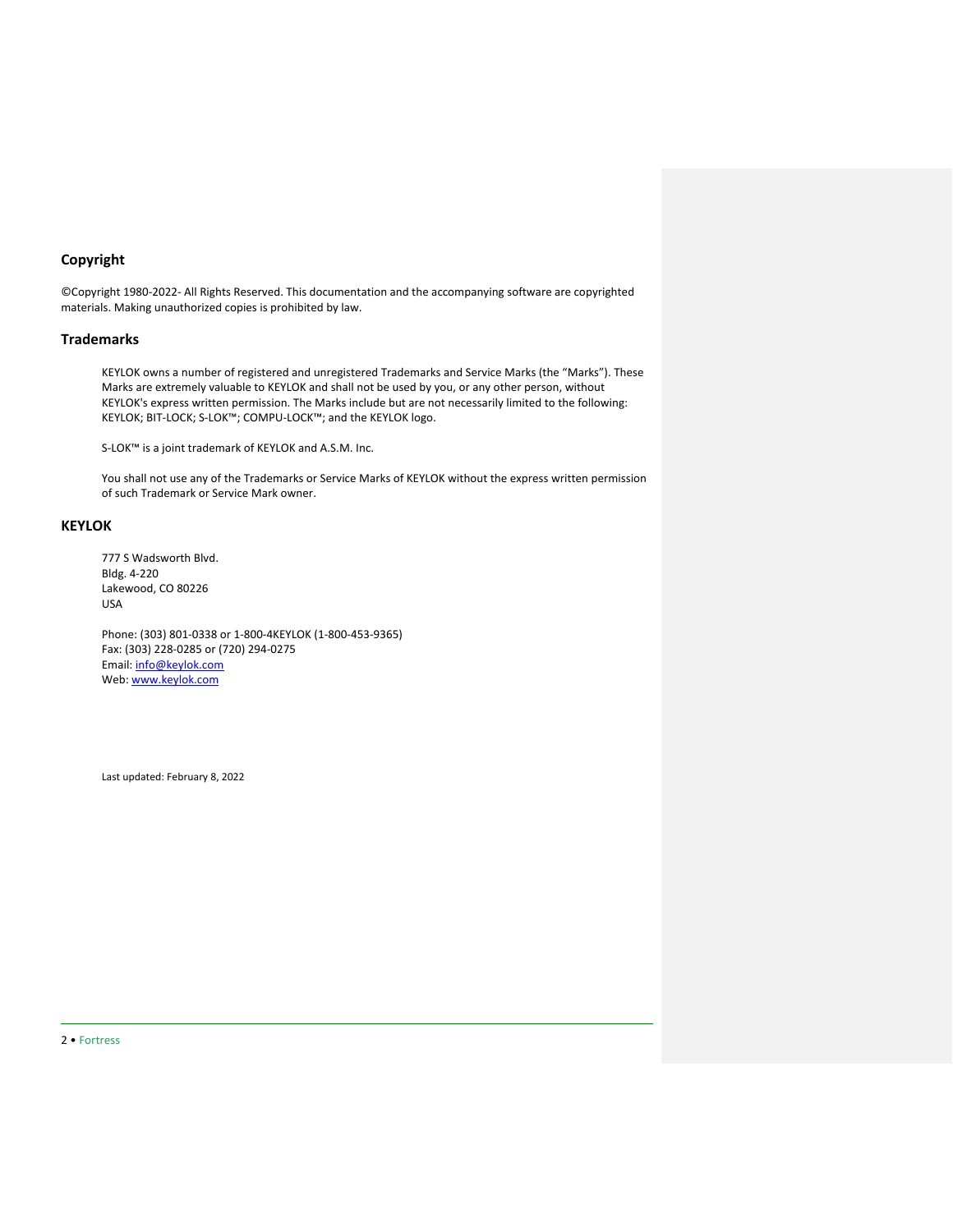## Copyright

©Copyright 1980-2022- All Rights Reserved. This documentation and the accompanying software are copyrighted materials. Making unauthorized copies is prohibited by law.

## Trademarks

KEYLOK owns a number of registered and unregistered Trademarks and Service Marks (the "Marks"). These Marks are extremely valuable to KEYLOK and shall not be used by you, or any other person, without KEYLOK's express written permission. The Marks include but are not necessarily limited to the following: KEYLOK; BIT-LOCK; S-LOK™; COMPU-LOCK™; and the KEYLOK logo.

S-LOK™ is a joint trademark of KEYLOK and A.S.M. Inc.

You shall not use any of the Trademarks or Service Marks of KEYLOK without the express written permission of such Trademark or Service Mark owner.

## KEYLOK

777 S Wadsworth Blvd.
Bldg. 4-220
Lakewood, CO 80226
USA

Phone: (303) 801-0338 or 1-800-4KEYLOK (1-800-453-9365)
Fax: (303) 228-0285 or (720) 294-0275
Email: info@keylok.com
Web: www.keylok.com

Last updated: February 8, 2022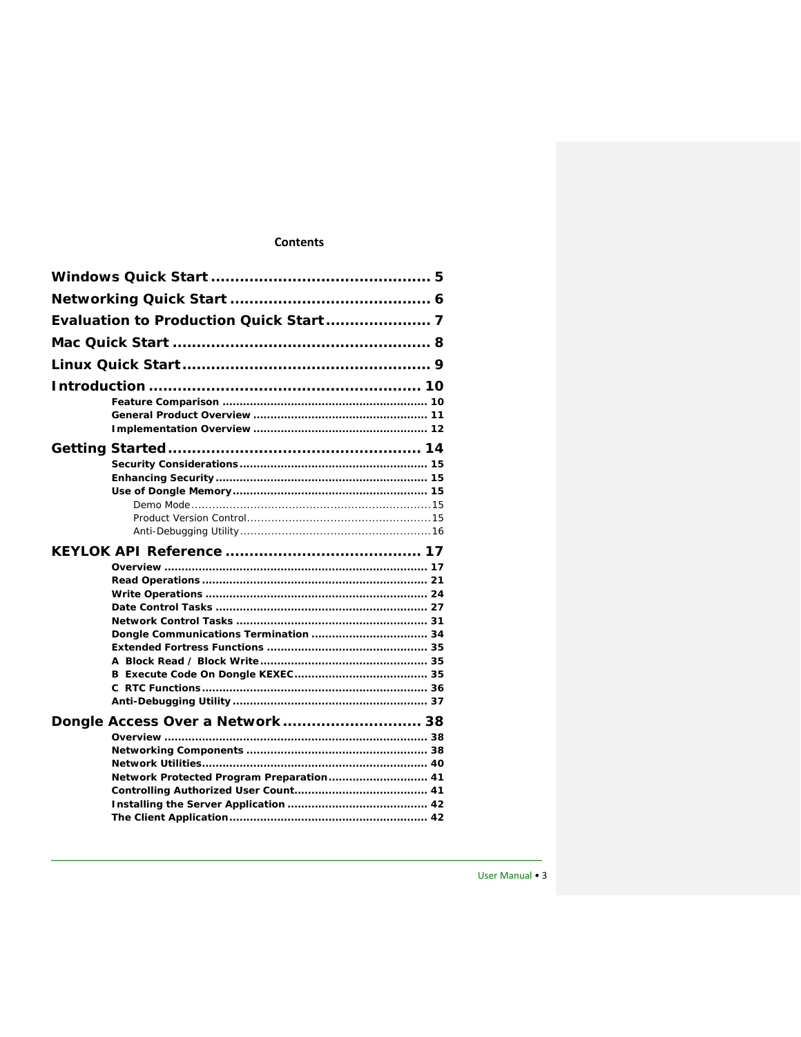**Contents**

**Windows Quick Start** ........................................... 5

**Networking Quick Start** ....................................... 6

**Evaluation to Production Quick Start** ..................... 7

**Mac Quick Start** .................................................. 8

**Linux Quick Start** ................................................ 9

**Introduction** ...................................................... 10

- **Feature Comparison** ........................................ 10
- **General Product Overview** ................................ 11
- **Implementation Overview** .................................. 12

**Getting Started** .................................................. 14

- **Security Considerations** ................................... 15
- **Enhancing Security** .......................................... 15
- **Use of Dongle Memory** ..................................... 15
  - Demo Mode ................................................... 15
  - Product Version Control ................................... 15
  - Anti-Debugging Utility ..................................... 16

**KEYLOK API Reference** ...................................... 17

- **Overview** ....................................................... 17
- **Read Operations** ............................................. 21
- **Write Operations** ............................................ 24
- **Date Control Tasks** .......................................... 27
- **Network Control Tasks** ..................................... 31
- **Dongle Communications Termination** ................. 34
- **Extended Fortress Functions** ............................. 35
- **A Block Read / Block Write** ............................... 35
- **B Execute Code On Dongle KEXEC** ...................... 35
- **C RTC Functions** ............................................. 36
- **Anti-Debugging Utility** ...................................... 37

**Dongle Access Over a Network** ............................ 38

- **Overview** ....................................................... 38
- **Networking Components** .................................. 38
- **Network Utilities** ............................................. 40
- **Network Protected Program Preparation** ............ 41
- **Controlling Authorized User Count** ..................... 41
- **Installing the Server Application** ...................... 42
- **The Client Application** ..................................... 42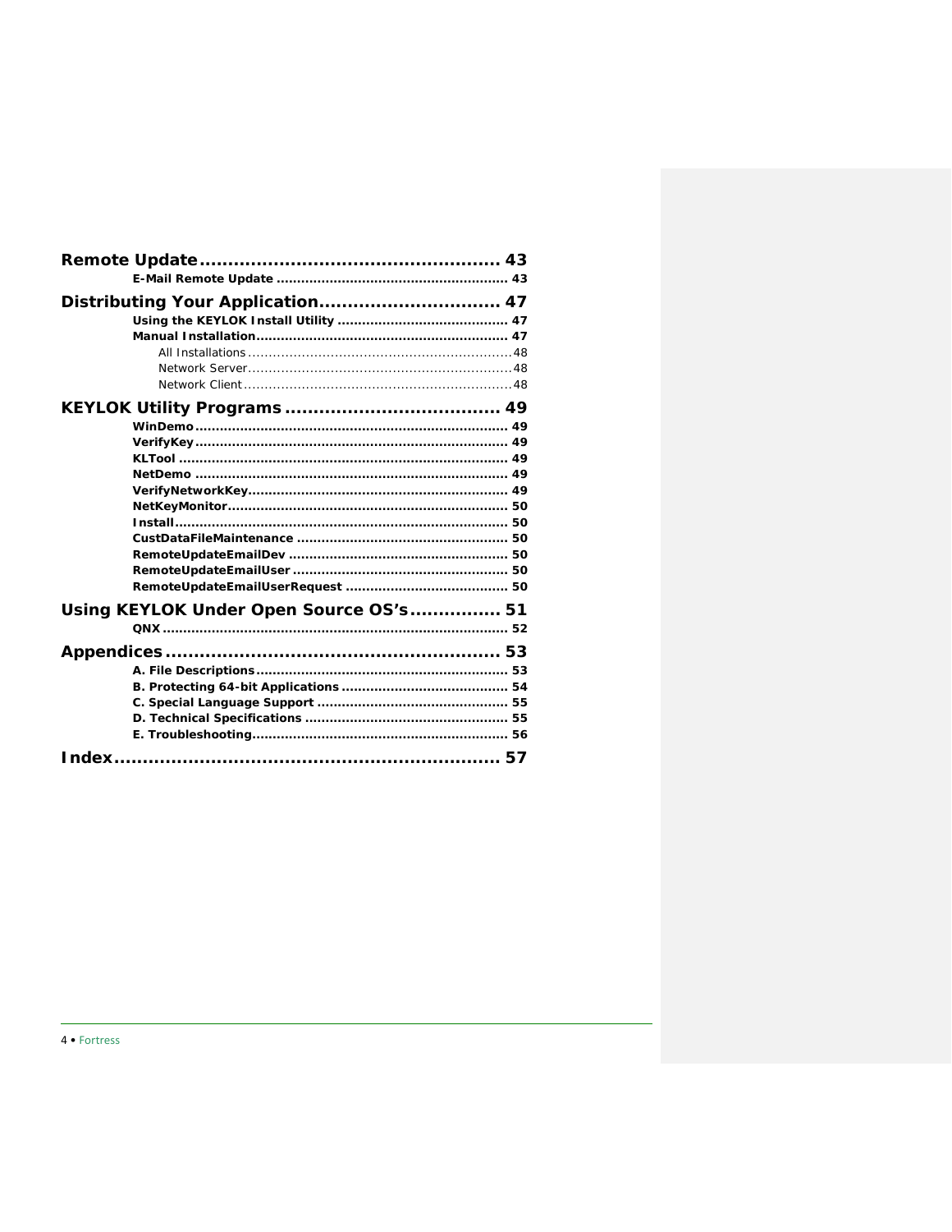**Remote Update** .................................................... 43

- **E-Mail Remote Update** ........................................................ 43

**Distributing Your Application**................................ 47

- **Using the KEYLOK Install Utility** .......................................... 47
- **Manual Installation**............................................................. 47
  - All Installations ................................................................ 48
  - Network Server................................................................. 48
  - Network Client ................................................................. 48

**KEYLOK Utility Programs** ..................................... 49

- **WinDemo**............................................................................ 49
- **VerifyKey**............................................................................ 49
- **KLTool** ................................................................................ 49
- **NetDemo** ............................................................................ 49
- **VerifyNetworkKey**............................................................... 49
- **NetKeyMonitor**.................................................................... 50
- **Install**.................................................................................. 50
- **CustDataFileMaintenance** ................................................... 50
- **RemoteUpdateEmailDev** ..................................................... 50
- **RemoteUpdateEmailUser** .................................................... 50
- **RemoteUpdateEmailUserRequest** ........................................ 50

**Using KEYLOK Under Open Source OS's**................ 51

- **QNX** .................................................................................... 52

**Appendices** .......................................................... 53

- **A. File Descriptions**............................................................. 53
- **B. Protecting 64-bit Applications** ......................................... 54
- **C. Special Language Support** .............................................. 55
- **D. Technical Specifications** ................................................. 55
- **E. Troubleshooting**.............................................................. 56

**Index**.................................................................... 57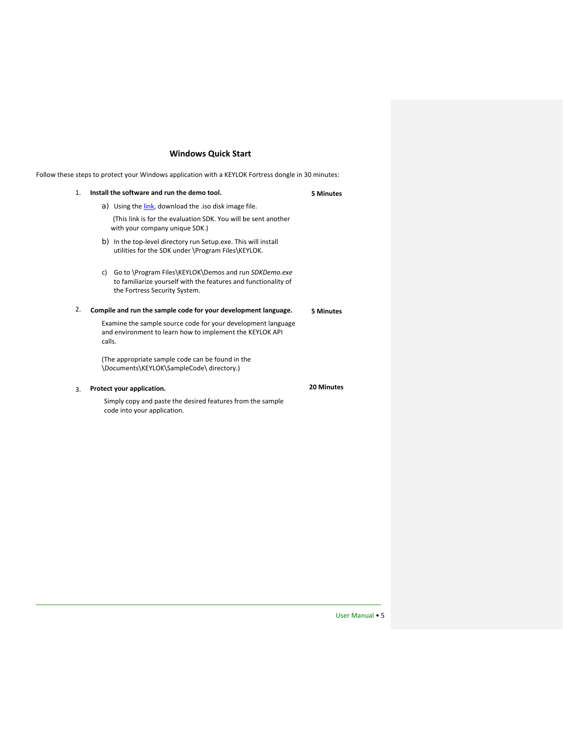## Windows Quick Start

Follow these steps to protect your Windows application with a KEYLOK Fortress dongle in 30 minutes:

1. **Install the software and run the demo tool.** **5 Minutes**

   a) Using the link, download the .iso disk image file.

      (This link is for the evaluation SDK. You will be sent another with your company unique SDK.)

   b) In the top-level directory run Setup.exe. This will install utilities for the SDK under \Program Files\KEYLOK.

   c) Go to \Program Files\KEYLOK\Demos and run *SDKDemo.exe* to familiarize yourself with the features and functionality of the Fortress Security System.

2. **Compile and run the sample code for your development language.** **5 Minutes**

   Examine the sample source code for your development language and environment to learn how to implement the KEYLOK API calls.

   (The appropriate sample code can be found in the \Documents\KEYLOK\SampleCode\ directory.)

3. **Protect your application.** **20 Minutes**

   Simply copy and paste the desired features from the sample code into your application.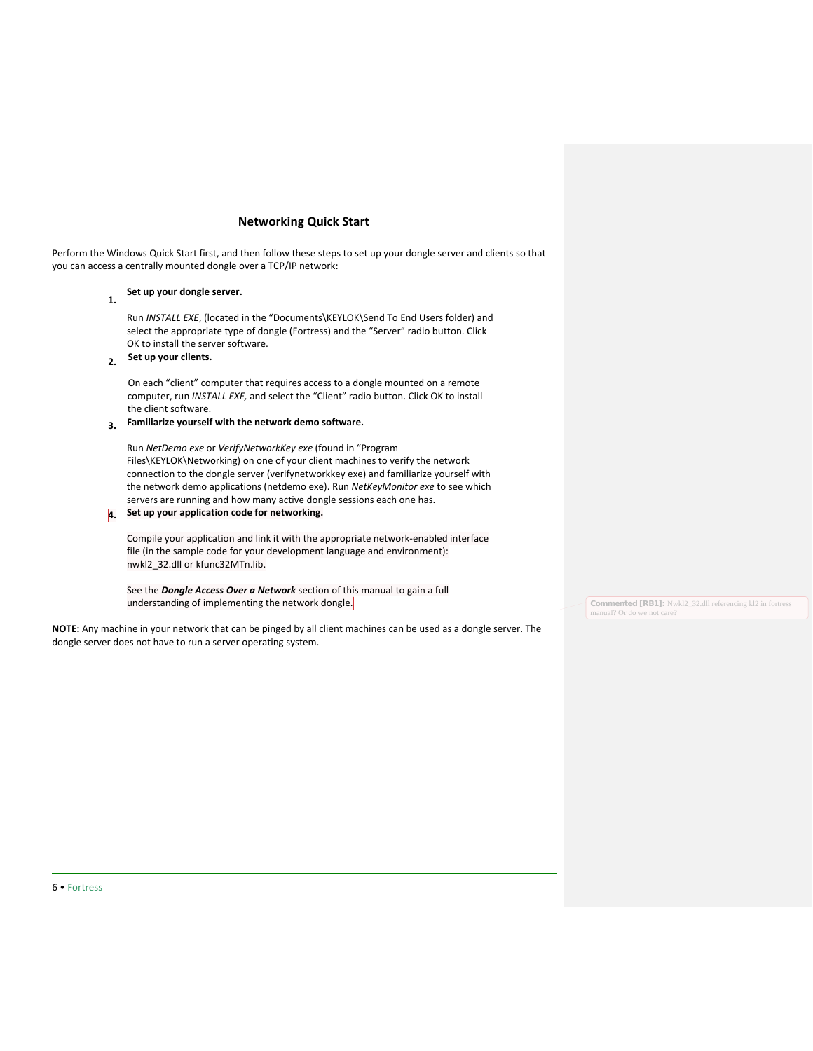## Networking Quick Start

Perform the Windows Quick Start first, and then follow these steps to set up your dongle server and clients so that you can access a centrally mounted dongle over a TCP/IP network:

1. **Set up your dongle server.**

   Run *INSTALL EXE*, (located in the "Documents\KEYLOK\Send To End Users folder) and select the appropriate type of dongle (Fortress) and the "Server" radio button. Click OK to install the server software.

2. **Set up your clients.**

   On each "client" computer that requires access to a dongle mounted on a remote computer, run *INSTALL EXE,* and select the "Client" radio button. Click OK to install the client software.

3. **Familiarize yourself with the network demo software.**

   Run *NetDemo exe* or *VerifyNetworkKey exe* (found in "Program Files\KEYLOK\Networking) on one of your client machines to verify the network connection to the dongle server (verifynetworkkey exe) and familiarize yourself with the network demo applications (netdemo exe). Run *NetKeyMonitor exe* to see which servers are running and how many active dongle sessions each one has.

4. **Set up your application code for networking.**

   Compile your application and link it with the appropriate network-enabled interface file (in the sample code for your development language and environment): nwkl2_32.dll or kfunc32MTn.lib.

   See the ***Dongle Access Over a Network*** section of this manual to gain a full understanding of implementing the network dongle.

**NOTE:** Any machine in your network that can be pinged by all client machines can be used as a dongle server. The dongle server does not have to run a server operating system.

Commented [RB1]: Nwkl2_32.dll referencing kl2 in fortress manual? Or do we not care?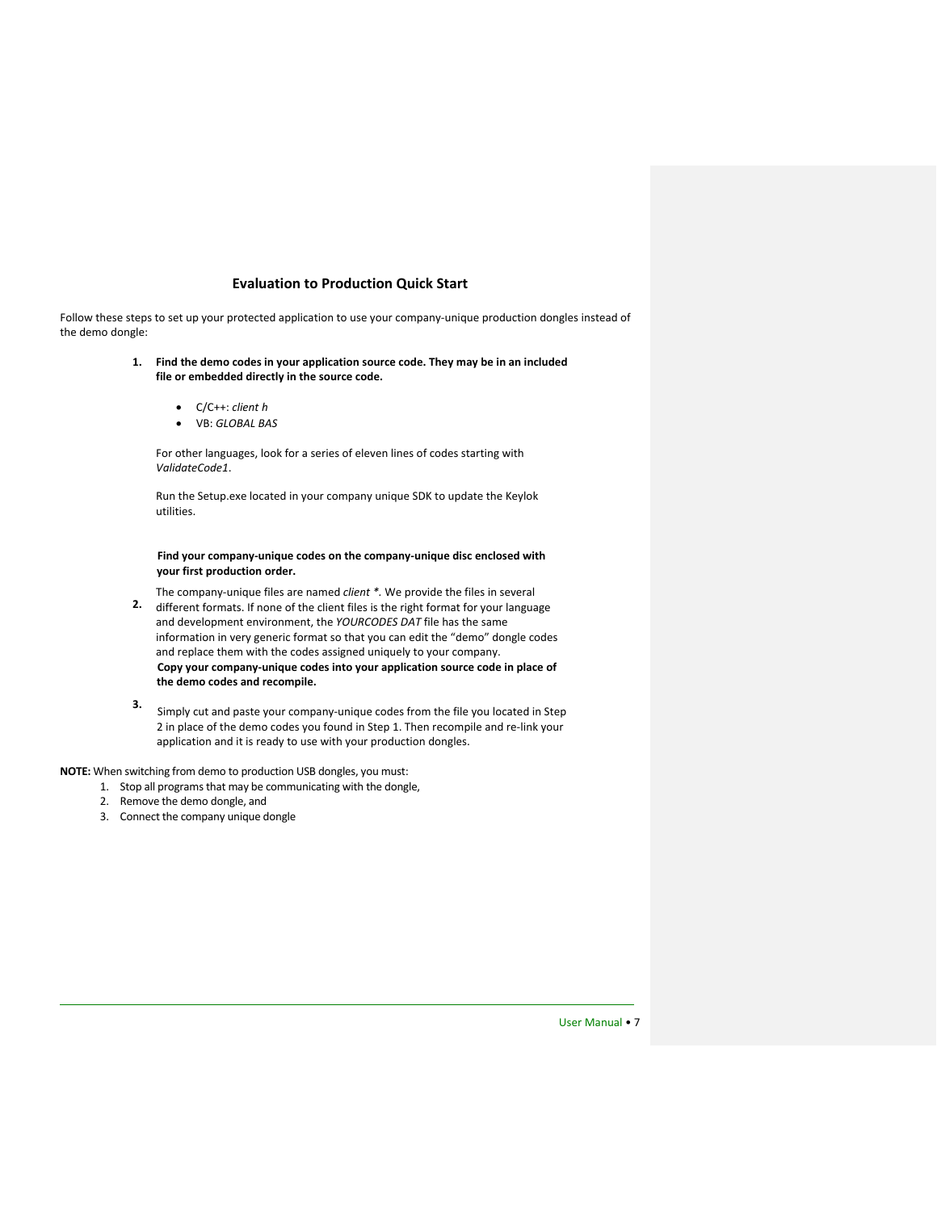## Evaluation to Production Quick Start

Follow these steps to set up your protected application to use your company-unique production dongles instead of the demo dongle:

1. **Find the demo codes in your application source code. They may be in an included file or embedded directly in the source code.**

   - C/C++: *client h*
   - VB: *GLOBAL BAS*

   For other languages, look for a series of eleven lines of codes starting with *ValidateCode1*.

   Run the Setup.exe located in your company unique SDK to update the Keylok utilities.

2. **Find your company-unique codes on the company-unique disc enclosed with your first production order.**

   The company-unique files are named *client \**. We provide the files in several different formats. If none of the client files is the right format for your language and development environment, the *YOURCODES DAT* file has the same information in very generic format so that you can edit the "demo" dongle codes and replace them with the codes assigned uniquely to your company.

3. **Copy your company-unique codes into your application source code in place of the demo codes and recompile.**

   Simply cut and paste your company-unique codes from the file you located in Step 2 in place of the demo codes you found in Step 1. Then recompile and re-link your application and it is ready to use with your production dongles.

**NOTE:** When switching from demo to production USB dongles, you must:

1. Stop all programs that may be communicating with the dongle,
2. Remove the demo dongle, and
3. Connect the company unique dongle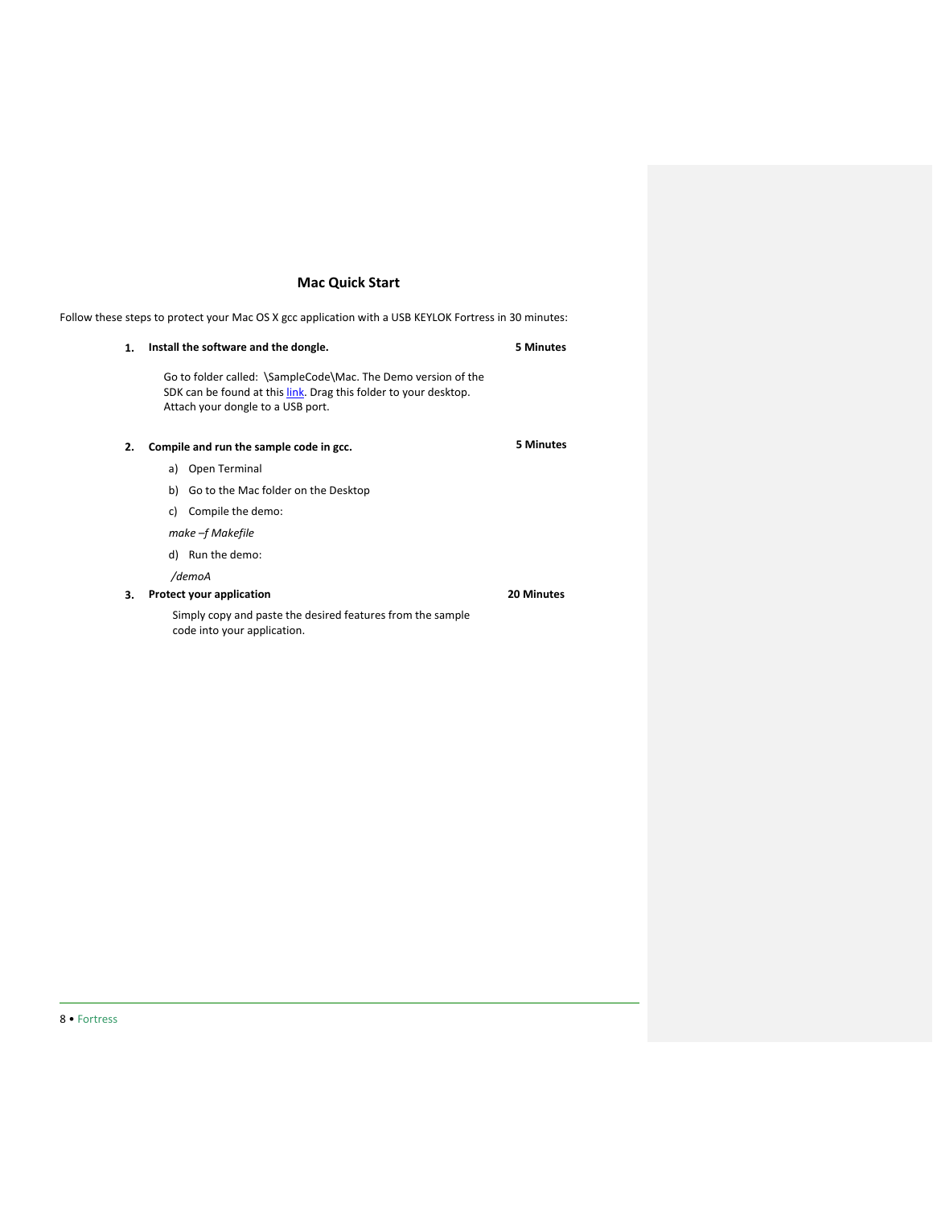## Mac Quick Start

Follow these steps to protect your Mac OS X gcc application with a USB KEYLOK Fortress in 30 minutes:

1. **Install the software and the dongle.** **5 Minutes**

   Go to folder called: \SampleCode\Mac. The Demo version of the SDK can be found at this link. Drag this folder to your desktop. Attach your dongle to a USB port.

2. **Compile and run the sample code in gcc.** **5 Minutes**

   a) Open Terminal

   b) Go to the Mac folder on the Desktop

   c) Compile the demo:

   *make –f Makefile*

   d) Run the demo:

   */demoA*

3. **Protect your application** **20 Minutes**

   Simply copy and paste the desired features from the sample code into your application.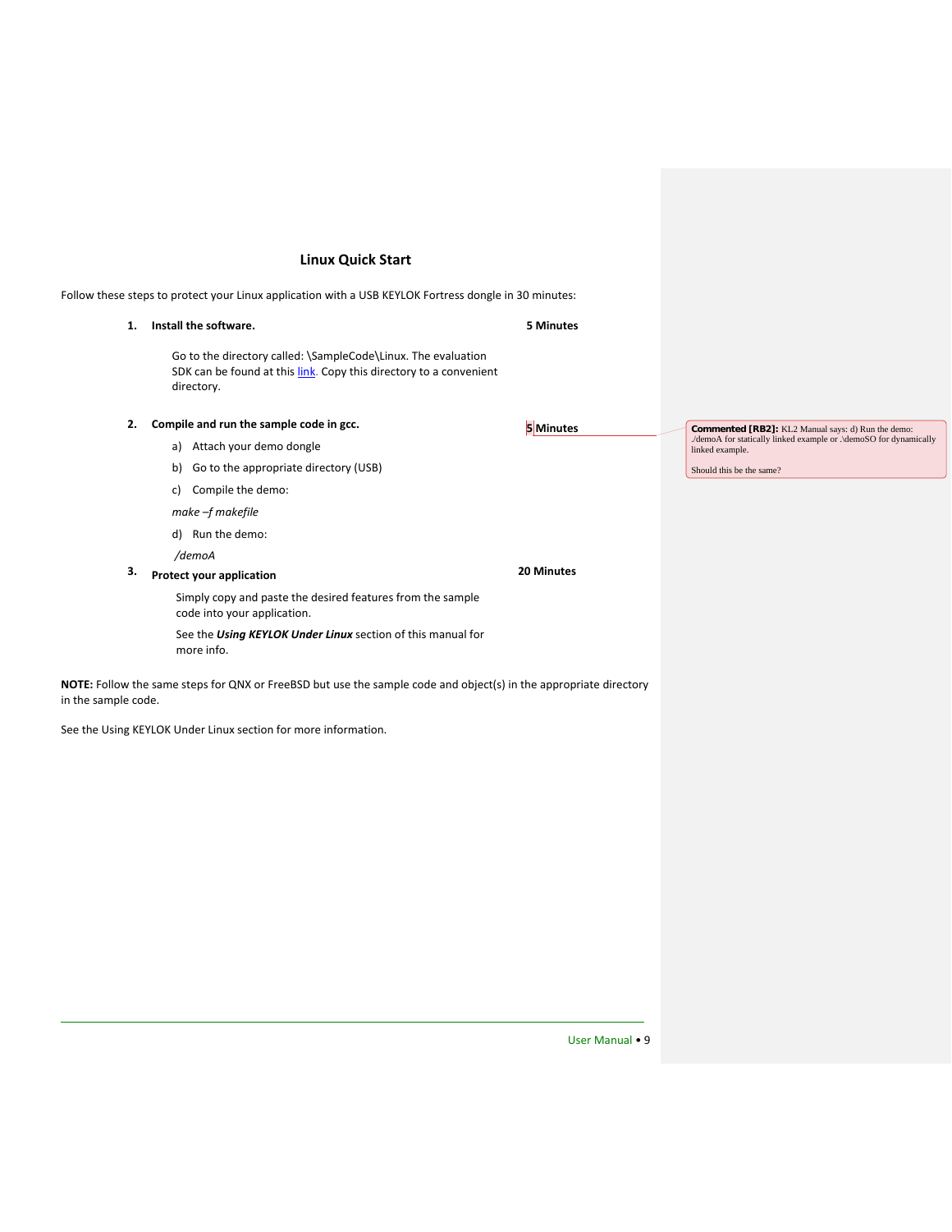## Linux Quick Start

Follow these steps to protect your Linux application with a USB KEYLOK Fortress dongle in 30 minutes:

1. **Install the software.** **5 Minutes**

   Go to the directory called: \SampleCode\Linux. The evaluation SDK can be found at this [link](). Copy this directory to a convenient directory.

2. **Compile and run the sample code in gcc.** **5 Minutes**

   a) Attach your demo dongle

   b) Go to the appropriate directory (USB)

   c) Compile the demo:

   *make –f makefile*

   d) Run the demo:

   */demoA*

3. **Protect your application** **20 Minutes**

   Simply copy and paste the desired features from the sample code into your application.

   See the ***Using KEYLOK Under Linux*** section of this manual for more info.

**NOTE:** Follow the same steps for QNX or FreeBSD but use the sample code and object(s) in the appropriate directory in the sample code.

See the Using KEYLOK Under Linux section for more information.

> **Commented [RB2]:** KL2 Manual says: d) Run the demo: ./demoA for statically linked example or .\demoSO for dynamically linked example.
>
> Should this be the same?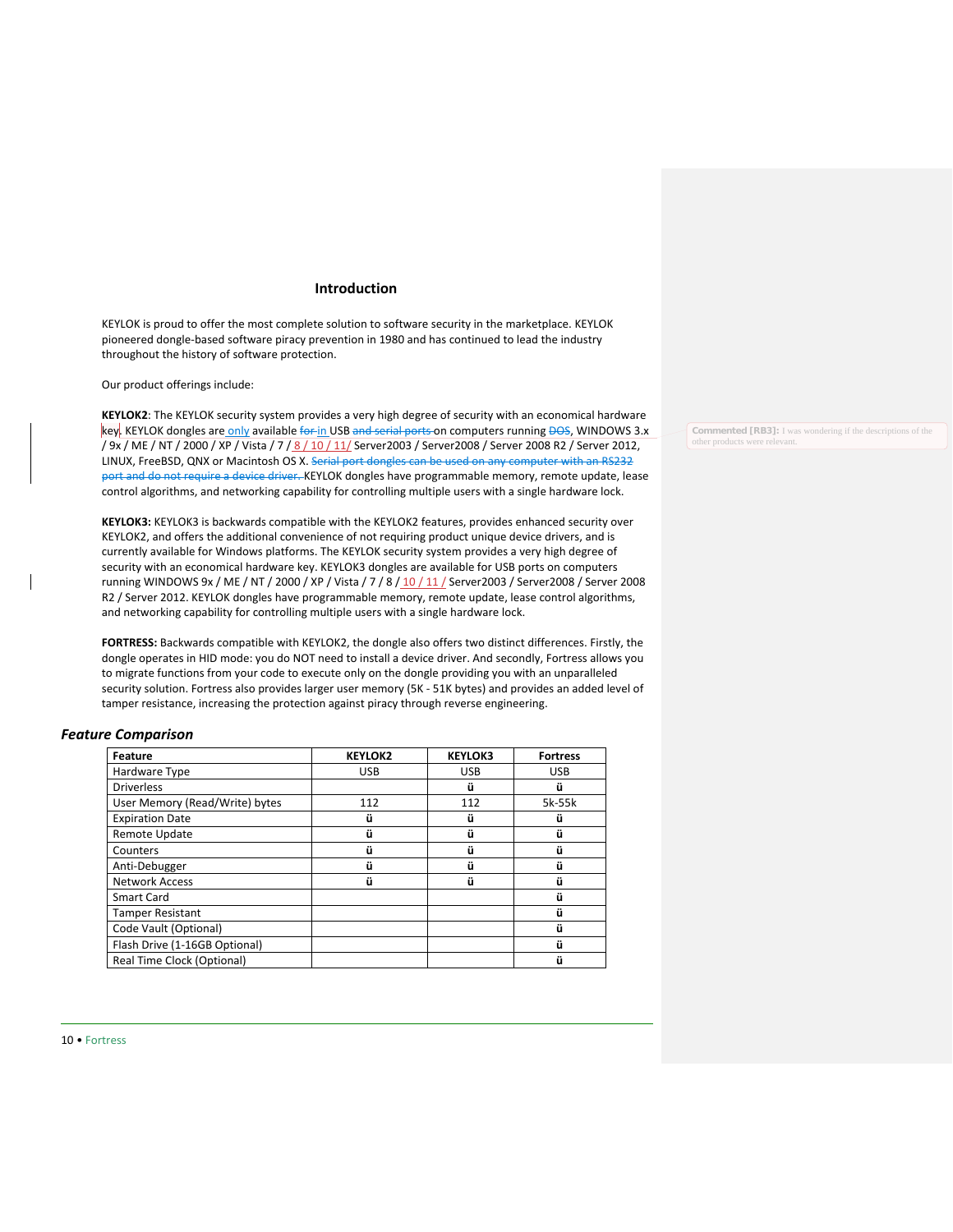# Introduction

KEYLOK is proud to offer the most complete solution to software security in the marketplace. KEYLOK pioneered dongle-based software piracy prevention in 1980 and has continued to lead the industry throughout the history of software protection.

Our product offerings include:

**KEYLOK2**: The KEYLOK security system provides a very high degree of security with an economical hardware key. KEYLOK dongles are only available ~~for~~ in USB ~~and serial ports~~ on computers running ~~DOS~~, WINDOWS 3.x / 9x / ME / NT / 2000 / XP / Vista / 7 / 8 / 10 / 11/ Server2003 / Server2008 / Server 2008 R2 / Server 2012, LINUX, FreeBSD, QNX or Macintosh OS X. ~~Serial port dongles can be used on any computer with an RS232 port and do not require a device driver.~~ KEYLOK dongles have programmable memory, remote update, lease control algorithms, and networking capability for controlling multiple users with a single hardware lock.

**KEYLOK3:** KEYLOK3 is backwards compatible with the KEYLOK2 features, provides enhanced security over KEYLOK2, and offers the additional convenience of not requiring product unique device drivers, and is currently available for Windows platforms. The KEYLOK security system provides a very high degree of security with an economical hardware key. KEYLOK3 dongles are available for USB ports on computers running WINDOWS 9x / ME / NT / 2000 / XP / Vista / 7 / 8 / 10 / 11 / Server2003 / Server2008 / Server 2008 R2 / Server 2012. KEYLOK dongles have programmable memory, remote update, lease control algorithms, and networking capability for controlling multiple users with a single hardware lock.

**FORTRESS:** Backwards compatible with KEYLOK2, the dongle also offers two distinct differences. Firstly, the dongle operates in HID mode: you do NOT need to install a device driver. And secondly, Fortress allows you to migrate functions from your code to execute only on the dongle providing you with an unparalleled security solution. Fortress also provides larger user memory (5K - 51K bytes) and provides an added level of tamper resistance, increasing the protection against piracy through reverse engineering.

## *Feature Comparison*

| Feature | KEYLOK2 | KEYLOK3 | Fortress |
|---|---|---|---|
| Hardware Type | USB | USB | USB |
| Driverless | | ✓ | ✓ |
| User Memory (Read/Write) bytes | 112 | 112 | 5k-55k |
| Expiration Date | ✓ | ✓ | ✓ |
| Remote Update | ✓ | ✓ | ✓ |
| Counters | ✓ | ✓ | ✓ |
| Anti-Debugger | ✓ | ✓ | ✓ |
| Network Access | ✓ | ✓ | ✓ |
| Smart Card | | | ✓ |
| Tamper Resistant | | | ✓ |
| Code Vault (Optional) | | | ✓ |
| Flash Drive (1-16GB Optional) | | | ✓ |
| Real Time Clock (Optional) | | | ✓ |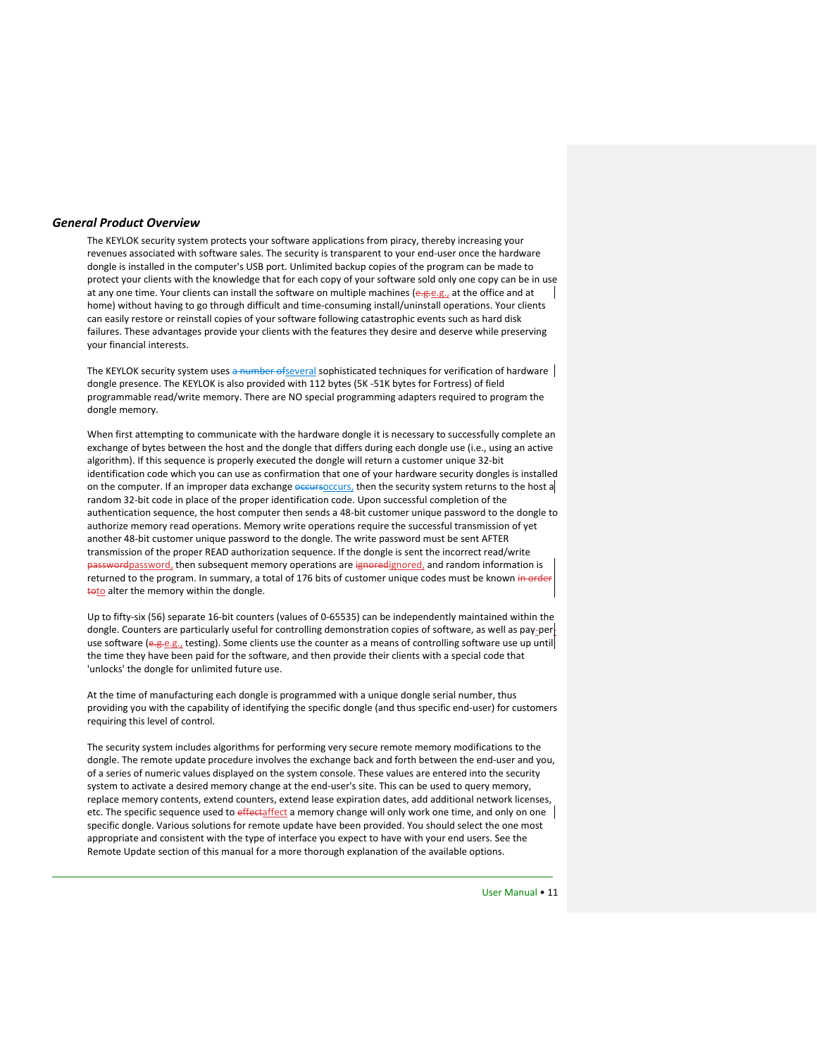### *General Product Overview*

The KEYLOK security system protects your software applications from piracy, thereby increasing your revenues associated with software sales. The security is transparent to your end-user once the hardware dongle is installed in the computer's USB port. Unlimited backup copies of the program can be made to protect your clients with the knowledge that for each copy of your software sold only one copy can be in use at any one time. Your clients can install the software on multiple machines (e.g., at the office and at home) without having to go through difficult and time-consuming install/uninstall operations. Your clients can easily restore or reinstall copies of your software following catastrophic events such as hard disk failures. These advantages provide your clients with the features they desire and deserve while preserving your financial interests.

The KEYLOK security system uses several sophisticated techniques for verification of hardware dongle presence. The KEYLOK is also provided with 112 bytes (5K -51K bytes for Fortress) of field programmable read/write memory. There are NO special programming adapters required to program the dongle memory.

When first attempting to communicate with the hardware dongle it is necessary to successfully complete an exchange of bytes between the host and the dongle that differs during each dongle use (i.e., using an active algorithm). If this sequence is properly executed the dongle will return a customer unique 32-bit identification code which you can use as confirmation that one of your hardware security dongles is installed on the computer. If an improper data exchange occurs, then the security system returns to the host a random 32-bit code in place of the proper identification code. Upon successful completion of the authentication sequence, the host computer then sends a 48-bit customer unique password to the dongle to authorize memory read operations. Memory write operations require the successful transmission of yet another 48-bit customer unique password to the dongle. The write password must be sent AFTER transmission of the proper READ authorization sequence. If the dongle is sent the incorrect read/write password, then subsequent memory operations are ignored, and random information is returned to the program. In summary, a total of 176 bits of customer unique codes must be known to alter the memory within the dongle.

Up to fifty-six (56) separate 16-bit counters (values of 0-65535) can be independently maintained within the dongle. Counters are particularly useful for controlling demonstration copies of software, as well as pay-per-use software (e.g., testing). Some clients use the counter as a means of controlling software use up until the time they have been paid for the software, and then provide their clients with a special code that 'unlocks' the dongle for unlimited future use.

At the time of manufacturing each dongle is programmed with a unique dongle serial number, thus providing you with the capability of identifying the specific dongle (and thus specific end-user) for customers requiring this level of control.

The security system includes algorithms for performing very secure remote memory modifications to the dongle. The remote update procedure involves the exchange back and forth between the end-user and you, of a series of numeric values displayed on the system console. These values are entered into the security system to activate a desired memory change at the end-user's site. This can be used to query memory, replace memory contents, extend counters, extend lease expiration dates, add additional network licenses, etc. The specific sequence used to affect a memory change will only work one time, and only on one specific dongle. Various solutions for remote update have been provided. You should select the one most appropriate and consistent with the type of interface you expect to have with your end users. See the Remote Update section of this manual for a more thorough explanation of the available options.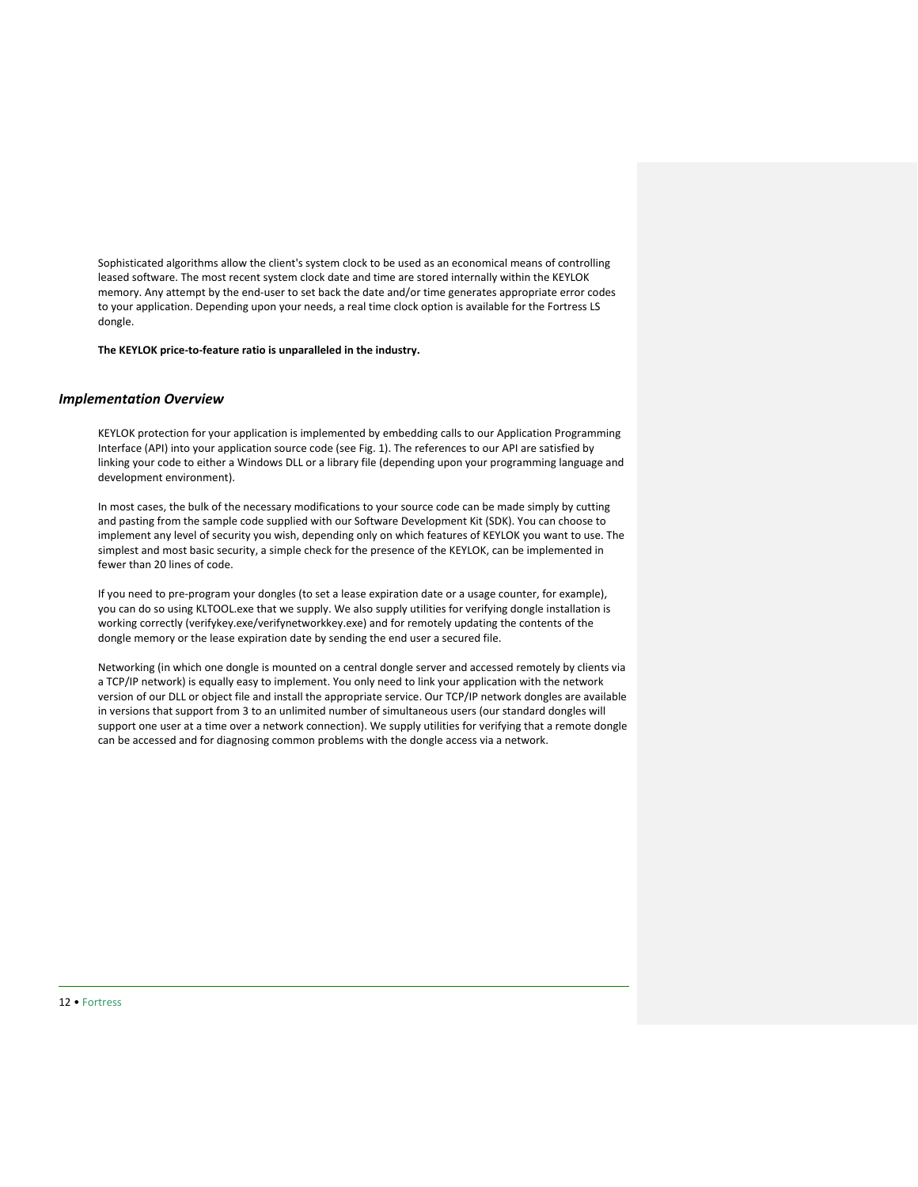Sophisticated algorithms allow the client's system clock to be used as an economical means of controlling leased software. The most recent system clock date and time are stored internally within the KEYLOK memory. Any attempt by the end-user to set back the date and/or time generates appropriate error codes to your application. Depending upon your needs, a real time clock option is available for the Fortress LS dongle.

**The KEYLOK price-to-feature ratio is unparalleled in the industry.**

## *Implementation Overview*

KEYLOK protection for your application is implemented by embedding calls to our Application Programming Interface (API) into your application source code (see Fig. 1). The references to our API are satisfied by linking your code to either a Windows DLL or a library file (depending upon your programming language and development environment).

In most cases, the bulk of the necessary modifications to your source code can be made simply by cutting and pasting from the sample code supplied with our Software Development Kit (SDK). You can choose to implement any level of security you wish, depending only on which features of KEYLOK you want to use. The simplest and most basic security, a simple check for the presence of the KEYLOK, can be implemented in fewer than 20 lines of code.

If you need to pre-program your dongles (to set a lease expiration date or a usage counter, for example), you can do so using KLTOOL.exe that we supply. We also supply utilities for verifying dongle installation is working correctly (verifykey.exe/verifynetworkkey.exe) and for remotely updating the contents of the dongle memory or the lease expiration date by sending the end user a secured file.

Networking (in which one dongle is mounted on a central dongle server and accessed remotely by clients via a TCP/IP network) is equally easy to implement. You only need to link your application with the network version of our DLL or object file and install the appropriate service. Our TCP/IP network dongles are available in versions that support from 3 to an unlimited number of simultaneous users (our standard dongles will support one user at a time over a network connection). We supply utilities for verifying that a remote dongle can be accessed and for diagnosing common problems with the dongle access via a network.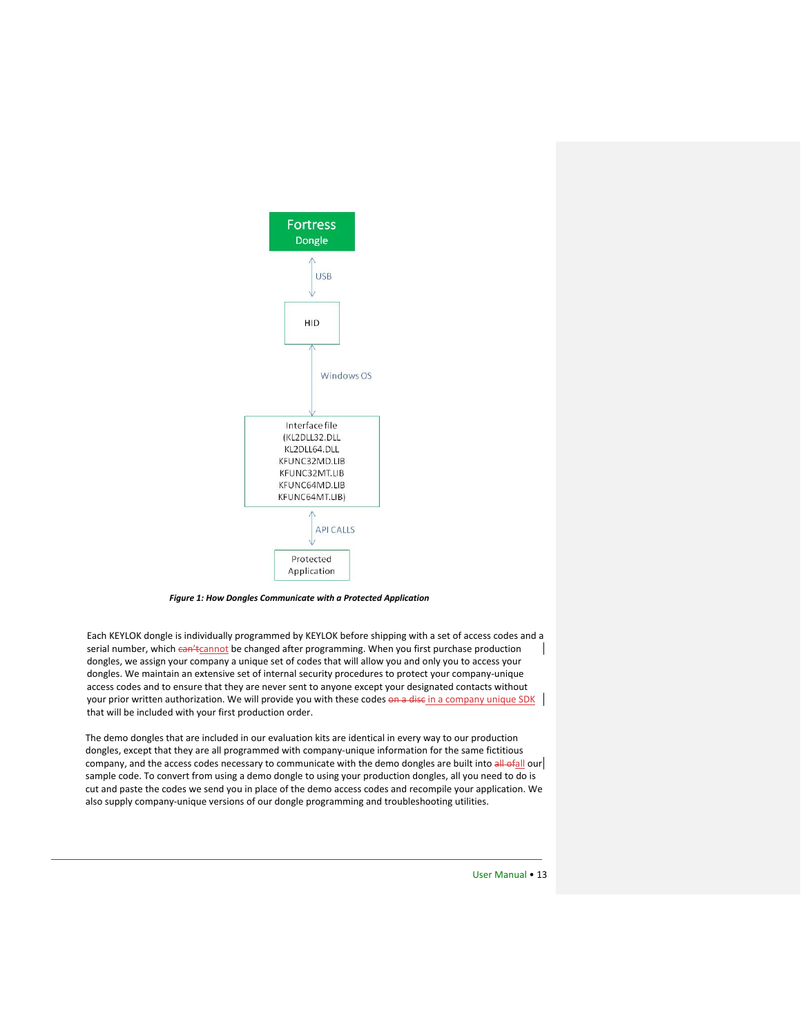Fortress Dongle

USB

HID

Windows OS

Interface file (KL2DLL32.DLL KL2DLL64.DLL KFUNC32MD.LIB KFUNC32MT.LIB KFUNC64MD.LIB KFUNC64MT.LIB)

API CALLS

Protected Application

***Figure 1: How Dongles Communicate with a Protected Application***

Each KEYLOK dongle is individually programmed by KEYLOK before shipping with a set of access codes and a serial number, which cannot be changed after programming. When you first purchase production dongles, we assign your company a unique set of codes that will allow you and only you to access your dongles. We maintain an extensive set of internal security procedures to protect your company-unique access codes and to ensure that they are never sent to anyone except your designated contacts without your prior written authorization. We will provide you with these codes in a company unique SDK that will be included with your first production order.

The demo dongles that are included in our evaluation kits are identical in every way to our production dongles, except that they are all programmed with company-unique information for the same fictitious company, and the access codes necessary to communicate with the demo dongles are built into all our sample code. To convert from using a demo dongle to using your production dongles, all you need to do is cut and paste the codes we send you in place of the demo access codes and recompile your application. We also supply company-unique versions of our dongle programming and troubleshooting utilities.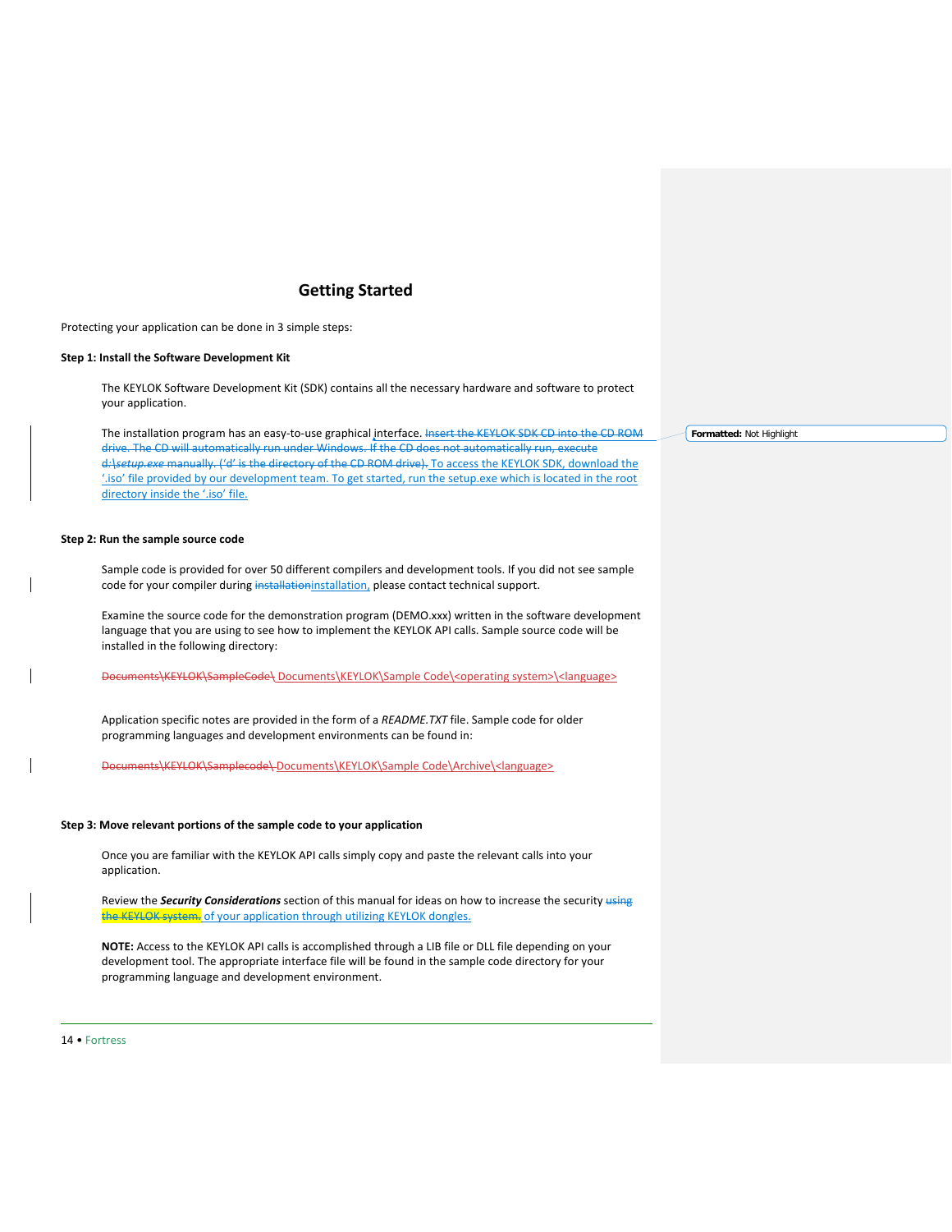# Getting Started

Protecting your application can be done in 3 simple steps:

**Step 1: Install the Software Development Kit**

The KEYLOK Software Development Kit (SDK) contains all the necessary hardware and software to protect your application.

The installation program has an easy-to-use graphical interface. ~~Insert the KEYLOK SDK CD into the CD ROM drive. The CD will automatically run under Windows. If the CD does not automatically run, execute d:\*setup.exe* manually. ('d' is the directory of the CD ROM drive).~~ To access the KEYLOK SDK, download the '.iso' file provided by our development team. To get started, run the setup.exe which is located in the root directory inside the '.iso' file.

**Step 2: Run the sample source code**

Sample code is provided for over 50 different compilers and development tools. If you did not see sample code for your compiler during ~~installation~~installation, please contact technical support.

Examine the source code for the demonstration program (DEMO.xxx) written in the software development language that you are using to see how to implement the KEYLOK API calls. Sample source code will be installed in the following directory:

~~Documents\KEYLOK\SampleCode\~~ Documents\KEYLOK\Sample Code\<operating system>\<language>

Application specific notes are provided in the form of a *README.TXT* file. Sample code for older programming languages and development environments can be found in:

~~Documents\KEYLOK\Samplecode\~~ Documents\KEYLOK\Sample Code\Archive\<language>

**Step 3: Move relevant portions of the sample code to your application**

Once you are familiar with the KEYLOK API calls simply copy and paste the relevant calls into your application.

Review the ***Security Considerations*** section of this manual for ideas on how to increase the security ~~using the KEYLOK system.~~ of your application through utilizing KEYLOK dongles.

**NOTE:** Access to the KEYLOK API calls is accomplished through a LIB file or DLL file depending on your development tool. The appropriate interface file will be found in the sample code directory for your programming language and development environment.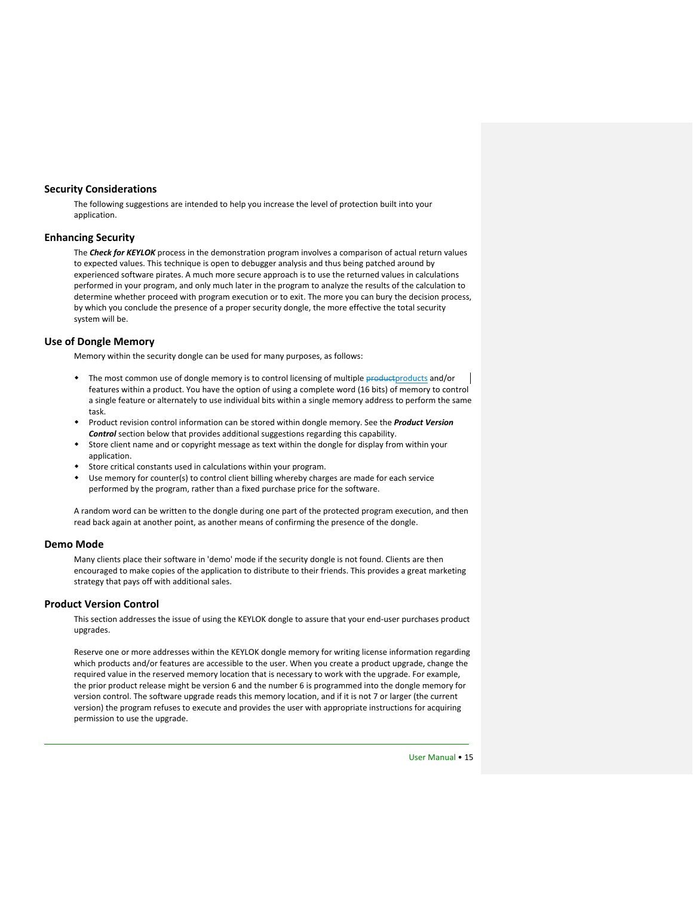## Security Considerations

The following suggestions are intended to help you increase the level of protection built into your application.

## Enhancing Security

The ***Check for KEYLOK*** process in the demonstration program involves a comparison of actual return values to expected values. This technique is open to debugger analysis and thus being patched around by experienced software pirates. A much more secure approach is to use the returned values in calculations performed in your program, and only much later in the program to analyze the results of the calculation to determine whether proceed with program execution or to exit. The more you can bury the decision process, by which you conclude the presence of a proper security dongle, the more effective the total security system will be.

## Use of Dongle Memory

Memory within the security dongle can be used for many purposes, as follows:

- The most common use of dongle memory is to control licensing of multiple products and/or features within a product. You have the option of using a complete word (16 bits) of memory to control a single feature or alternately to use individual bits within a single memory address to perform the same task.
- Product revision control information can be stored within dongle memory. See the ***Product Version Control*** section below that provides additional suggestions regarding this capability.
- Store client name and or copyright message as text within the dongle for display from within your application.
- Store critical constants used in calculations within your program.
- Use memory for counter(s) to control client billing whereby charges are made for each service performed by the program, rather than a fixed purchase price for the software.

A random word can be written to the dongle during one part of the protected program execution, and then read back again at another point, as another means of confirming the presence of the dongle.

## Demo Mode

Many clients place their software in 'demo' mode if the security dongle is not found. Clients are then encouraged to make copies of the application to distribute to their friends. This provides a great marketing strategy that pays off with additional sales.

## Product Version Control

This section addresses the issue of using the KEYLOK dongle to assure that your end-user purchases product upgrades.

Reserve one or more addresses within the KEYLOK dongle memory for writing license information regarding which products and/or features are accessible to the user. When you create a product upgrade, change the required value in the reserved memory location that is necessary to work with the upgrade. For example, the prior product release might be version 6 and the number 6 is programmed into the dongle memory for version control. The software upgrade reads this memory location, and if it is not 7 or larger (the current version) the program refuses to execute and provides the user with appropriate instructions for acquiring permission to use the upgrade.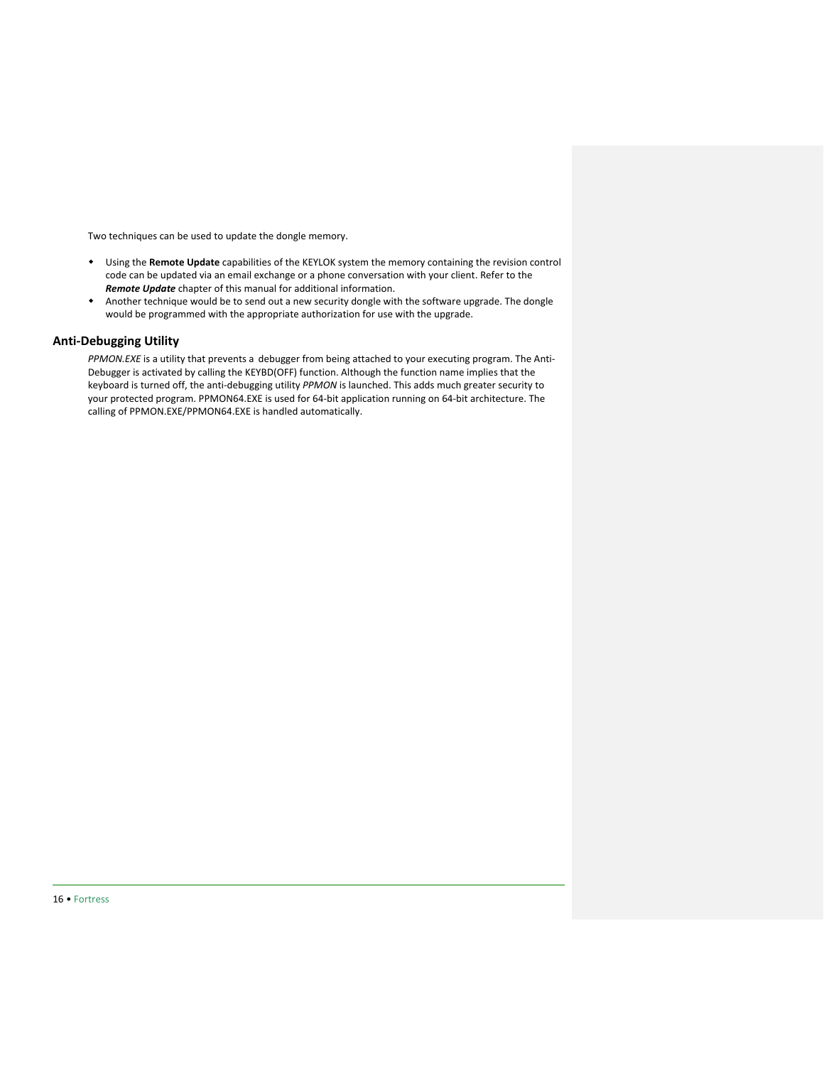Two techniques can be used to update the dongle memory.

- Using the **Remote Update** capabilities of the KEYLOK system the memory containing the revision control code can be updated via an email exchange or a phone conversation with your client. Refer to the ***Remote Update*** chapter of this manual for additional information.
- Another technique would be to send out a new security dongle with the software upgrade. The dongle would be programmed with the appropriate authorization for use with the upgrade.

### Anti-Debugging Utility

*PPMON.EXE* is a utility that prevents a debugger from being attached to your executing program. The Anti-Debugger is activated by calling the KEYBD(OFF) function. Although the function name implies that the keyboard is turned off, the anti-debugging utility *PPMON* is launched. This adds much greater security to your protected program. PPMON64.EXE is used for 64-bit application running on 64-bit architecture. The calling of PPMON.EXE/PPMON64.EXE is handled automatically.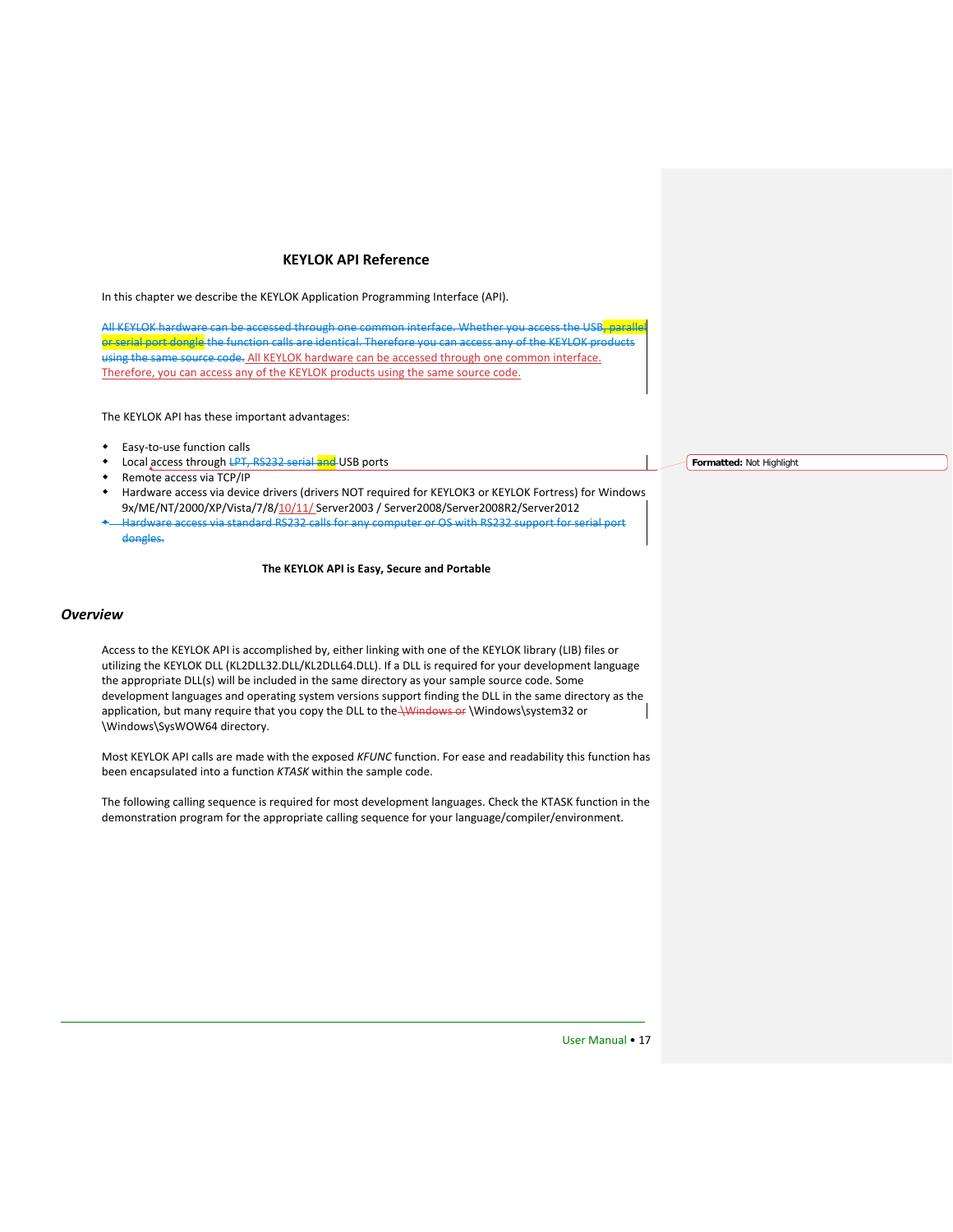## KEYLOK API Reference

In this chapter we describe the KEYLOK Application Programming Interface (API).

~~All KEYLOK hardware can be accessed through one common interface. Whether you access the USB, parallel or serial port dongle the function calls are identical. Therefore you can access any of the KEYLOK products using the same source code.~~ All KEYLOK hardware can be accessed through one common interface. Therefore, you can access any of the KEYLOK products using the same source code.

The KEYLOK API has these important advantages:

- Easy-to-use function calls
- Local access through ~~LPT, RS232 serial and~~ USB ports
- Remote access via TCP/IP
- Hardware access via device drivers (drivers NOT required for KEYLOK3 or KEYLOK Fortress) for Windows 9x/ME/NT/2000/XP/Vista/7/8/10/11/ Server2003 / Server2008/Server2008R2/Server2012
- ~~Hardware access via standard RS232 calls for any computer or OS with RS232 support for serial port dongles.~~

**The KEYLOK API is Easy, Secure and Portable**

### *Overview*

Access to the KEYLOK API is accomplished by, either linking with one of the KEYLOK library (LIB) files or utilizing the KEYLOK DLL (KL2DLL32.DLL/KL2DLL64.DLL). If a DLL is required for your development language the appropriate DLL(s) will be included in the same directory as your sample source code. Some development languages and operating system versions support finding the DLL in the same directory as the application, but many require that you copy the DLL to the ~~\Windows or~~ \Windows\system32 or \Windows\SysWOW64 directory.

Most KEYLOK API calls are made with the exposed *KFUNC* function. For ease and readability this function has been encapsulated into a function *KTASK* within the sample code.

The following calling sequence is required for most development languages. Check the KTASK function in the demonstration program for the appropriate calling sequence for your language/compiler/environment.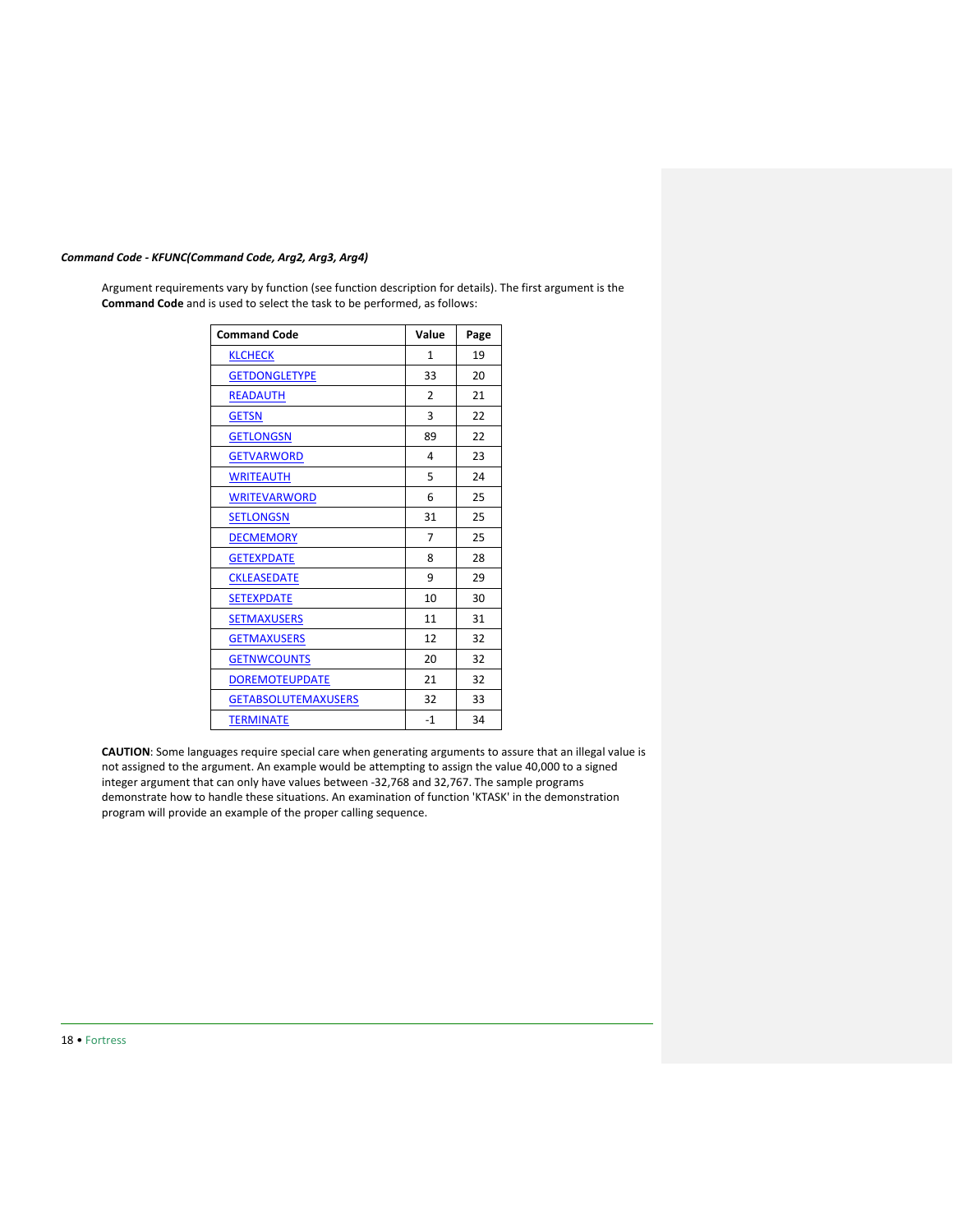***Command Code - KFUNC(Command Code, Arg2, Arg3, Arg4)***

Argument requirements vary by function (see function description for details). The first argument is the **Command Code** and is used to select the task to be performed, as follows:

| Command Code | Value | Page |
| --- | --- | --- |
| KLCHECK | 1 | 19 |
| GETDONGLETYPE | 33 | 20 |
| READAUTH | 2 | 21 |
| GETSN | 3 | 22 |
| GETLONGSN | 89 | 22 |
| GETVARWORD | 4 | 23 |
| WRITEAUTH | 5 | 24 |
| WRITEVARWORD | 6 | 25 |
| SETLONGSN | 31 | 25 |
| DECMEMORY | 7 | 25 |
| GETEXPDATE | 8 | 28 |
| CKLEASEDATE | 9 | 29 |
| SETEXPDATE | 10 | 30 |
| SETMAXUSERS | 11 | 31 |
| GETMAXUSERS | 12 | 32 |
| GETNWCOUNTS | 20 | 32 |
| DOREMOTEUPDATE | 21 | 32 |
| GETABSOLUTEMAXUSERS | 32 | 33 |
| TERMINATE | -1 | 34 |

**CAUTION**: Some languages require special care when generating arguments to assure that an illegal value is not assigned to the argument. An example would be attempting to assign the value 40,000 to a signed integer argument that can only have values between -32,768 and 32,767. The sample programs demonstrate how to handle these situations. An examination of function 'KTASK' in the demonstration program will provide an example of the proper calling sequence.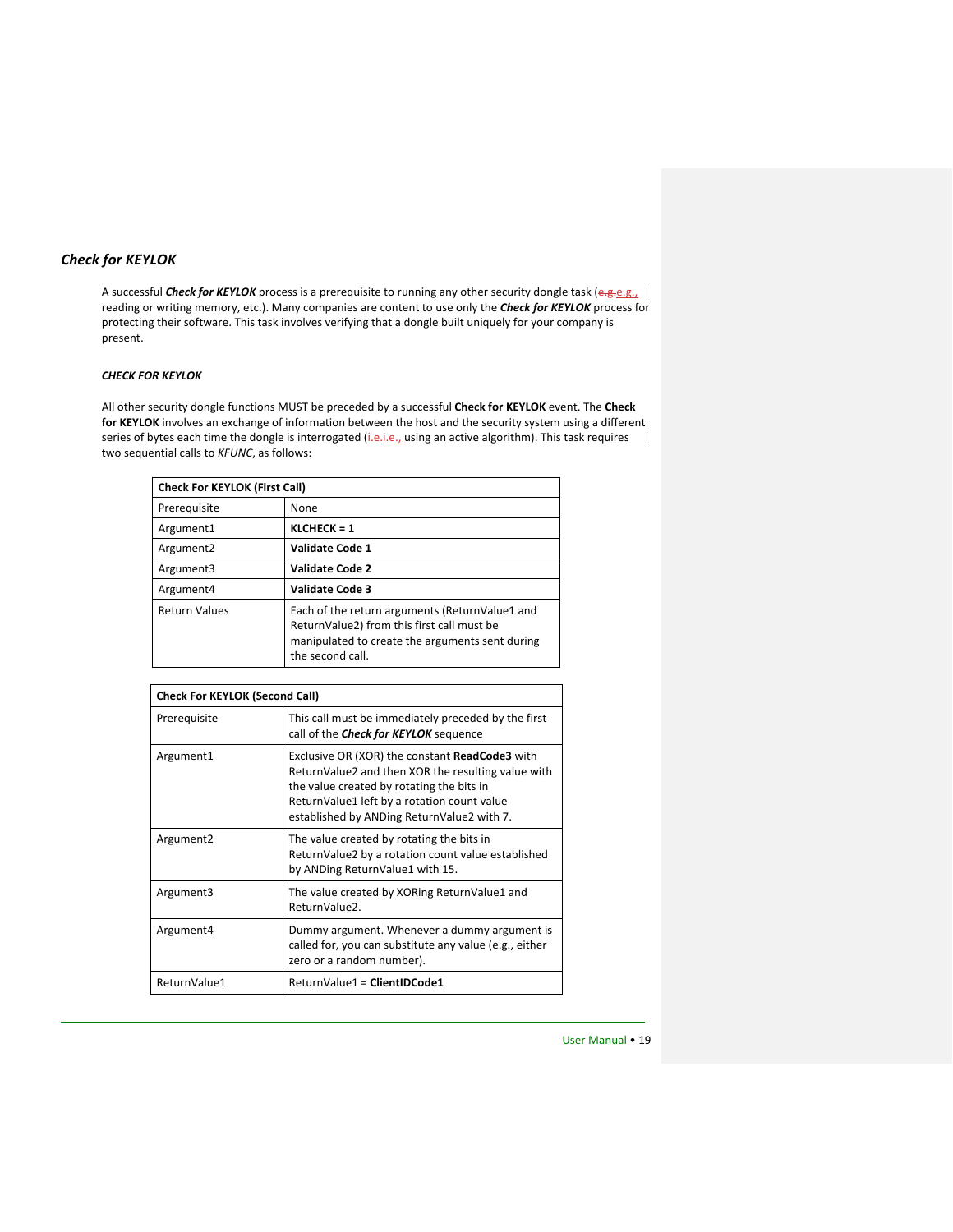## *Check for KEYLOK*

A successful ***Check for KEYLOK*** process is a prerequisite to running any other security dongle task (e.g., reading or writing memory, etc.). Many companies are content to use only the ***Check for KEYLOK*** process for protecting their software. This task involves verifying that a dongle built uniquely for your company is present.

### *CHECK FOR KEYLOK*

All other security dongle functions MUST be preceded by a successful **Check for KEYLOK** event. The **Check for KEYLOK** involves an exchange of information between the host and the security system using a different series of bytes each time the dongle is interrogated (i.e., using an active algorithm). This task requires two sequential calls to *KFUNC*, as follows:

| **Check For KEYLOK (First Call)** | |
|---|---|
| Prerequisite | None |
| Argument1 | **KLCHECK = 1** |
| Argument2 | **Validate Code 1** |
| Argument3 | **Validate Code 2** |
| Argument4 | **Validate Code 3** |
| Return Values | Each of the return arguments (ReturnValue1 and ReturnValue2) from this first call must be manipulated to create the arguments sent during the second call. |

| **Check For KEYLOK (Second Call)** | |
|---|---|
| Prerequisite | This call must be immediately preceded by the first call of the ***Check for KEYLOK*** sequence |
| Argument1 | Exclusive OR (XOR) the constant **ReadCode3** with ReturnValue2 and then XOR the resulting value with the value created by rotating the bits in ReturnValue1 left by a rotation count value established by ANDing ReturnValue2 with 7. |
| Argument2 | The value created by rotating the bits in ReturnValue2 by a rotation count value established by ANDing ReturnValue1 with 15. |
| Argument3 | The value created by XORing ReturnValue1 and ReturnValue2. |
| Argument4 | Dummy argument. Whenever a dummy argument is called for, you can substitute any value (e.g., either zero or a random number). |
| ReturnValue1 | ReturnValue1 = **ClientIDCode1** |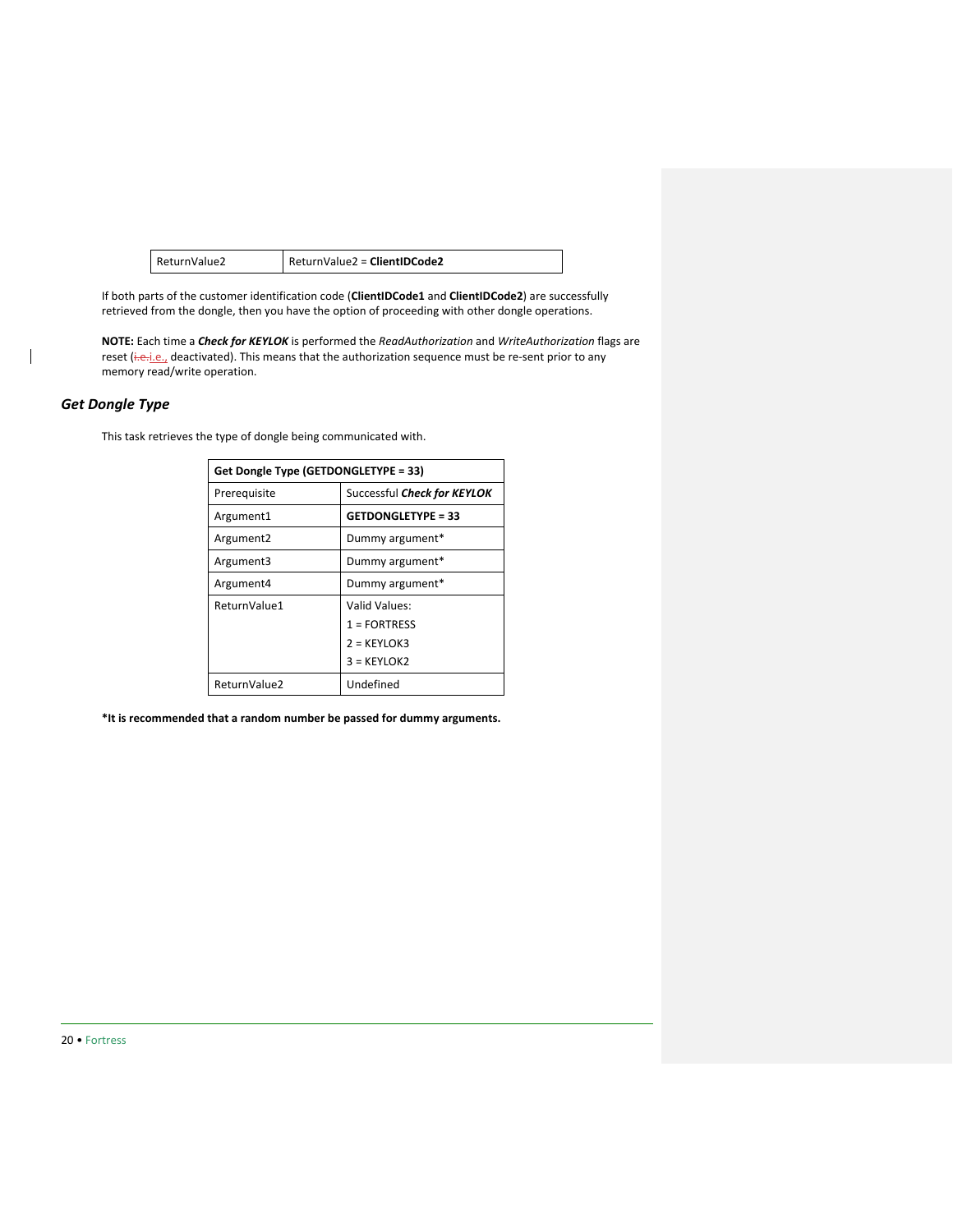| ReturnValue2 | ReturnValue2 = **ClientIDCode2** |
| --- | --- |

If both parts of the customer identification code (**ClientIDCode1** and **ClientIDCode2**) are successfully retrieved from the dongle, then you have the option of proceeding with other dongle operations.

**NOTE:** Each time a ***Check for KEYLOK*** is performed the *ReadAuthorization* and *WriteAuthorization* flags are reset (i.e., deactivated). This means that the authorization sequence must be re-sent prior to any memory read/write operation.

## *Get Dongle Type*

This task retrieves the type of dongle being communicated with.

| **Get Dongle Type (GETDONGLETYPE = 33)** | |
| --- | --- |
| Prerequisite | Successful ***Check for KEYLOK*** |
| Argument1 | **GETDONGLETYPE = 33** |
| Argument2 | Dummy argument* |
| Argument3 | Dummy argument* |
| Argument4 | Dummy argument* |
| ReturnValue1 | Valid Values:<br>1 = FORTRESS<br>2 = KEYLOK3<br>3 = KEYLOK2 |
| ReturnValue2 | Undefined |

**\*It is recommended that a random number be passed for dummy arguments.**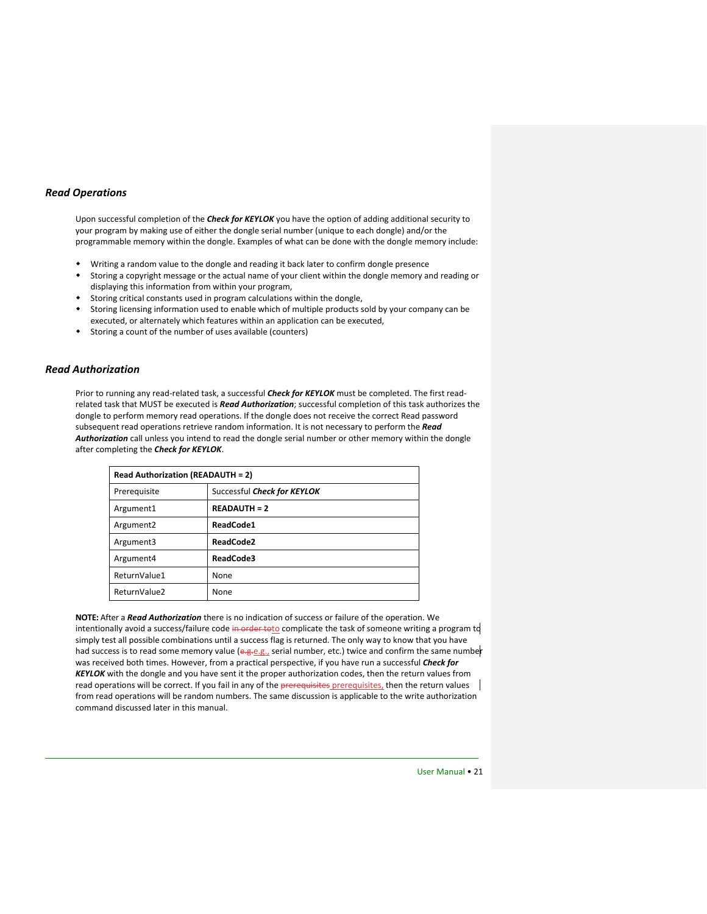### *Read Operations*

Upon successful completion of the ***Check for KEYLOK*** you have the option of adding additional security to your program by making use of either the dongle serial number (unique to each dongle) and/or the programmable memory within the dongle. Examples of what can be done with the dongle memory include:

- Writing a random value to the dongle and reading it back later to confirm dongle presence
- Storing a copyright message or the actual name of your client within the dongle memory and reading or displaying this information from within your program,
- Storing critical constants used in program calculations within the dongle,
- Storing licensing information used to enable which of multiple products sold by your company can be executed, or alternately which features within an application can be executed,
- Storing a count of the number of uses available (counters)

### *Read Authorization*

Prior to running any read-related task, a successful ***Check for KEYLOK*** must be completed. The first read-related task that MUST be executed is ***Read Authorization***; successful completion of this task authorizes the dongle to perform memory read operations. If the dongle does not receive the correct Read password subsequent read operations retrieve random information. It is not necessary to perform the ***Read Authorization*** call unless you intend to read the dongle serial number or other memory within the dongle after completing the ***Check for KEYLOK***.

| **Read Authorization (READAUTH = 2)** | |
|---|---|
| Prerequisite | Successful ***Check for KEYLOK*** |
| Argument1 | **READAUTH = 2** |
| Argument2 | **ReadCode1** |
| Argument3 | **ReadCode2** |
| Argument4 | **ReadCode3** |
| ReturnValue1 | None |
| ReturnValue2 | None |

**NOTE:** After a ***Read Authorization*** there is no indication of success or failure of the operation. We intentionally avoid a success/failure code to complicate the task of someone writing a program to simply test all possible combinations until a success flag is returned. The only way to know that you have had success is to read some memory value (e.g., serial number, etc.) twice and confirm the same number was received both times. However, from a practical perspective, if you have run a successful ***Check for KEYLOK*** with the dongle and you have sent it the proper authorization codes, then the return values from read operations will be correct. If you fail in any of the prerequisites, then the return values from read operations will be random numbers. The same discussion is applicable to the write authorization command discussed later in this manual.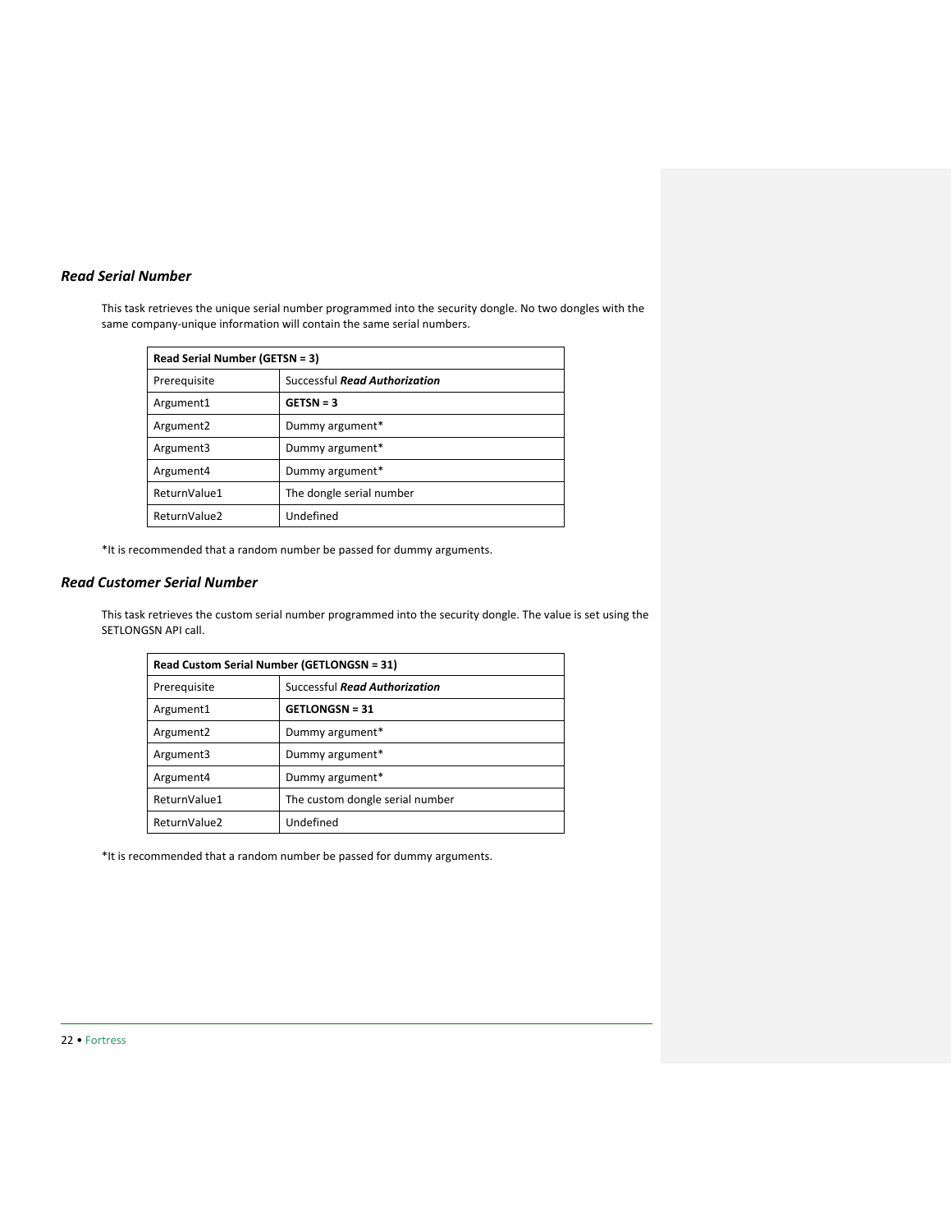### *Read Serial Number*

This task retrieves the unique serial number programmed into the security dongle. No two dongles with the same company-unique information will contain the same serial numbers.

| **Read Serial Number (GETSN = 3)** | |
|---|---|
| Prerequisite | Successful ***Read Authorization*** |
| Argument1 | **GETSN = 3** |
| Argument2 | Dummy argument* |
| Argument3 | Dummy argument* |
| Argument4 | Dummy argument* |
| ReturnValue1 | The dongle serial number |
| ReturnValue2 | Undefined |

*It is recommended that a random number be passed for dummy arguments.

### *Read Customer Serial Number*

This task retrieves the custom serial number programmed into the security dongle. The value is set using the SETLONGSN API call.

| **Read Custom Serial Number (GETLONGSN = 31)** | |
|---|---|
| Prerequisite | Successful ***Read Authorization*** |
| Argument1 | **GETLONGSN = 31** |
| Argument2 | Dummy argument* |
| Argument3 | Dummy argument* |
| Argument4 | Dummy argument* |
| ReturnValue1 | The custom dongle serial number |
| ReturnValue2 | Undefined |

*It is recommended that a random number be passed for dummy arguments.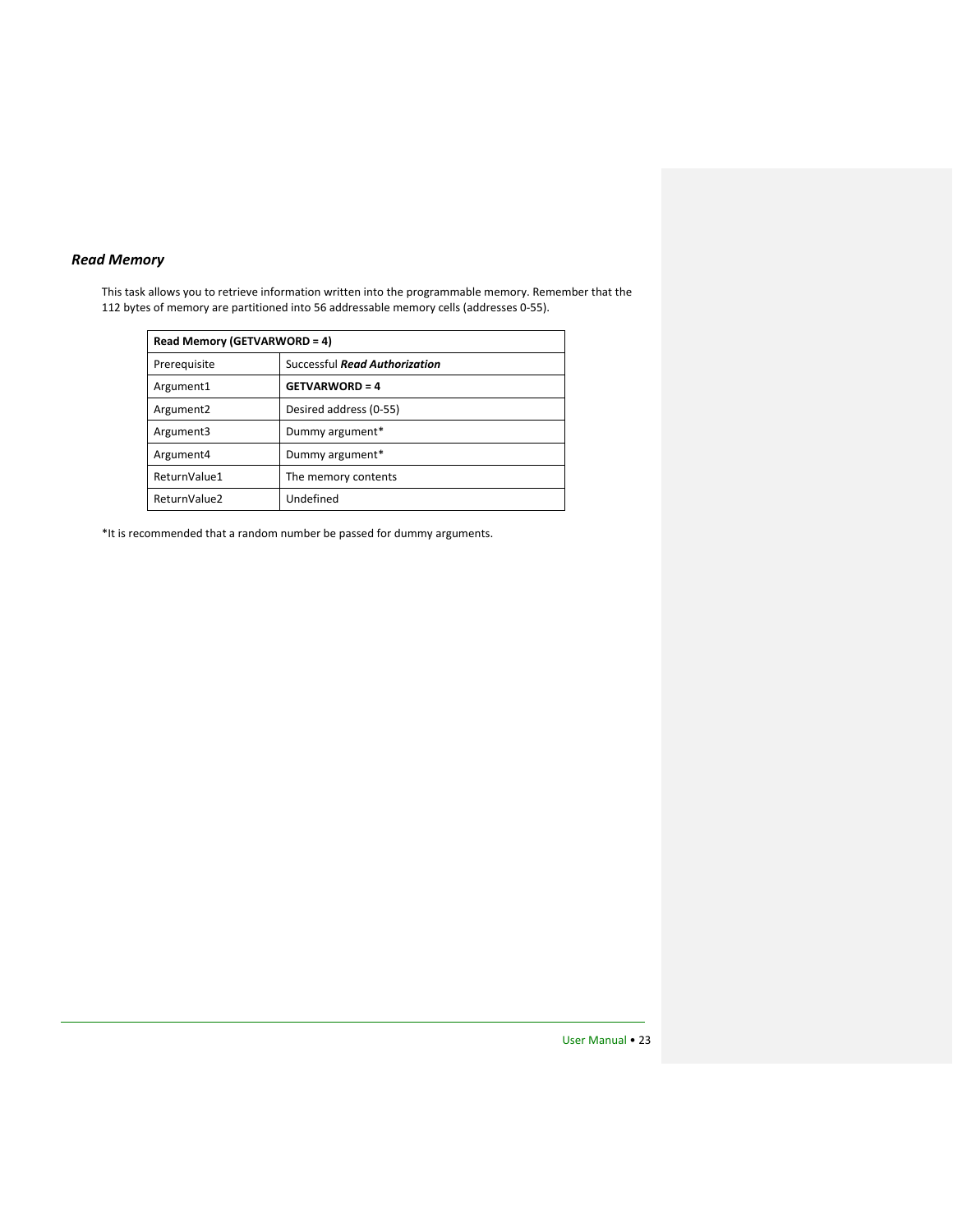### *Read Memory*

This task allows you to retrieve information written into the programmable memory. Remember that the 112 bytes of memory are partitioned into 56 addressable memory cells (addresses 0-55).

| **Read Memory (GETVARWORD = 4)** | |
|---|---|
| Prerequisite | Successful ***Read Authorization*** |
| Argument1 | **GETVARWORD = 4** |
| Argument2 | Desired address (0-55) |
| Argument3 | Dummy argument* |
| Argument4 | Dummy argument* |
| ReturnValue1 | The memory contents |
| ReturnValue2 | Undefined |

*It is recommended that a random number be passed for dummy arguments.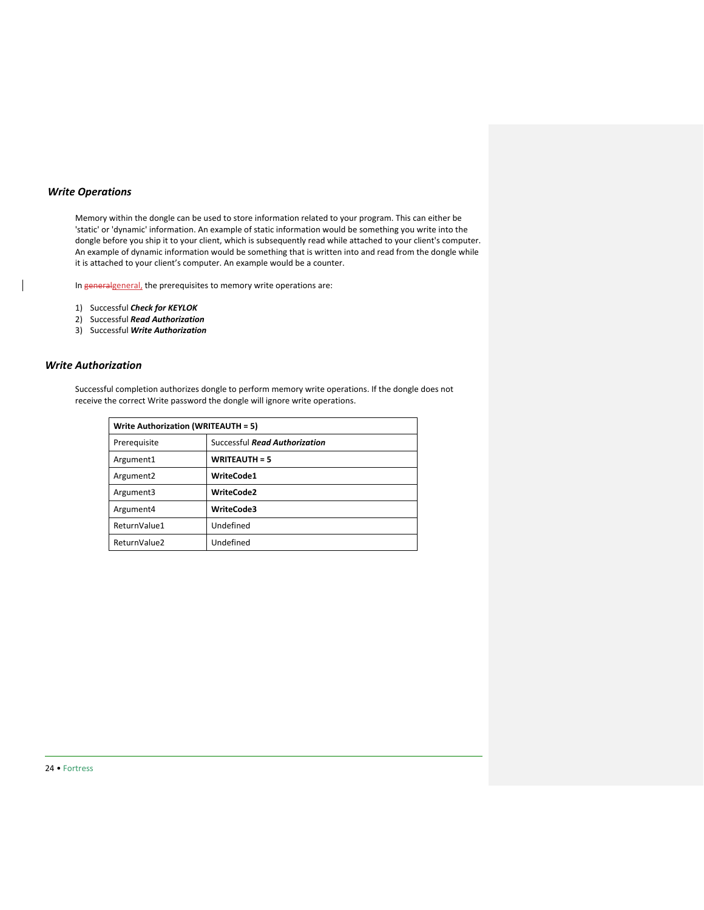## *Write Operations*

Memory within the dongle can be used to store information related to your program. This can either be 'static' or 'dynamic' information. An example of static information would be something you write into the dongle before you ship it to your client, which is subsequently read while attached to your client's computer. An example of dynamic information would be something that is written into and read from the dongle while it is attached to your client's computer. An example would be a counter.

In general, the prerequisites to memory write operations are:

1) Successful ***Check for KEYLOK***
2) Successful ***Read Authorization***
3) Successful ***Write Authorization***

## *Write Authorization*

Successful completion authorizes dongle to perform memory write operations. If the dongle does not receive the correct Write password the dongle will ignore write operations.

| **Write Authorization (WRITEAUTH = 5)** | |
|---|---|
| Prerequisite | Successful ***Read Authorization*** |
| Argument1 | **WRITEAUTH = 5** |
| Argument2 | **WriteCode1** |
| Argument3 | **WriteCode2** |
| Argument4 | **WriteCode3** |
| ReturnValue1 | Undefined |
| ReturnValue2 | Undefined |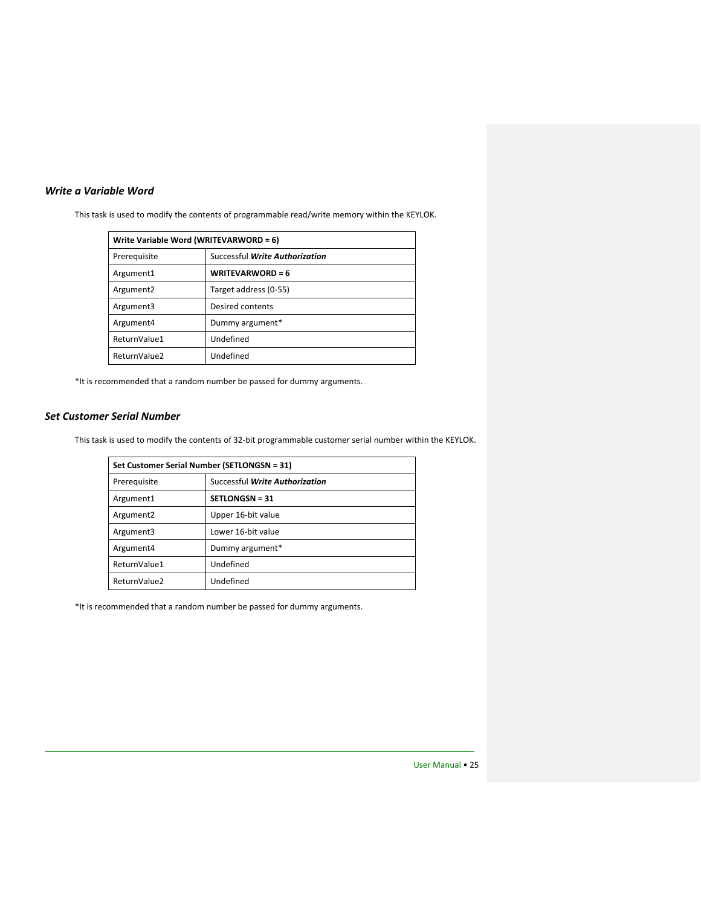### *Write a Variable Word*

This task is used to modify the contents of programmable read/write memory within the KEYLOK.

| **Write Variable Word (WRITEVARWORD = 6)** | |
|---|---|
| Prerequisite | Successful ***Write Authorization*** |
| Argument1 | **WRITEVARWORD = 6** |
| Argument2 | Target address (0-55) |
| Argument3 | Desired contents |
| Argument4 | Dummy argument* |
| ReturnValue1 | Undefined |
| ReturnValue2 | Undefined |

*It is recommended that a random number be passed for dummy arguments.

### *Set Customer Serial Number*

This task is used to modify the contents of 32-bit programmable customer serial number within the KEYLOK.

| **Set Customer Serial Number (SETLONGSN = 31)** | |
|---|---|
| Prerequisite | Successful ***Write Authorization*** |
| Argument1 | **SETLONGSN = 31** |
| Argument2 | Upper 16-bit value |
| Argument3 | Lower 16-bit value |
| Argument4 | Dummy argument* |
| ReturnValue1 | Undefined |
| ReturnValue2 | Undefined |

*It is recommended that a random number be passed for dummy arguments.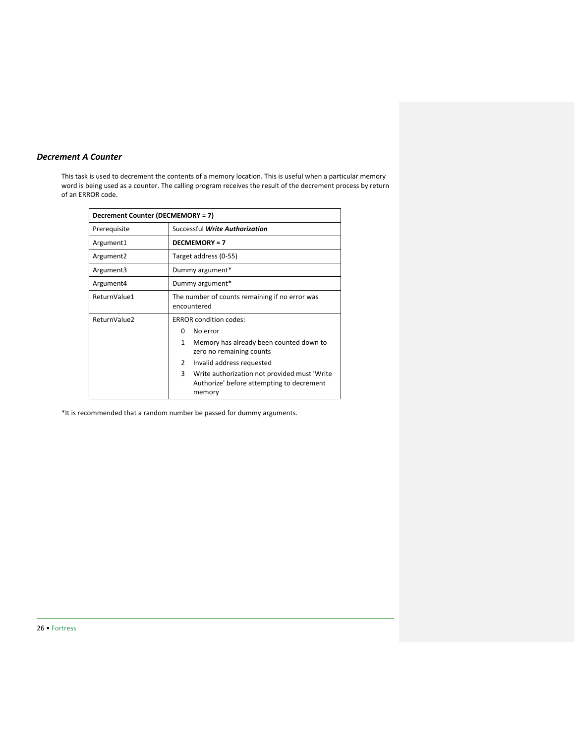### *Decrement A Counter*

This task is used to decrement the contents of a memory location. This is useful when a particular memory word is being used as a counter. The calling program receives the result of the decrement process by return of an ERROR code.

| **Decrement Counter (DECMEMORY = 7)** | |
|---|---|
| Prerequisite | Successful ***Write Authorization*** |
| Argument1 | **DECMEMORY = 7** |
| Argument2 | Target address (0-55) |
| Argument3 | Dummy argument* |
| Argument4 | Dummy argument* |
| ReturnValue1 | The number of counts remaining if no error was encountered |
| ReturnValue2 | ERROR condition codes:<br>0 No error<br>1 Memory has already been counted down to zero no remaining counts<br>2 Invalid address requested<br>3 Write authorization not provided must 'Write Authorize' before attempting to decrement memory |

*It is recommended that a random number be passed for dummy arguments.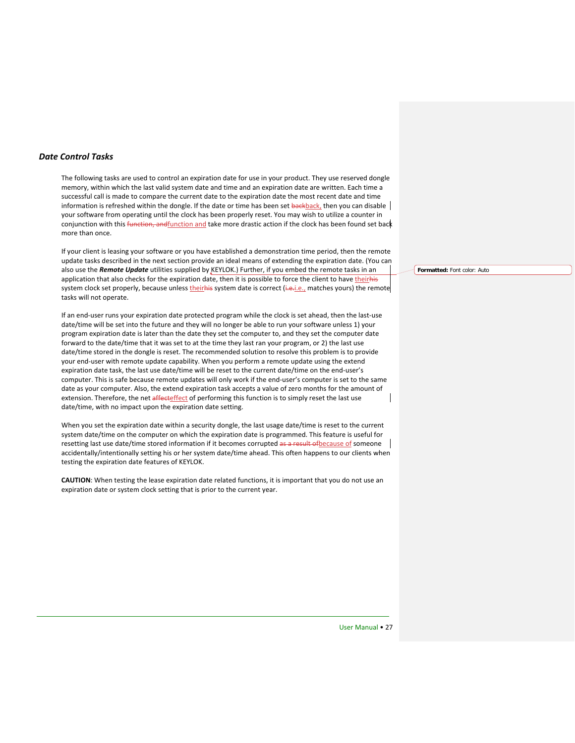## *Date Control Tasks*

The following tasks are used to control an expiration date for use in your product. They use reserved dongle memory, within which the last valid system date and time and an expiration date are written. Each time a successful call is made to compare the current date to the expiration date the most recent date and time information is refreshed within the dongle. If the date or time has been set back, then you can disable your software from operating until the clock has been properly reset. You may wish to utilize a counter in conjunction with this function and take more drastic action if the clock has been found set back more than once.

If your client is leasing your software or you have established a demonstration time period, then the remote update tasks described in the next section provide an ideal means of extending the expiration date. (You can also use the ***Remote Update*** utilities supplied by KEYLOK.) Further, if you embed the remote tasks in an application that also checks for the expiration date, then it is possible to force the client to have their system clock set properly, because unless their system date is correct (i.e., matches yours) the remote tasks will not operate.

If an end-user runs your expiration date protected program while the clock is set ahead, then the last-use date/time will be set into the future and they will no longer be able to run your software unless 1) your program expiration date is later than the date they set the computer to, and they set the computer date forward to the date/time that it was set to at the time they last ran your program, or 2) the last use date/time stored in the dongle is reset. The recommended solution to resolve this problem is to provide your end-user with remote update capability. When you perform a remote update using the extend expiration date task, the last use date/time will be reset to the current date/time on the end-user's computer. This is safe because remote updates will only work if the end-user's computer is set to the same date as your computer. Also, the extend expiration task accepts a value of zero months for the amount of extension. Therefore, the net effect of performing this function is to simply reset the last use date/time, with no impact upon the expiration date setting.

When you set the expiration date within a security dongle, the last usage date/time is reset to the current system date/time on the computer on which the expiration date is programmed. This feature is useful for resetting last use date/time stored information if it becomes corrupted because of someone accidentally/intentionally setting his or her system date/time ahead. This often happens to our clients when testing the expiration date features of KEYLOK.

**CAUTION**: When testing the lease expiration date related functions, it is important that you do not use an expiration date or system clock setting that is prior to the current year.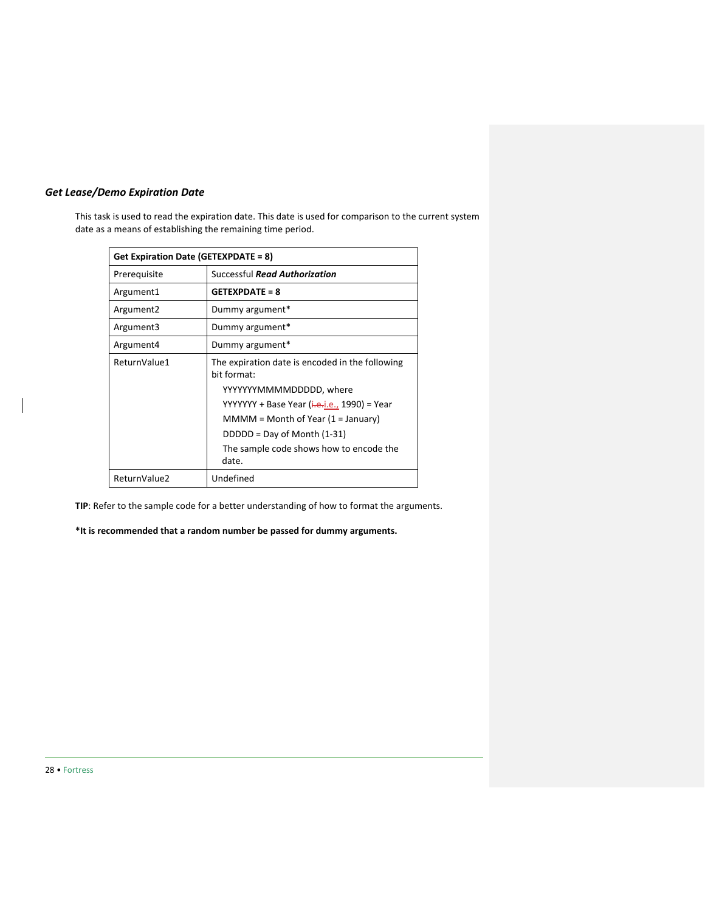### *Get Lease/Demo Expiration Date*

This task is used to read the expiration date. This date is used for comparison to the current system date as a means of establishing the remaining time period.

| **Get Expiration Date (GETEXPDATE = 8)** | |
|---|---|
| Prerequisite | Successful ***Read Authorization*** |
| Argument1 | **GETEXPDATE = 8** |
| Argument2 | Dummy argument* |
| Argument3 | Dummy argument* |
| Argument4 | Dummy argument* |
| ReturnValue1 | The expiration date is encoded in the following bit format:<br>YYYYYYYMMMMDDDDD, where<br>YYYYYYY + Base Year (i.e., 1990) = Year<br>MMMM = Month of Year (1 = January)<br>DDDDD = Day of Month (1-31)<br>The sample code shows how to encode the date. |
| ReturnValue2 | Undefined |

**TIP**: Refer to the sample code for a better understanding of how to format the arguments.

**\*It is recommended that a random number be passed for dummy arguments.**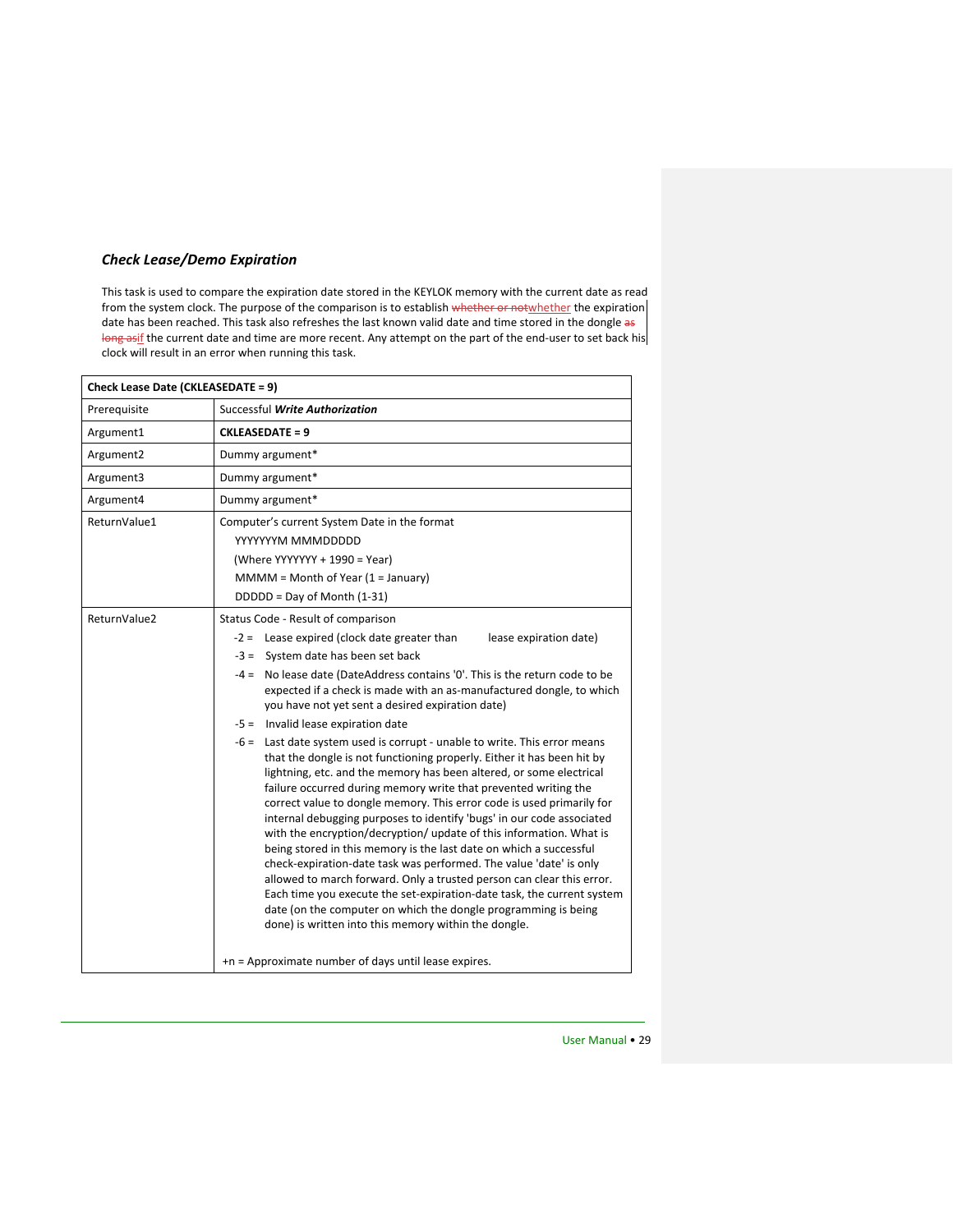### *Check Lease/Demo Expiration*

This task is used to compare the expiration date stored in the KEYLOK memory with the current date as read from the system clock. The purpose of the comparison is to establish whether the expiration date has been reached. This task also refreshes the last known valid date and time stored in the dongle if the current date and time are more recent. Any attempt on the part of the end-user to set back his clock will result in an error when running this task.

| **Check Lease Date (CKLEASEDATE = 9)** | |
|---|---|
| Prerequisite | Successful ***Write Authorization*** |
| Argument1 | **CKLEASEDATE = 9** |
| Argument2 | Dummy argument* |
| Argument3 | Dummy argument* |
| Argument4 | Dummy argument* |
| ReturnValue1 | Computer's current System Date in the format<br>YYYYYYYM MMMDDDDD<br>(Where YYYYYYY + 1990 = Year)<br>MMMM = Month of Year (1 = January)<br>DDDDD = Day of Month (1-31) |
| ReturnValue2 | Status Code - Result of comparison<br>-2 = Lease expired (clock date greater than lease expiration date)<br>-3 = System date has been set back<br>-4 = No lease date (DateAddress contains '0'. This is the return code to be expected if a check is made with an as-manufactured dongle, to which you have not yet sent a desired expiration date)<br>-5 = Invalid lease expiration date<br>-6 = Last date system used is corrupt - unable to write. This error means that the dongle is not functioning properly. Either it has been hit by lightning, etc. and the memory has been altered, or some electrical failure occurred during memory write that prevented writing the correct value to dongle memory. This error code is used primarily for internal debugging purposes to identify 'bugs' in our code associated with the encryption/decryption/ update of this information. What is being stored in this memory is the last date on which a successful check-expiration-date task was performed. The value 'date' is only allowed to march forward. Only a trusted person can clear this error. Each time you execute the set-expiration-date task, the current system date (on the computer on which the dongle programming is being done) is written into this memory within the dongle.<br><br>+n = Approximate number of days until lease expires. |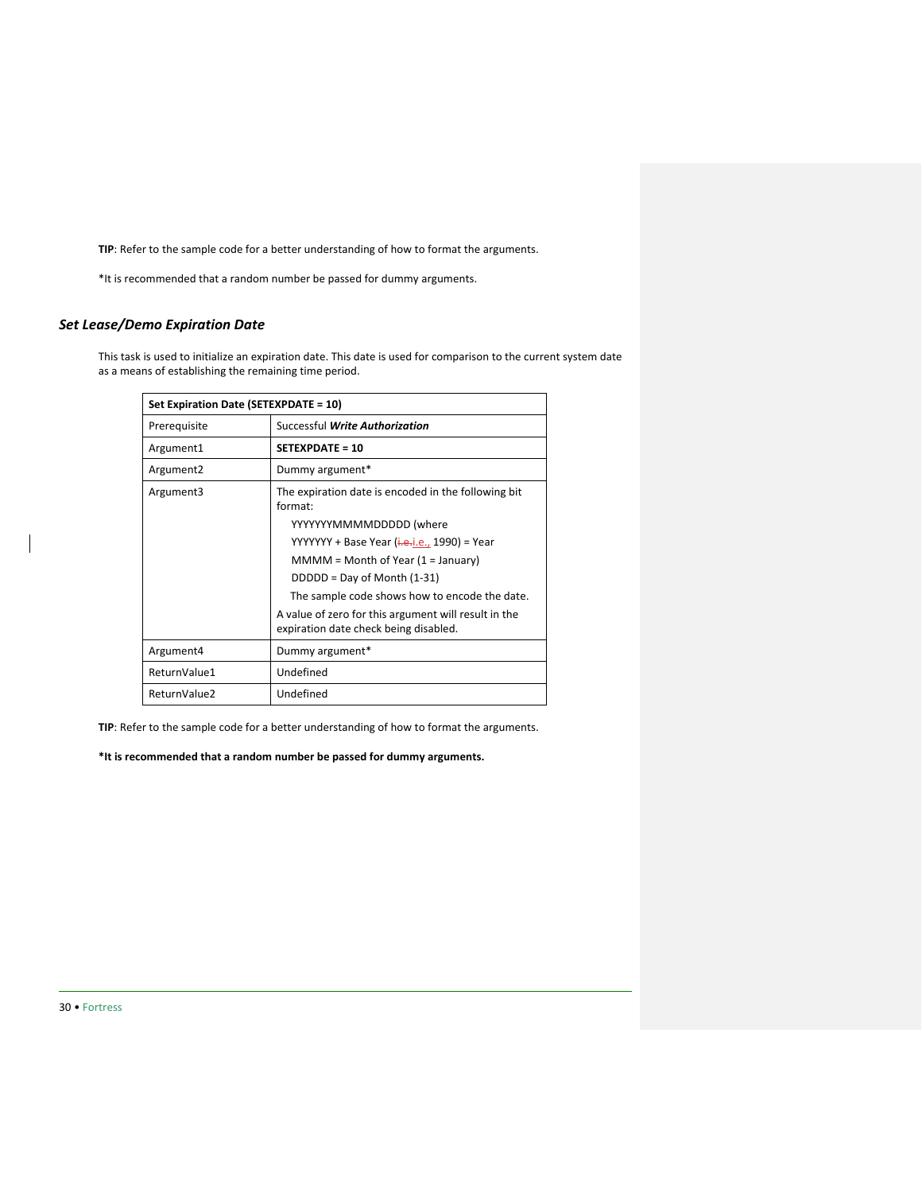**TIP**: Refer to the sample code for a better understanding of how to format the arguments.

*It is recommended that a random number be passed for dummy arguments.

### *Set Lease/Demo Expiration Date*

This task is used to initialize an expiration date. This date is used for comparison to the current system date as a means of establishing the remaining time period.

| **Set Expiration Date (SETEXPDATE = 10)** | |
|---|---|
| Prerequisite | Successful ***Write Authorization*** |
| Argument1 | **SETEXPDATE = 10** |
| Argument2 | Dummy argument* |
| Argument3 | The expiration date is encoded in the following bit format:<br>YYYYYYYMMMMDDDDD (where<br>YYYYYYY + Base Year (i.e., 1990) = Year<br>MMMM = Month of Year (1 = January)<br>DDDDD = Day of Month (1-31)<br>The sample code shows how to encode the date.<br>A value of zero for this argument will result in the expiration date check being disabled. |
| Argument4 | Dummy argument* |
| ReturnValue1 | Undefined |
| ReturnValue2 | Undefined |

**TIP**: Refer to the sample code for a better understanding of how to format the arguments.

***It is recommended that a random number be passed for dummy arguments.**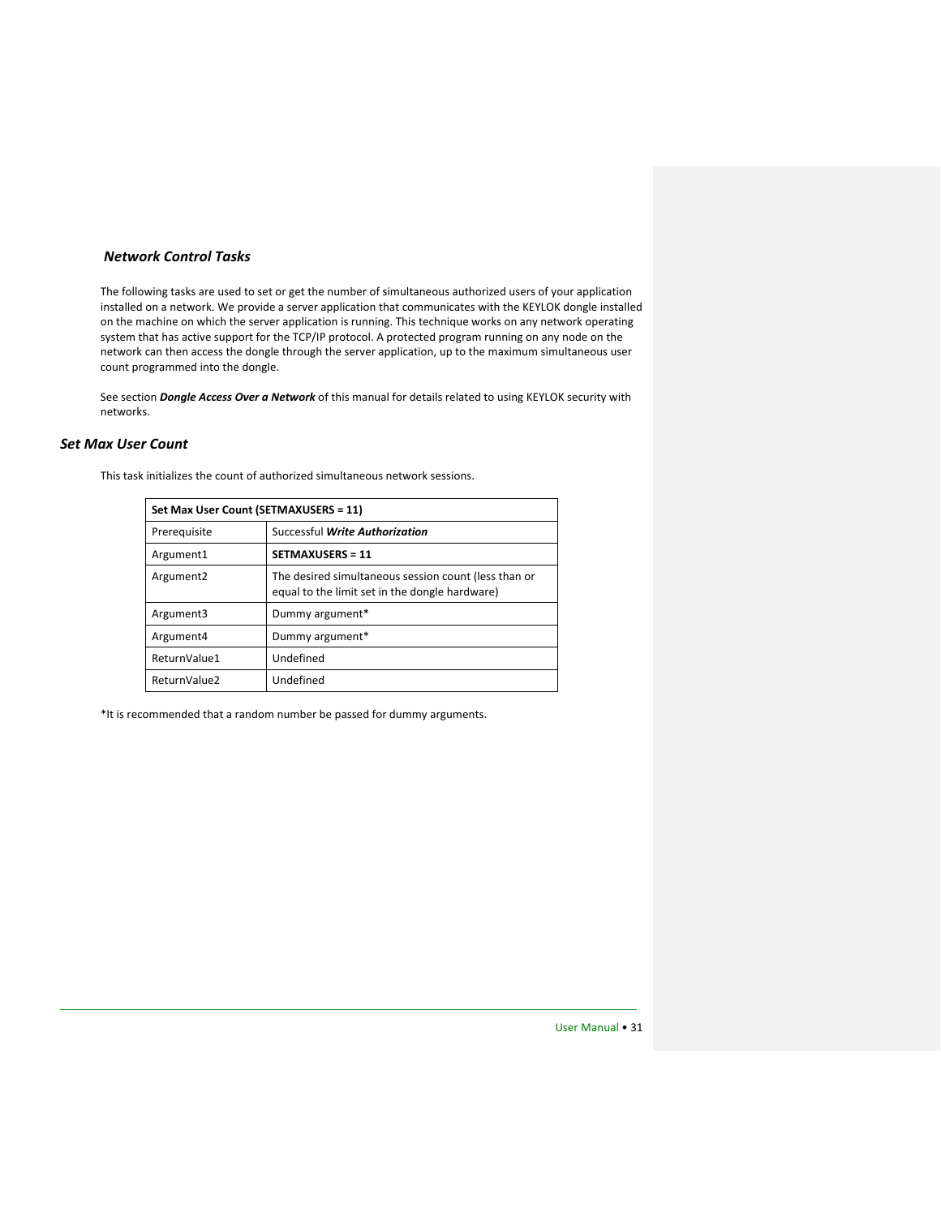### *Network Control Tasks*

The following tasks are used to set or get the number of simultaneous authorized users of your application installed on a network. We provide a server application that communicates with the KEYLOK dongle installed on the machine on which the server application is running. This technique works on any network operating system that has active support for the TCP/IP protocol. A protected program running on any node on the network can then access the dongle through the server application, up to the maximum simultaneous user count programmed into the dongle.

See section ***Dongle Access Over a Network*** of this manual for details related to using KEYLOK security with networks.

## *Set Max User Count*

This task initializes the count of authorized simultaneous network sessions.

| **Set Max User Count (SETMAXUSERS = 11)** | |
|---|---|
| Prerequisite | Successful ***Write Authorization*** |
| Argument1 | **SETMAXUSERS = 11** |
| Argument2 | The desired simultaneous session count (less than or equal to the limit set in the dongle hardware) |
| Argument3 | Dummy argument* |
| Argument4 | Dummy argument* |
| ReturnValue1 | Undefined |
| ReturnValue2 | Undefined |

*It is recommended that a random number be passed for dummy arguments.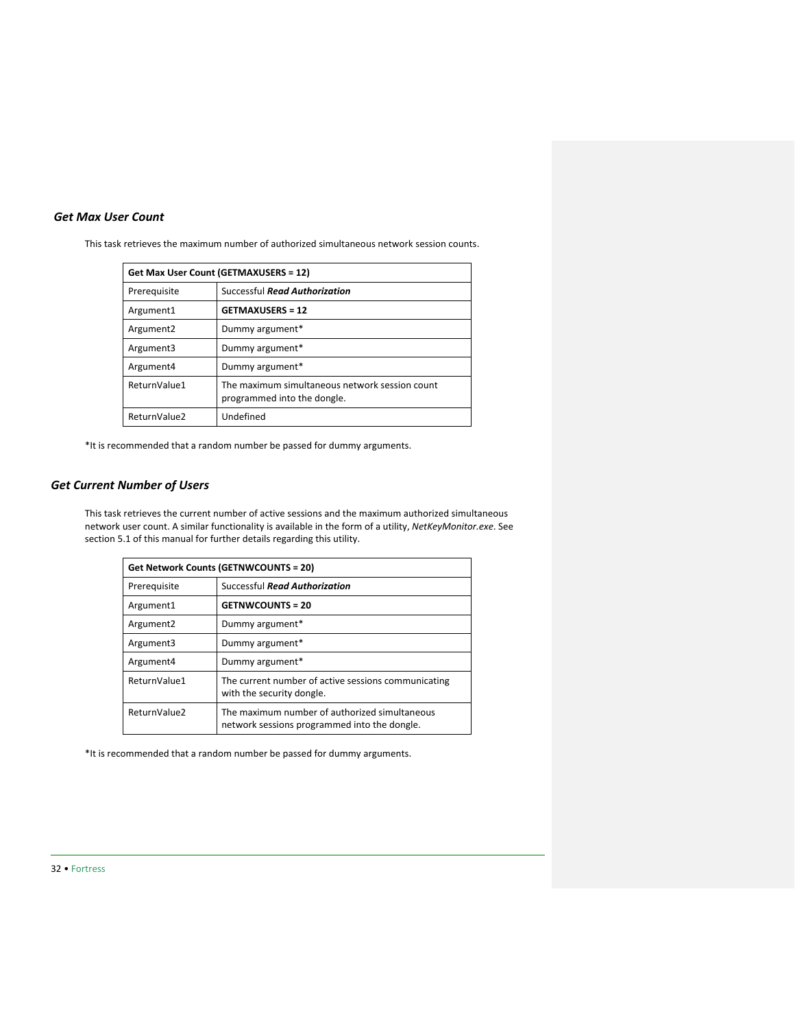### *Get Max User Count*

This task retrieves the maximum number of authorized simultaneous network session counts.

| Get Max User Count (GETMAXUSERS = 12) | |
|---|---|
| Prerequisite | Successful ***Read Authorization*** |
| Argument1 | **GETMAXUSERS = 12** |
| Argument2 | Dummy argument* |
| Argument3 | Dummy argument* |
| Argument4 | Dummy argument* |
| ReturnValue1 | The maximum simultaneous network session count programmed into the dongle. |
| ReturnValue2 | Undefined |

*It is recommended that a random number be passed for dummy arguments.

### *Get Current Number of Users*

This task retrieves the current number of active sessions and the maximum authorized simultaneous network user count. A similar functionality is available in the form of a utility, *NetKeyMonitor.exe*. See section 5.1 of this manual for further details regarding this utility.

| Get Network Counts (GETNWCOUNTS = 20) | |
|---|---|
| Prerequisite | Successful ***Read Authorization*** |
| Argument1 | **GETNWCOUNTS = 20** |
| Argument2 | Dummy argument* |
| Argument3 | Dummy argument* |
| Argument4 | Dummy argument* |
| ReturnValue1 | The current number of active sessions communicating with the security dongle. |
| ReturnValue2 | The maximum number of authorized simultaneous network sessions programmed into the dongle. |

*It is recommended that a random number be passed for dummy arguments.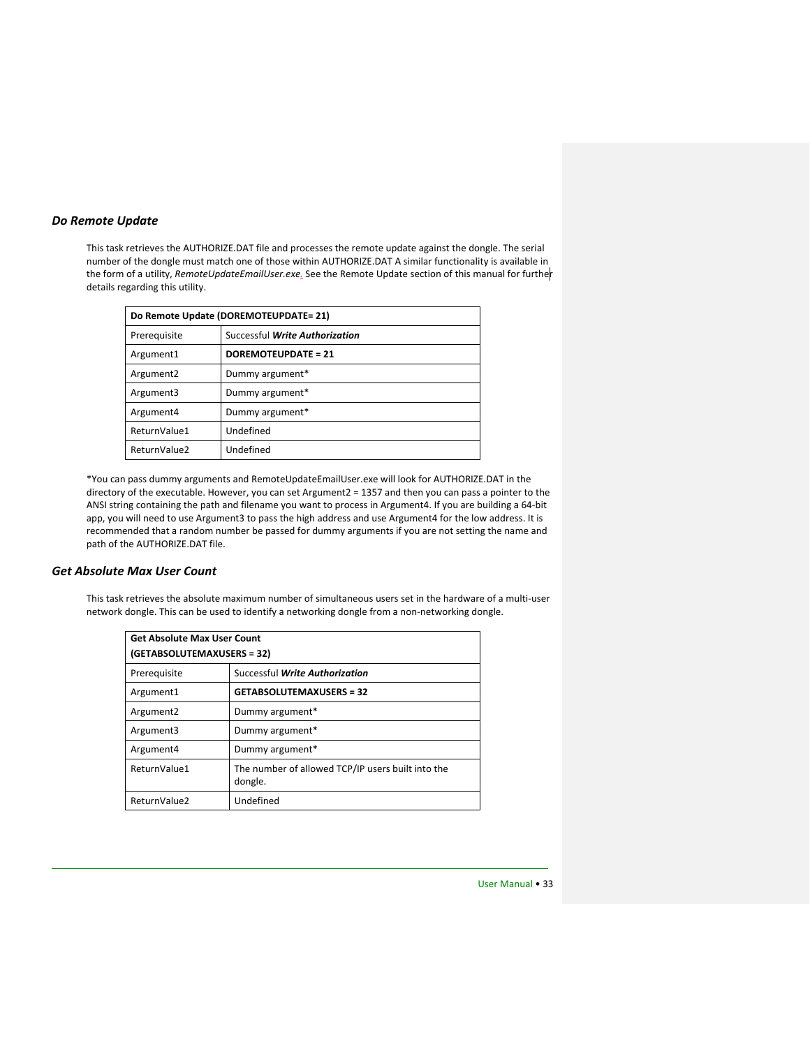### *Do Remote Update*

This task retrieves the AUTHORIZE.DAT file and processes the remote update against the dongle. The serial number of the dongle must match one of those within AUTHORIZE.DAT A similar functionality is available in the form of a utility, *RemoteUpdateEmailUser.exe*. See the Remote Update section of this manual for further details regarding this utility.

| Do Remote Update (DOREMOTEUPDATE= 21) | |
|---|---|
| Prerequisite | Successful ***Write Authorization*** |
| Argument1 | **DOREMOTEUPDATE = 21** |
| Argument2 | Dummy argument* |
| Argument3 | Dummy argument* |
| Argument4 | Dummy argument* |
| ReturnValue1 | Undefined |
| ReturnValue2 | Undefined |

*You can pass dummy arguments and RemoteUpdateEmailUser.exe will look for AUTHORIZE.DAT in the directory of the executable. However, you can set Argument2 = 1357 and then you can pass a pointer to the ANSI string containing the path and filename you want to process in Argument4. If you are building a 64-bit app, you will need to use Argument3 to pass the high address and use Argument4 for the low address. It is recommended that a random number be passed for dummy arguments if you are not setting the name and path of the AUTHORIZE.DAT file.

### *Get Absolute Max User Count*

This task retrieves the absolute maximum number of simultaneous users set in the hardware of a multi-user network dongle. This can be used to identify a networking dongle from a non-networking dongle.

| Get Absolute Max User Count (GETABSOLUTEMAXUSERS = 32) | |
|---|---|
| Prerequisite | Successful ***Write Authorization*** |
| Argument1 | **GETABSOLUTEMAXUSERS = 32** |
| Argument2 | Dummy argument* |
| Argument3 | Dummy argument* |
| Argument4 | Dummy argument* |
| ReturnValue1 | The number of allowed TCP/IP users built into the dongle. |
| ReturnValue2 | Undefined |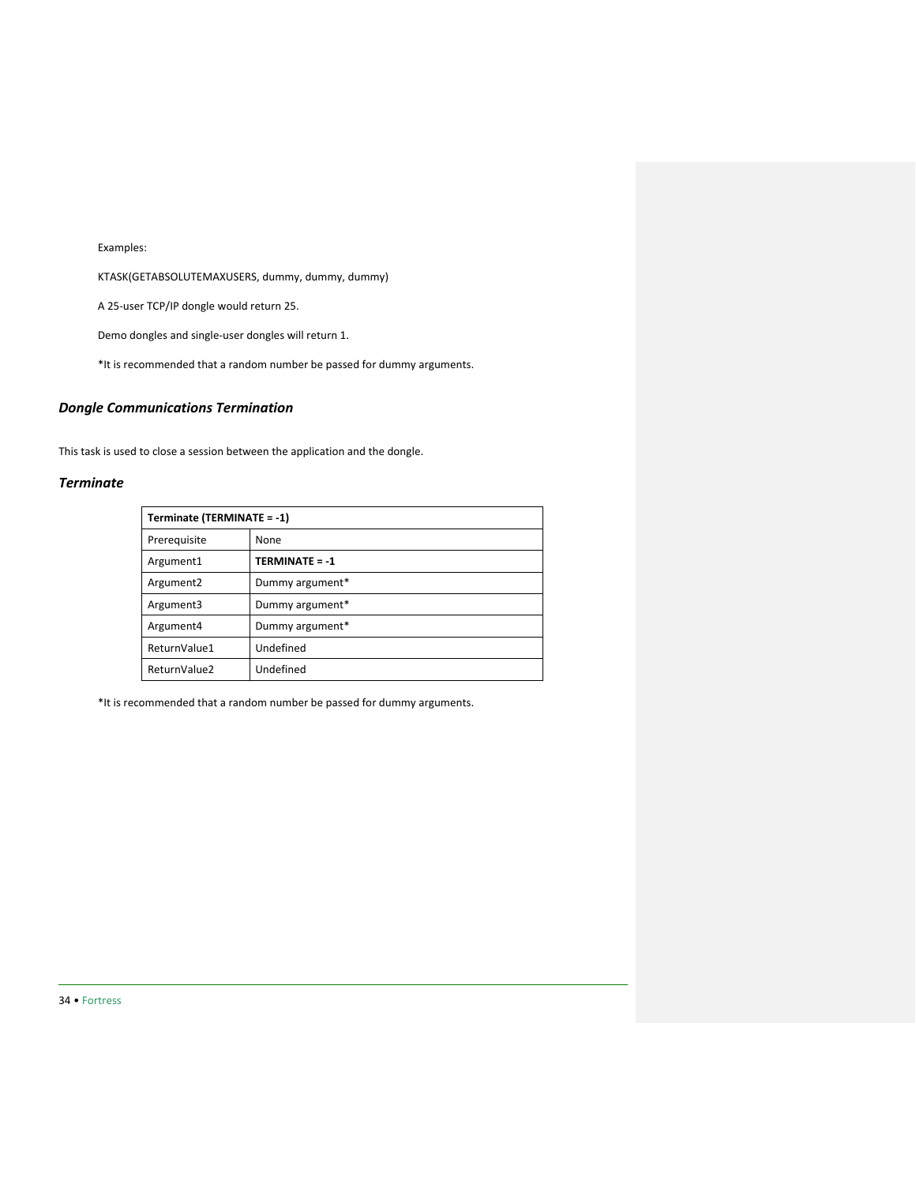Examples:

KTASK(GETABSOLUTEMAXUSERS, dummy, dummy, dummy)

A 25-user TCP/IP dongle would return 25.

Demo dongles and single-user dongles will return 1.

*It is recommended that a random number be passed for dummy arguments.

## *Dongle Communications Termination*

This task is used to close a session between the application and the dongle.

### *Terminate*

| **Terminate (TERMINATE = -1)** | |
| --- | --- |
| Prerequisite | None |
| Argument1 | **TERMINATE = -1** |
| Argument2 | Dummy argument* |
| Argument3 | Dummy argument* |
| Argument4 | Dummy argument* |
| ReturnValue1 | Undefined |
| ReturnValue2 | Undefined |

*It is recommended that a random number be passed for dummy arguments.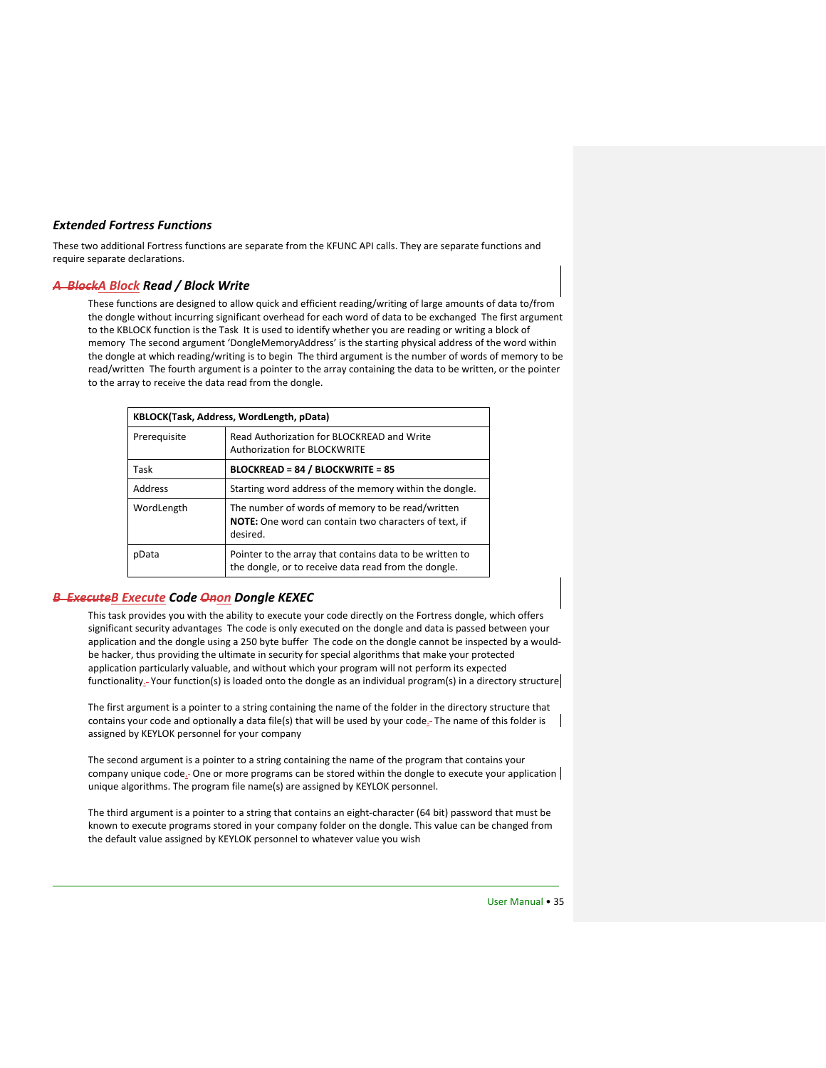### *Extended Fortress Functions*

These two additional Fortress functions are separate from the KFUNC API calls. They are separate functions and require separate declarations.

#### *A Block Read / Block Write*

These functions are designed to allow quick and efficient reading/writing of large amounts of data to/from the dongle without incurring significant overhead for each word of data to be exchanged The first argument to the KBLOCK function is the Task It is used to identify whether you are reading or writing a block of memory The second argument 'DongleMemoryAddress' is the starting physical address of the word within the dongle at which reading/writing is to begin The third argument is the number of words of memory to be read/written The fourth argument is a pointer to the array containing the data to be written, or the pointer to the array to receive the data read from the dongle.

| **KBLOCK(Task, Address, WordLength, pData)** | |
|---|---|
| Prerequisite | Read Authorization for BLOCKREAD and Write Authorization for BLOCKWRITE |
| Task | **BLOCKREAD = 84 / BLOCKWRITE = 85** |
| Address | Starting word address of the memory within the dongle. |
| WordLength | The number of words of memory to be read/written **NOTE:** One word can contain two characters of text, if desired. |
| pData | Pointer to the array that contains data to be written to the dongle, or to receive data read from the dongle. |

#### *B Execute Code on Dongle KEXEC*

This task provides you with the ability to execute your code directly on the Fortress dongle, which offers significant security advantages The code is only executed on the dongle and data is passed between your application and the dongle using a 250 byte buffer The code on the dongle cannot be inspected by a would-be hacker, thus providing the ultimate in security for special algorithms that make your protected application particularly valuable, and without which your program will not perform its expected functionality. Your function(s) is loaded onto the dongle as an individual program(s) in a directory structure

The first argument is a pointer to a string containing the name of the folder in the directory structure that contains your code and optionally a data file(s) that will be used by your code. The name of this folder is assigned by KEYLOK personnel for your company

The second argument is a pointer to a string containing the name of the program that contains your company unique code. One or more programs can be stored within the dongle to execute your application unique algorithms. The program file name(s) are assigned by KEYLOK personnel.

The third argument is a pointer to a string that contains an eight-character (64 bit) password that must be known to execute programs stored in your company folder on the dongle. This value can be changed from the default value assigned by KEYLOK personnel to whatever value you wish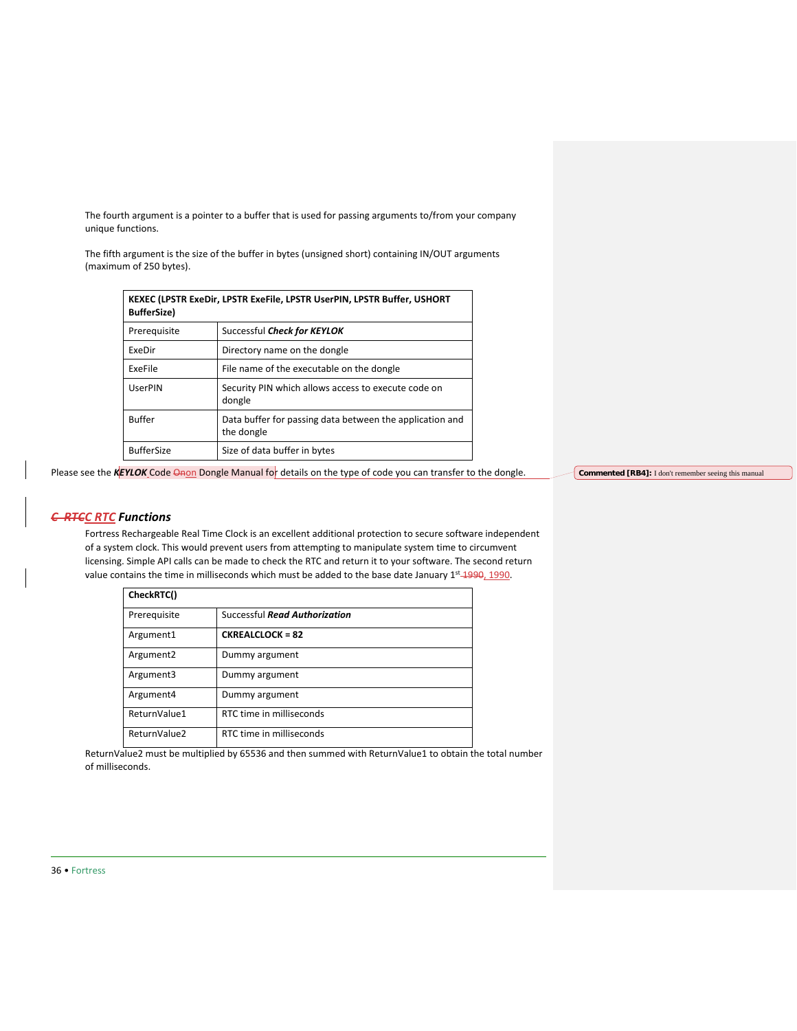The fourth argument is a pointer to a buffer that is used for passing arguments to/from your company unique functions.

The fifth argument is the size of the buffer in bytes (unsigned short) containing IN/OUT arguments (maximum of 250 bytes).

| **KEXEC (LPSTR ExeDir, LPSTR ExeFile, LPSTR UserPIN, LPSTR Buffer, USHORT BufferSize)** | |
|---|---|
| Prerequisite | Successful ***Check for KEYLOK*** |
| ExeDir | Directory name on the dongle |
| ExeFile | File name of the executable on the dongle |
| UserPIN | Security PIN which allows access to execute code on dongle |
| Buffer | Data buffer for passing data between the application and the dongle |
| BufferSize | Size of data buffer in bytes |

Please see the ***KEYLOK*** Code on Dongle Manual for details on the type of code you can transfer to the dongle.

## *RTC Functions*

Fortress Rechargeable Real Time Clock is an excellent additional protection to secure software independent of a system clock. This would prevent users from attempting to manipulate system time to circumvent licensing. Simple API calls can be made to check the RTC and return it to your software. The second return value contains the time in milliseconds which must be added to the base date January 1st, 1990.

| **CheckRTC()** | |
|---|---|
| Prerequisite | Successful ***Read Authorization*** |
| Argument1 | **CKREALCLOCK = 82** |
| Argument2 | Dummy argument |
| Argument3 | Dummy argument |
| Argument4 | Dummy argument |
| ReturnValue1 | RTC time in milliseconds |
| ReturnValue2 | RTC time in milliseconds |

ReturnValue2 must be multiplied by 65536 and then summed with ReturnValue1 to obtain the total number of milliseconds.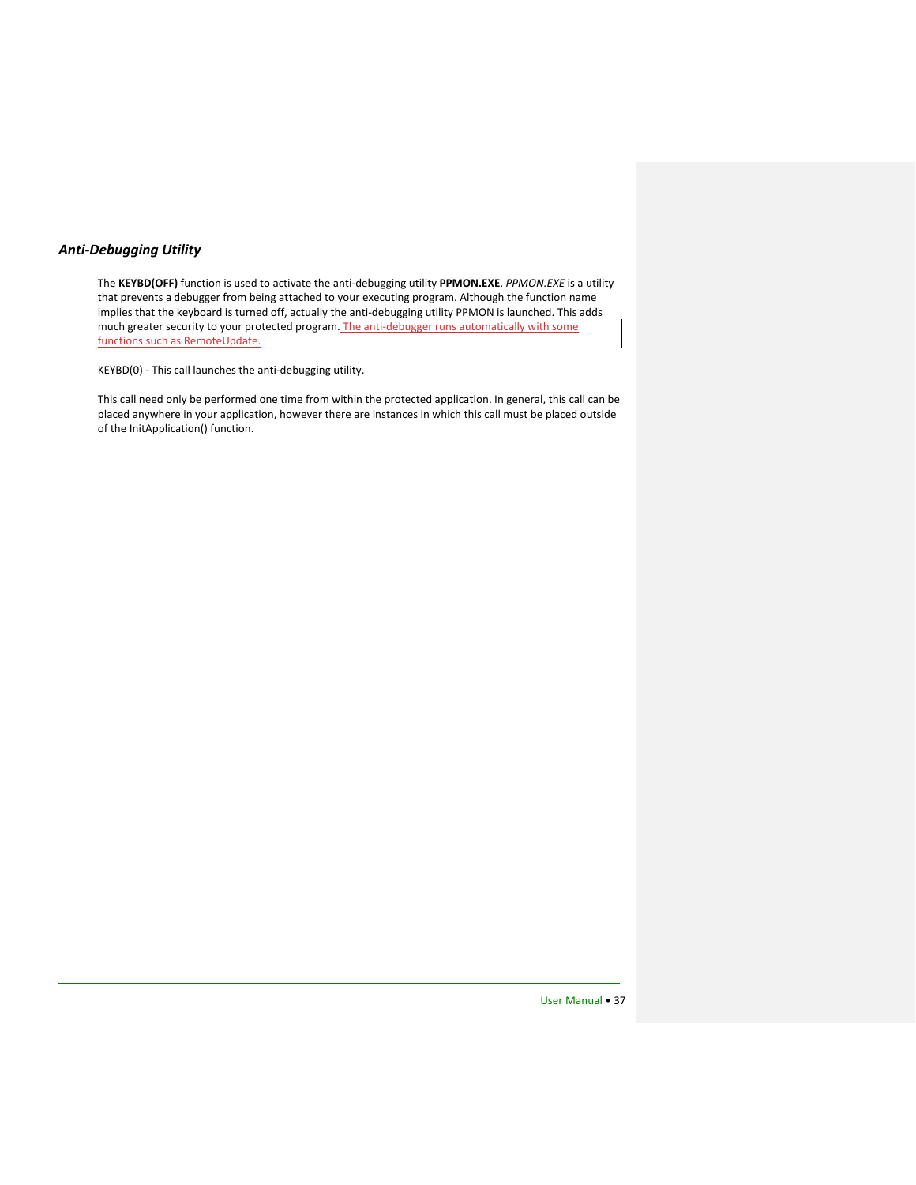### *Anti-Debugging Utility*

The **KEYBD(OFF)** function is used to activate the anti-debugging utility **PPMON.EXE**. *PPMON.EXE* is a utility that prevents a debugger from being attached to your executing program. Although the function name implies that the keyboard is turned off, actually the anti-debugging utility PPMON is launched. This adds much greater security to your protected program. The anti-debugger runs automatically with some functions such as RemoteUpdate.

KEYBD(0) - This call launches the anti-debugging utility.

This call need only be performed one time from within the protected application. In general, this call can be placed anywhere in your application, however there are instances in which this call must be placed outside of the InitApplication() function.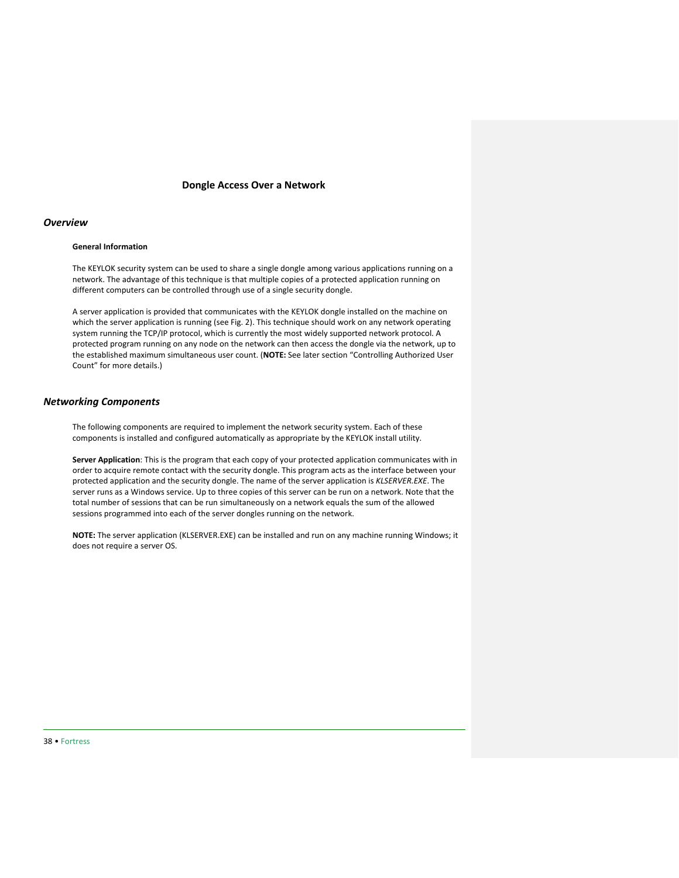# Dongle Access Over a Network

## *Overview*

### General Information

The KEYLOK security system can be used to share a single dongle among various applications running on a network. The advantage of this technique is that multiple copies of a protected application running on different computers can be controlled through use of a single security dongle.

A server application is provided that communicates with the KEYLOK dongle installed on the machine on which the server application is running (see Fig. 2). This technique should work on any network operating system running the TCP/IP protocol, which is currently the most widely supported network protocol. A protected program running on any node on the network can then access the dongle via the network, up to the established maximum simultaneous user count. (**NOTE:** See later section "Controlling Authorized User Count" for more details.)

## *Networking Components*

The following components are required to implement the network security system. Each of these components is installed and configured automatically as appropriate by the KEYLOK install utility.

**Server Application**: This is the program that each copy of your protected application communicates with in order to acquire remote contact with the security dongle. This program acts as the interface between your protected application and the security dongle. The name of the server application is *KLSERVER.EXE*. The server runs as a Windows service. Up to three copies of this server can be run on a network. Note that the total number of sessions that can be run simultaneously on a network equals the sum of the allowed sessions programmed into each of the server dongles running on the network.

**NOTE:** The server application (KLSERVER.EXE) can be installed and run on any machine running Windows; it does not require a server OS.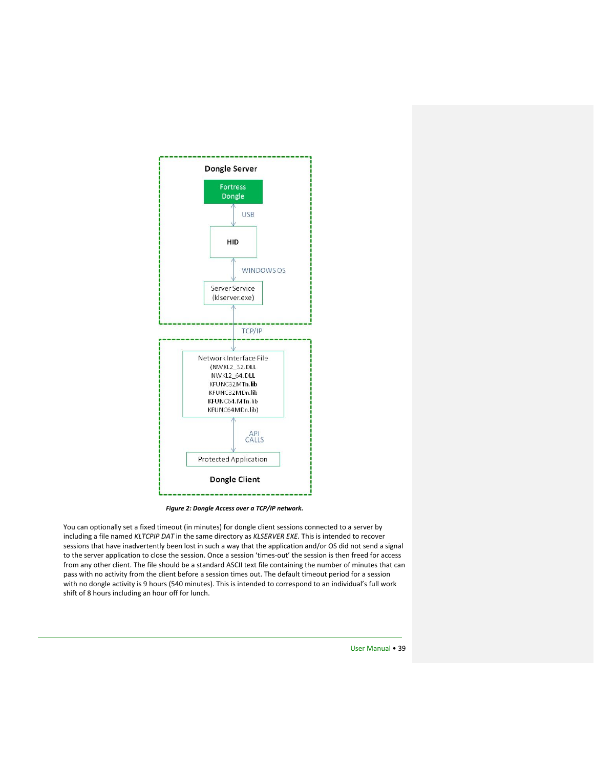*Figure 2: Dongle Access over a TCP/IP network.*

You can optionally set a fixed timeout (in minutes) for dongle client sessions connected to a server by including a file named *KLTCPIP DAT* in the same directory as *KLSERVER EXE*. This is intended to recover sessions that have inadvertently been lost in such a way that the application and/or OS did not send a signal to the server application to close the session. Once a session 'times-out' the session is then freed for access from any other client. The file should be a standard ASCII text file containing the number of minutes that can pass with no activity from the client before a session times out. The default timeout period for a session with no dongle activity is 9 hours (540 minutes). This is intended to correspond to an individual's full work shift of 8 hours including an hour off for lunch.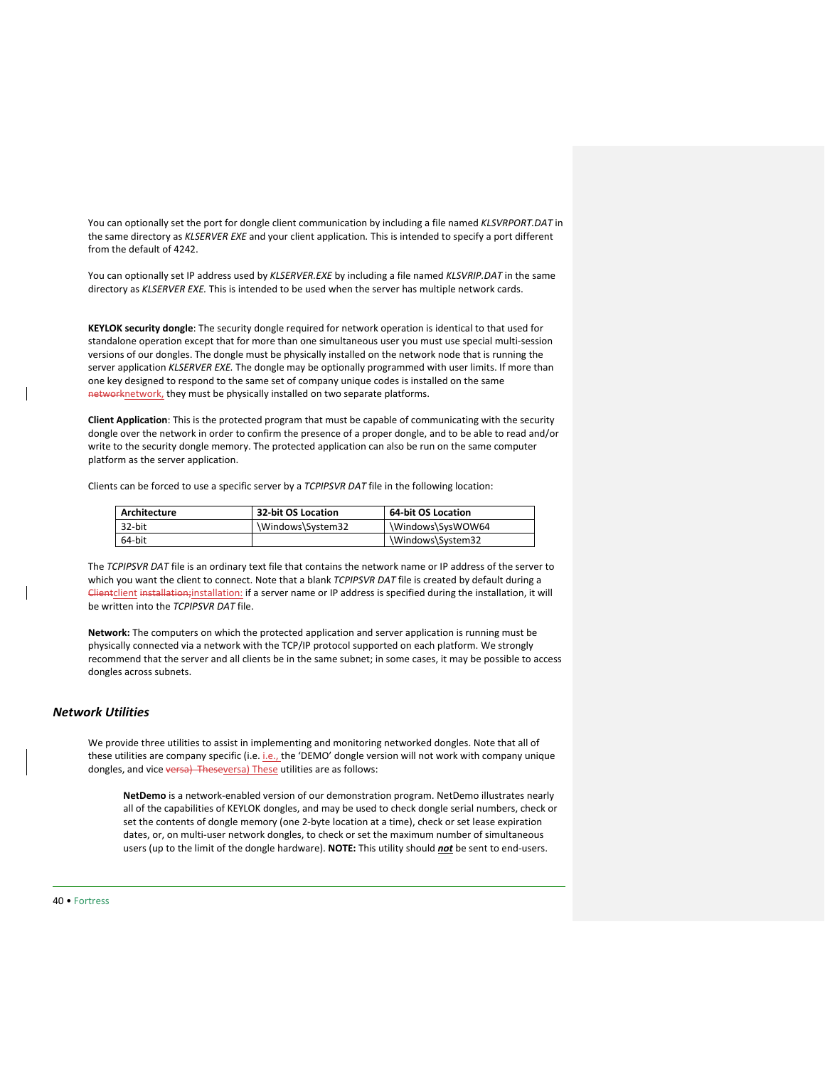You can optionally set the port for dongle client communication by including a file named *KLSVRPORT.DAT* in the same directory as *KLSERVER EXE* and your client application. This is intended to specify a port different from the default of 4242.

You can optionally set IP address used by *KLSERVER.EXE* by including a file named *KLSVRIP.DAT* in the same directory as *KLSERVER EXE.* This is intended to be used when the server has multiple network cards.

**KEYLOK security dongle**: The security dongle required for network operation is identical to that used for standalone operation except that for more than one simultaneous user you must use special multi-session versions of our dongles. The dongle must be physically installed on the network node that is running the server application *KLSERVER EXE.* The dongle may be optionally programmed with user limits. If more than one key designed to respond to the same set of company unique codes is installed on the same network, they must be physically installed on two separate platforms.

**Client Application**: This is the protected program that must be capable of communicating with the security dongle over the network in order to confirm the presence of a proper dongle, and to be able to read and/or write to the security dongle memory. The protected application can also be run on the same computer platform as the server application.

Clients can be forced to use a specific server by a *TCPIPSVR DAT* file in the following location:

| Architecture | 32-bit OS Location | 64-bit OS Location |
| --- | --- | --- |
| 32-bit | \Windows\System32 | \Windows\SysWOW64 |
| 64-bit | | \Windows\System32 |

The *TCPIPSVR DAT* file is an ordinary text file that contains the network name or IP address of the server to which you want the client to connect. Note that a blank *TCPIPSVR DAT* file is created by default during a client installation: if a server name or IP address is specified during the installation, it will be written into the *TCPIPSVR DAT* file.

**Network:** The computers on which the protected application and server application is running must be physically connected via a network with the TCP/IP protocol supported on each platform. We strongly recommend that the server and all clients be in the same subnet; in some cases, it may be possible to access dongles across subnets.

### *Network Utilities*

We provide three utilities to assist in implementing and monitoring networked dongles. Note that all of these utilities are company specific (i.e. i.e., the 'DEMO' dongle version will not work with company unique dongles, and vice versa) These utilities are as follows:

> **NetDemo** is a network-enabled version of our demonstration program. NetDemo illustrates nearly all of the capabilities of KEYLOK dongles, and may be used to check dongle serial numbers, check or set the contents of dongle memory (one 2-byte location at a time), check or set lease expiration dates, or, on multi-user network dongles, to check or set the maximum number of simultaneous users (up to the limit of the dongle hardware). **NOTE:** This utility should ***not*** be sent to end-users.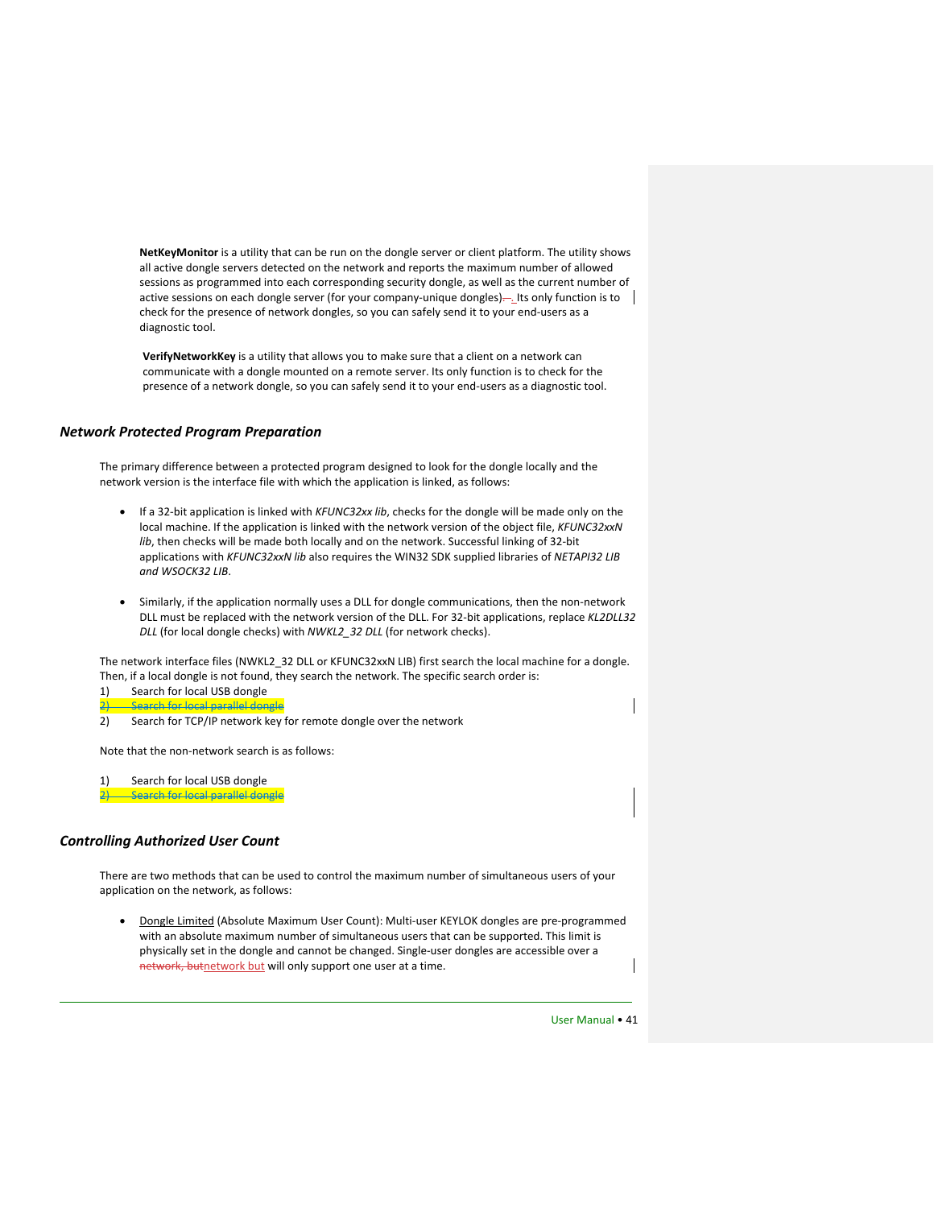**NetKeyMonitor** is a utility that can be run on the dongle server or client platform. The utility shows all active dongle servers detected on the network and reports the maximum number of allowed sessions as programmed into each corresponding security dongle, as well as the current number of active sessions on each dongle server (for your company-unique dongles). Its only function is to check for the presence of network dongles, so you can safely send it to your end-users as a diagnostic tool.

**VerifyNetworkKey** is a utility that allows you to make sure that a client on a network can communicate with a dongle mounted on a remote server. Its only function is to check for the presence of a network dongle, so you can safely send it to your end-users as a diagnostic tool.

## *Network Protected Program Preparation*

The primary difference between a protected program designed to look for the dongle locally and the network version is the interface file with which the application is linked, as follows:

- If a 32-bit application is linked with *KFUNC32xx lib*, checks for the dongle will be made only on the local machine. If the application is linked with the network version of the object file, *KFUNC32xxN lib*, then checks will be made both locally and on the network. Successful linking of 32-bit applications with *KFUNC32xxN lib* also requires the WIN32 SDK supplied libraries of *NETAPI32 LIB and WSOCK32 LIB*.

- Similarly, if the application normally uses a DLL for dongle communications, then the non-network DLL must be replaced with the network version of the DLL. For 32-bit applications, replace *KL2DLL32 DLL* (for local dongle checks) with *NWKL2_32 DLL* (for network checks).

The network interface files (NWKL2_32 DLL or KFUNC32xxN LIB) first search the local machine for a dongle. Then, if a local dongle is not found, they search the network. The specific search order is:

1) Search for local USB dongle
~~2) Search for local parallel dongle~~
2) Search for TCP/IP network key for remote dongle over the network

Note that the non-network search is as follows:

1) Search for local USB dongle
~~2) Search for local parallel dongle~~

## *Controlling Authorized User Count*

There are two methods that can be used to control the maximum number of simultaneous users of your application on the network, as follows:

- Dongle Limited (Absolute Maximum User Count): Multi-user KEYLOK dongles are pre-programmed with an absolute maximum number of simultaneous users that can be supported. This limit is physically set in the dongle and cannot be changed. Single-user dongles are accessible over a network but will only support one user at a time.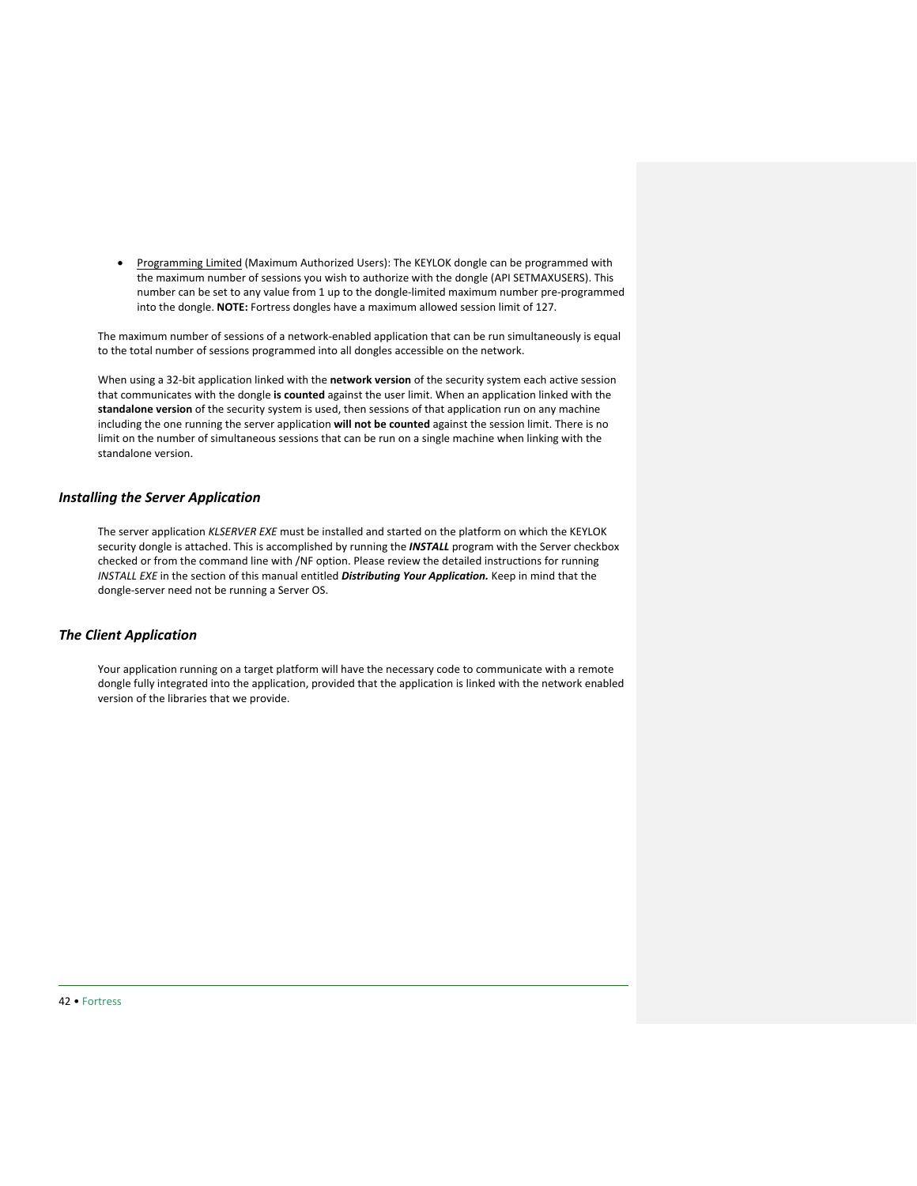- Programming Limited (Maximum Authorized Users): The KEYLOK dongle can be programmed with the maximum number of sessions you wish to authorize with the dongle (API SETMAXUSERS). This number can be set to any value from 1 up to the dongle-limited maximum number pre-programmed into the dongle. **NOTE:** Fortress dongles have a maximum allowed session limit of 127.

The maximum number of sessions of a network-enabled application that can be run simultaneously is equal to the total number of sessions programmed into all dongles accessible on the network.

When using a 32-bit application linked with the **network version** of the security system each active session that communicates with the dongle **is counted** against the user limit. When an application linked with the **standalone version** of the security system is used, then sessions of that application run on any machine including the one running the server application **will not be counted** against the session limit. There is no limit on the number of simultaneous sessions that can be run on a single machine when linking with the standalone version.

### *Installing the Server Application*

The server application *KLSERVER EXE* must be installed and started on the platform on which the KEYLOK security dongle is attached. This is accomplished by running the ***INSTALL*** program with the Server checkbox checked or from the command line with /NF option. Please review the detailed instructions for running *INSTALL EXE* in the section of this manual entitled ***Distributing Your Application.*** Keep in mind that the dongle-server need not be running a Server OS.

### *The Client Application*

Your application running on a target platform will have the necessary code to communicate with a remote dongle fully integrated into the application, provided that the application is linked with the network enabled version of the libraries that we provide.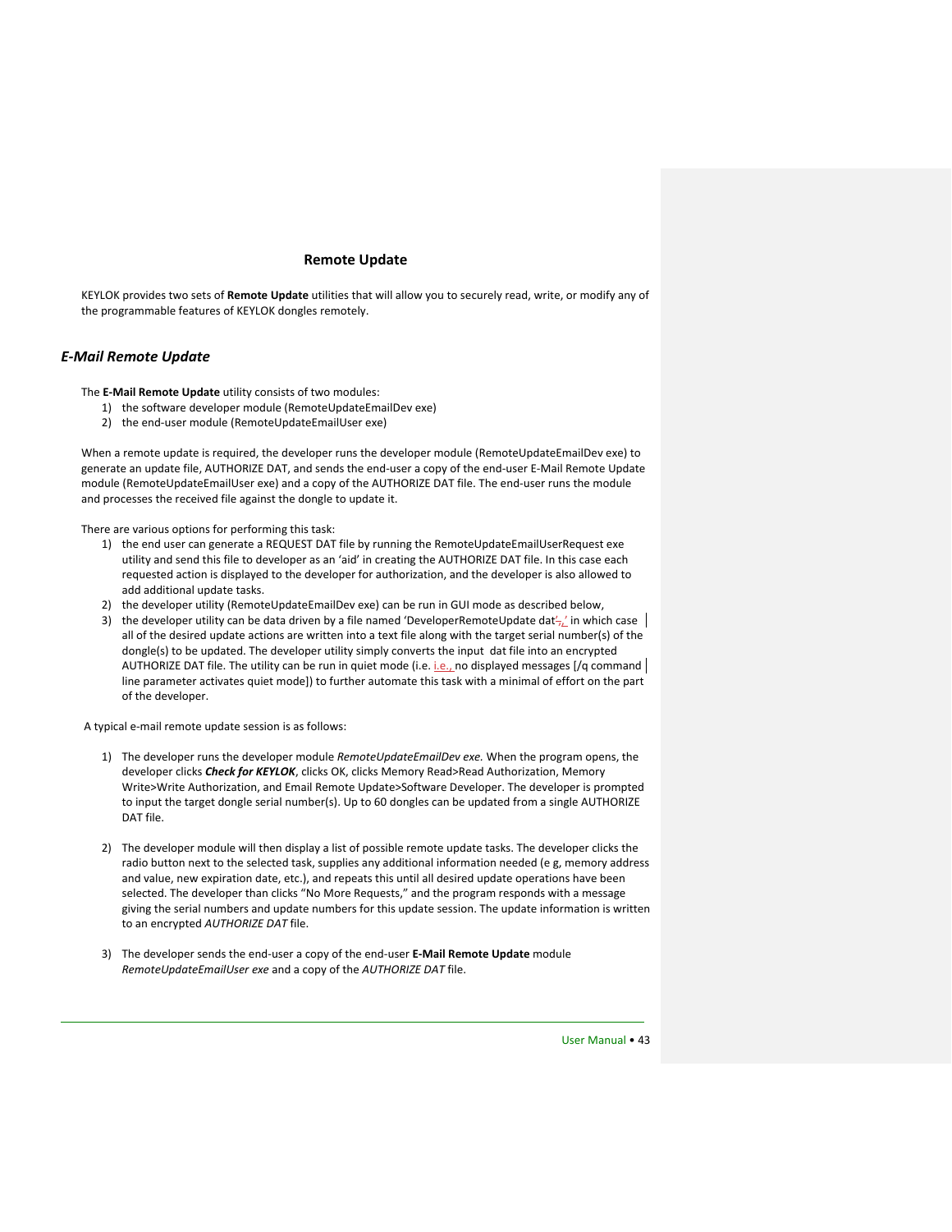## Remote Update

KEYLOK provides two sets of **Remote Update** utilities that will allow you to securely read, write, or modify any of the programmable features of KEYLOK dongles remotely.

### *E-Mail Remote Update*

The **E-Mail Remote Update** utility consists of two modules:

1) the software developer module (RemoteUpdateEmailDev exe)
2) the end-user module (RemoteUpdateEmailUser exe)

When a remote update is required, the developer runs the developer module (RemoteUpdateEmailDev exe) to generate an update file, AUTHORIZE DAT, and sends the end-user a copy of the end-user E-Mail Remote Update module (RemoteUpdateEmailUser exe) and a copy of the AUTHORIZE DAT file. The end-user runs the module and processes the received file against the dongle to update it.

There are various options for performing this task:

1) the end user can generate a REQUEST DAT file by running the RemoteUpdateEmailUserRequest exe utility and send this file to developer as an 'aid' in creating the AUTHORIZE DAT file. In this case each requested action is displayed to the developer for authorization, and the developer is also allowed to add additional update tasks.
2) the developer utility (RemoteUpdateEmailDev exe) can be run in GUI mode as described below,
3) the developer utility can be data driven by a file named 'DeveloperRemoteUpdate dat',' in which case all of the desired update actions are written into a text file along with the target serial number(s) of the dongle(s) to be updated. The developer utility simply converts the input dat file into an encrypted AUTHORIZE DAT file. The utility can be run in quiet mode (i.e. i.e., no displayed messages [/q command line parameter activates quiet mode]) to further automate this task with a minimal of effort on the part of the developer.

A typical e-mail remote update session is as follows:

1) The developer runs the developer module *RemoteUpdateEmailDev exe.* When the program opens, the developer clicks ***Check for KEYLOK***, clicks OK, clicks Memory Read>Read Authorization, Memory Write>Write Authorization, and Email Remote Update>Software Developer. The developer is prompted to input the target dongle serial number(s). Up to 60 dongles can be updated from a single AUTHORIZE DAT file.

2) The developer module will then display a list of possible remote update tasks. The developer clicks the radio button next to the selected task, supplies any additional information needed (e g, memory address and value, new expiration date, etc.), and repeats this until all desired update operations have been selected. The developer than clicks "No More Requests," and the program responds with a message giving the serial numbers and update numbers for this update session. The update information is written to an encrypted *AUTHORIZE DAT* file.

3) The developer sends the end-user a copy of the end-user **E-Mail Remote Update** module *RemoteUpdateEmailUser exe* and a copy of the *AUTHORIZE DAT* file.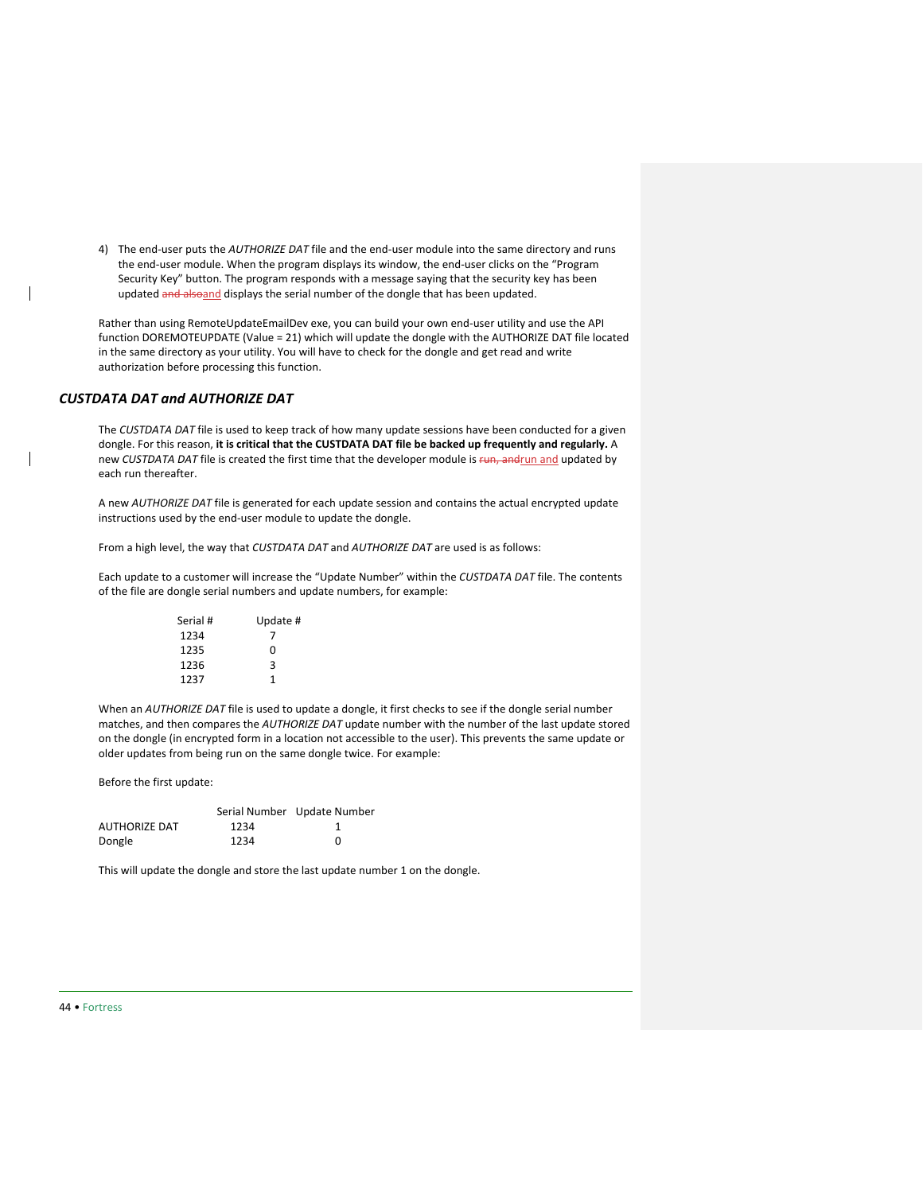4) The end-user puts the *AUTHORIZE DAT* file and the end-user module into the same directory and runs the end-user module. When the program displays its window, the end-user clicks on the "Program Security Key" button. The program responds with a message saying that the security key has been updated and displays the serial number of the dongle that has been updated.

Rather than using RemoteUpdateEmailDev exe, you can build your own end-user utility and use the API function DOREMOTEUPDATE (Value = 21) which will update the dongle with the AUTHORIZE DAT file located in the same directory as your utility. You will have to check for the dongle and get read and write authorization before processing this function.

## *CUSTDATA DAT and AUTHORIZE DAT*

The *CUSTDATA DAT* file is used to keep track of how many update sessions have been conducted for a given dongle. For this reason, **it is critical that the CUSTDATA DAT file be backed up frequently and regularly.** A new *CUSTDATA DAT* file is created the first time that the developer module is run and updated by each run thereafter.

A new *AUTHORIZE DAT* file is generated for each update session and contains the actual encrypted update instructions used by the end-user module to update the dongle.

From a high level, the way that *CUSTDATA DAT* and *AUTHORIZE DAT* are used is as follows:

Each update to a customer will increase the "Update Number" within the *CUSTDATA DAT* file. The contents of the file are dongle serial numbers and update numbers, for example:

| Serial # | Update # |
|---|---|
| 1234 | 7 |
| 1235 | 0 |
| 1236 | 3 |
| 1237 | 1 |

When an *AUTHORIZE DAT* file is used to update a dongle, it first checks to see if the dongle serial number matches, and then compares the *AUTHORIZE DAT* update number with the number of the last update stored on the dongle (in encrypted form in a location not accessible to the user). This prevents the same update or older updates from being run on the same dongle twice. For example:

Before the first update:

| | Serial Number | Update Number |
|---|---|---|
| AUTHORIZE DAT | 1234 | 1 |
| Dongle | 1234 | 0 |

This will update the dongle and store the last update number 1 on the dongle.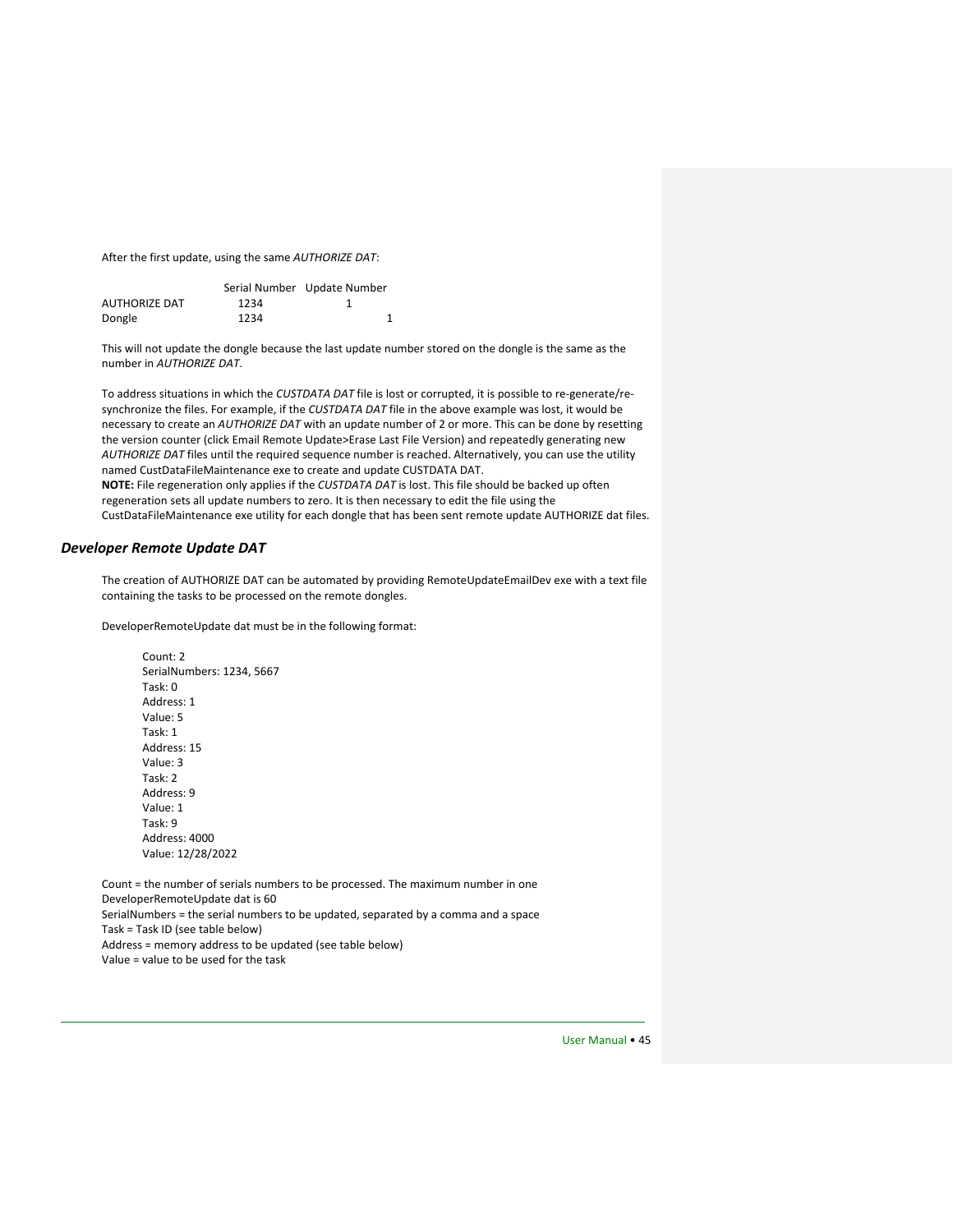After the first update, using the same *AUTHORIZE DAT*:

| | Serial Number | Update Number |
|---|---|---|
| AUTHORIZE DAT | 1234 | 1 |
| Dongle | 1234 | 1 |

This will not update the dongle because the last update number stored on the dongle is the same as the number in *AUTHORIZE DAT*.

To address situations in which the *CUSTDATA DAT* file is lost or corrupted, it is possible to re-generate/re-synchronize the files. For example, if the *CUSTDATA DAT* file in the above example was lost, it would be necessary to create an *AUTHORIZE DAT* with an update number of 2 or more. This can be done by resetting the version counter (click Email Remote Update>Erase Last File Version) and repeatedly generating new *AUTHORIZE DAT* files until the required sequence number is reached. Alternatively, you can use the utility named CustDataFileMaintenance exe to create and update CUSTDATA DAT.
**NOTE:** File regeneration only applies if the *CUSTDATA DAT* is lost. This file should be backed up often regeneration sets all update numbers to zero. It is then necessary to edit the file using the CustDataFileMaintenance exe utility for each dongle that has been sent remote update AUTHORIZE dat files.

### *Developer Remote Update DAT*

The creation of AUTHORIZE DAT can be automated by providing RemoteUpdateEmailDev exe with a text file containing the tasks to be processed on the remote dongles.

DeveloperRemoteUpdate dat must be in the following format:

```
Count: 2
SerialNumbers: 1234, 5667
Task: 0
Address: 1
Value: 5
Task: 1
Address: 15
Value: 3
Task: 2
Address: 9
Value: 1
Task: 9
Address: 4000
Value: 12/28/2022
```

Count = the number of serials numbers to be processed. The maximum number in one DeveloperRemoteUpdate dat is 60
SerialNumbers = the serial numbers to be updated, separated by a comma and a space
Task = Task ID (see table below)
Address = memory address to be updated (see table below)
Value = value to be used for the task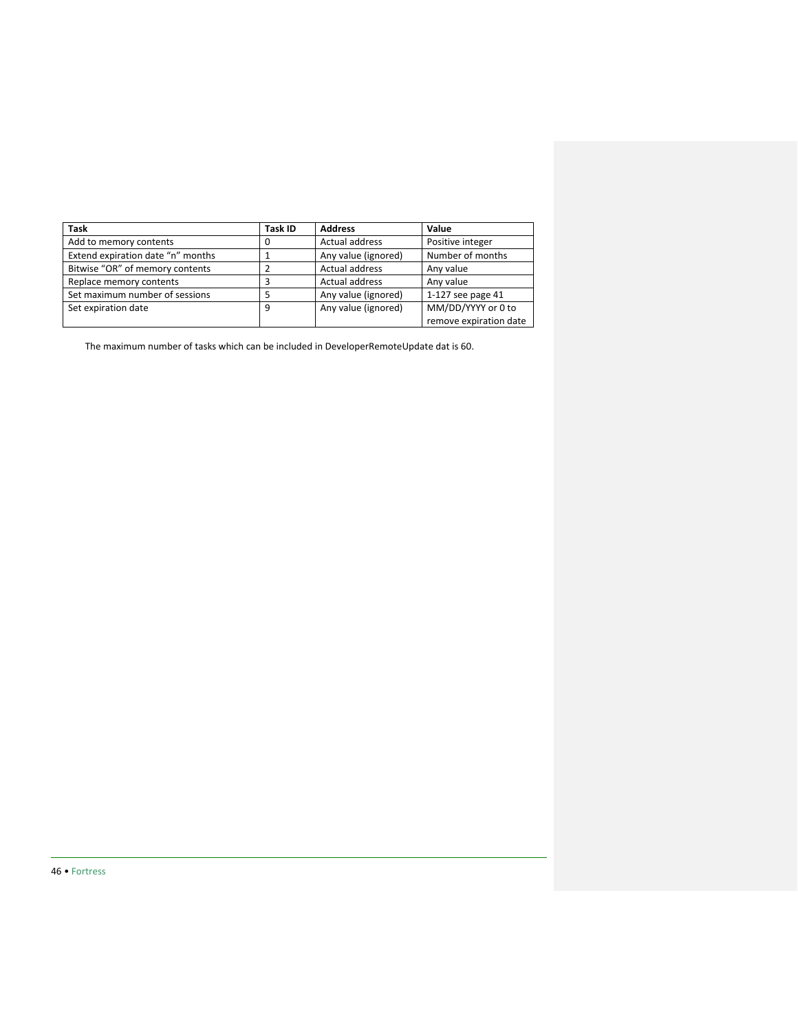| Task | Task ID | Address | Value |
|---|---|---|---|
| Add to memory contents | 0 | Actual address | Positive integer |
| Extend expiration date “n” months | 1 | Any value (ignored) | Number of months |
| Bitwise “OR” of memory contents | 2 | Actual address | Any value |
| Replace memory contents | 3 | Actual address | Any value |
| Set maximum number of sessions | 5 | Any value (ignored) | 1-127 see page 41 |
| Set expiration date | 9 | Any value (ignored) | MM/DD/YYYY or 0 to remove expiration date |

The maximum number of tasks which can be included in DeveloperRemoteUpdate dat is 60.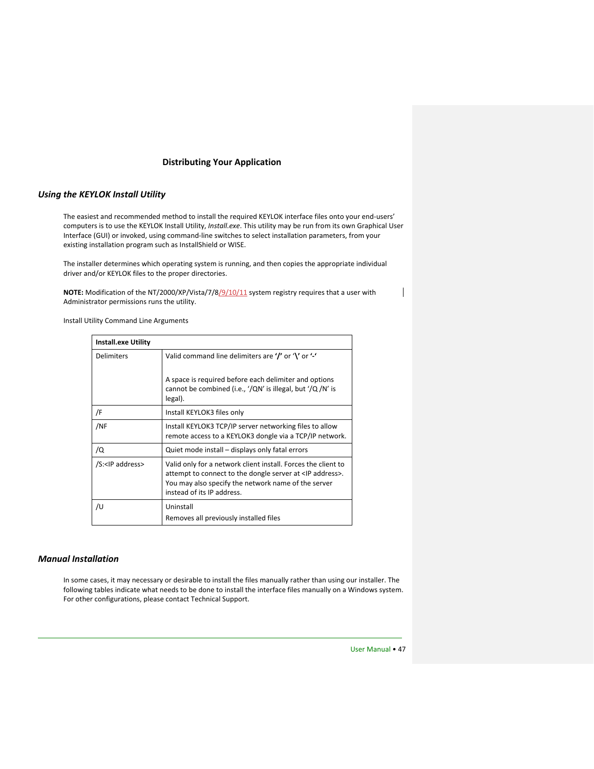## Distributing Your Application

### *Using the KEYLOK Install Utility*

The easiest and recommended method to install the required KEYLOK interface files onto your end-users' computers is to use the KEYLOK Install Utility, *Install.exe*. This utility may be run from its own Graphical User Interface (GUI) or invoked, using command-line switches to select installation parameters, from your existing installation program such as InstallShield or WISE.

The installer determines which operating system is running, and then copies the appropriate individual driver and/or KEYLOK files to the proper directories.

**NOTE:** Modification of the NT/2000/XP/Vista/7/8/9/10/11 system registry requires that a user with Administrator permissions runs the utility.

Install Utility Command Line Arguments

| **Install.exe Utility** | |
|---|---|
| Delimiters | Valid command line delimiters are **'/'** or '**\\**' or **'-'** <br><br> A space is required before each delimiter and options cannot be combined (i.e., '/QN' is illegal, but '/Q /N' is legal). |
| /F | Install KEYLOK3 files only |
| /NF | Install KEYLOK3 TCP/IP server networking files to allow remote access to a KEYLOK3 dongle via a TCP/IP network. |
| /Q | Quiet mode install – displays only fatal errors |
| /S:<IP address> | Valid only for a network client install. Forces the client to attempt to connect to the dongle server at <IP address>. You may also specify the network name of the server instead of its IP address. |
| /U | Uninstall <br> Removes all previously installed files |

### *Manual Installation*

In some cases, it may necessary or desirable to install the files manually rather than using our installer. The following tables indicate what needs to be done to install the interface files manually on a Windows system. For other configurations, please contact Technical Support.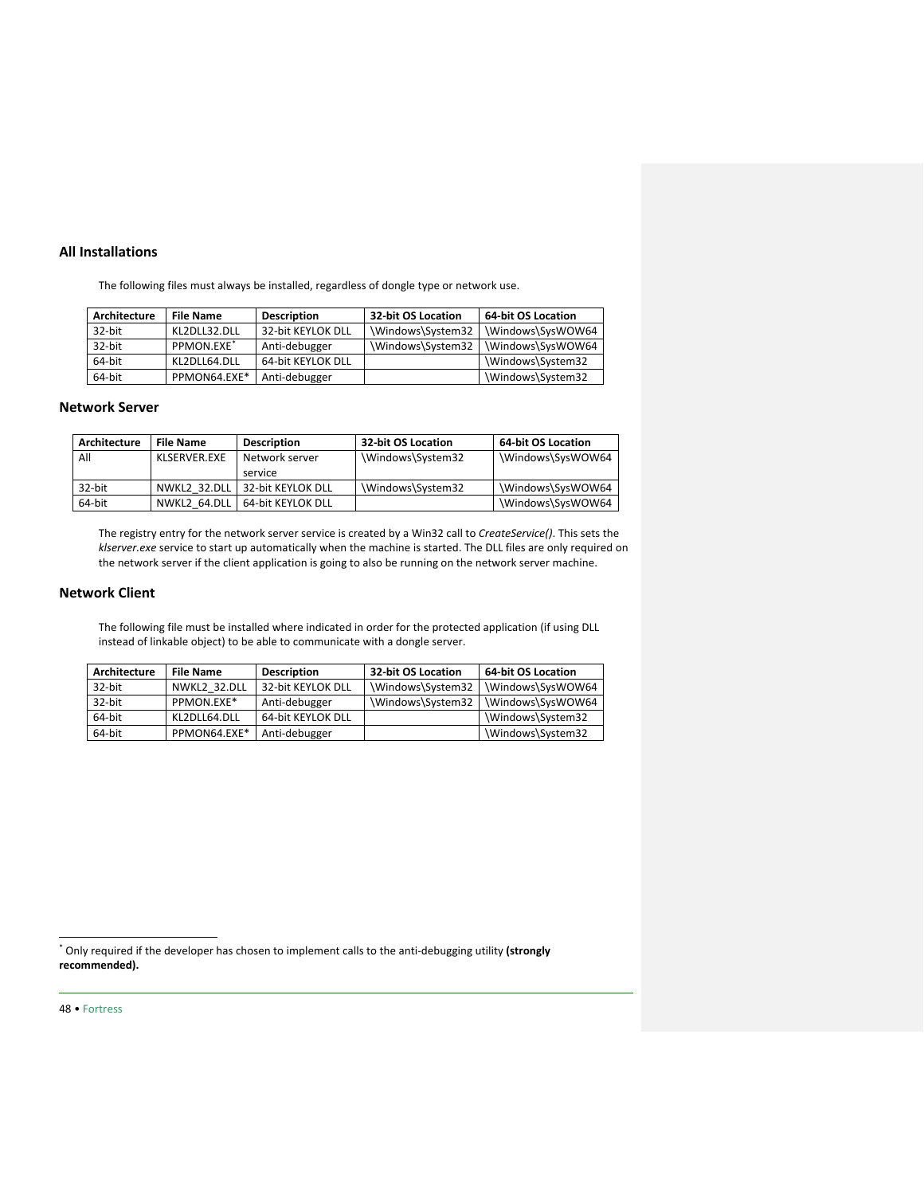## All Installations

The following files must always be installed, regardless of dongle type or network use.

| Architecture | File Name | Description | 32-bit OS Location | 64-bit OS Location |
|---|---|---|---|---|
| 32-bit | KL2DLL32.DLL | 32-bit KEYLOK DLL | \Windows\System32 | \Windows\SysWOW64 |
| 32-bit | PPMON.EXE* | Anti-debugger | \Windows\System32 | \Windows\SysWOW64 |
| 64-bit | KL2DLL64.DLL | 64-bit KEYLOK DLL | | \Windows\System32 |
| 64-bit | PPMON64.EXE* | Anti-debugger | | \Windows\System32 |

## Network Server

| Architecture | File Name | Description | 32-bit OS Location | 64-bit OS Location |
|---|---|---|---|---|
| All | KLSERVER.EXE | Network server service | \Windows\System32 | \Windows\SysWOW64 |
| 32-bit | NWKL2_32.DLL | 32-bit KEYLOK DLL | \Windows\System32 | \Windows\SysWOW64 |
| 64-bit | NWKL2_64.DLL | 64-bit KEYLOK DLL | | \Windows\SysWOW64 |

The registry entry for the network server service is created by a Win32 call to *CreateService()*. This sets the *klserver.exe* service to start up automatically when the machine is started. The DLL files are only required on the network server if the client application is going to also be running on the network server machine.

## Network Client

The following file must be installed where indicated in order for the protected application (if using DLL instead of linkable object) to be able to communicate with a dongle server.

| Architecture | File Name | Description | 32-bit OS Location | 64-bit OS Location |
|---|---|---|---|---|
| 32-bit | NWKL2_32.DLL | 32-bit KEYLOK DLL | \Windows\System32 | \Windows\SysWOW64 |
| 32-bit | PPMON.EXE* | Anti-debugger | \Windows\System32 | \Windows\SysWOW64 |
| 64-bit | KL2DLL64.DLL | 64-bit KEYLOK DLL | | \Windows\System32 |
| 64-bit | PPMON64.EXE* | Anti-debugger | | \Windows\System32 |

* Only required if the developer has chosen to implement calls to the anti-debugging utility **(strongly recommended).**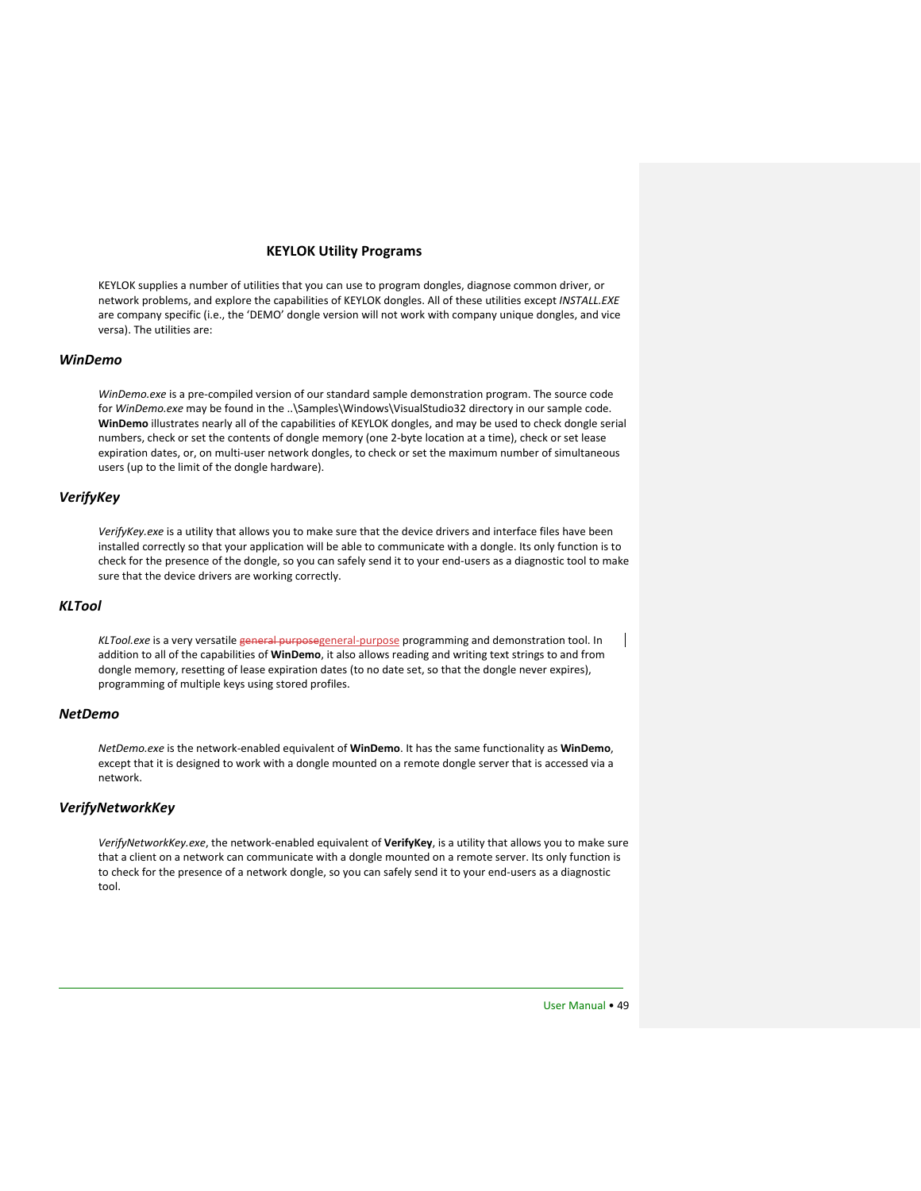## KEYLOK Utility Programs

KEYLOK supplies a number of utilities that you can use to program dongles, diagnose common driver, or network problems, and explore the capabilities of KEYLOK dongles. All of these utilities except *INSTALL.EXE* are company specific (i.e., the 'DEMO' dongle version will not work with company unique dongles, and vice versa). The utilities are:

### *WinDemo*

*WinDemo.exe* is a pre-compiled version of our standard sample demonstration program. The source code for *WinDemo.exe* may be found in the ..\Samples\Windows\VisualStudio32 directory in our sample code. **WinDemo** illustrates nearly all of the capabilities of KEYLOK dongles, and may be used to check dongle serial numbers, check or set the contents of dongle memory (one 2-byte location at a time), check or set lease expiration dates, or, on multi-user network dongles, to check or set the maximum number of simultaneous users (up to the limit of the dongle hardware).

### *VerifyKey*

*VerifyKey.exe* is a utility that allows you to make sure that the device drivers and interface files have been installed correctly so that your application will be able to communicate with a dongle. Its only function is to check for the presence of the dongle, so you can safely send it to your end-users as a diagnostic tool to make sure that the device drivers are working correctly.

### *KLTool*

*KLTool.exe* is a very versatile ~~general purpose~~general-purpose programming and demonstration tool. In addition to all of the capabilities of **WinDemo**, it also allows reading and writing text strings to and from dongle memory, resetting of lease expiration dates (to no date set, so that the dongle never expires), programming of multiple keys using stored profiles.

### *NetDemo*

*NetDemo.exe* is the network-enabled equivalent of **WinDemo**. It has the same functionality as **WinDemo**, except that it is designed to work with a dongle mounted on a remote dongle server that is accessed via a network.

### *VerifyNetworkKey*

*VerifyNetworkKey.exe*, the network-enabled equivalent of **VerifyKey**, is a utility that allows you to make sure that a client on a network can communicate with a dongle mounted on a remote server. Its only function is to check for the presence of a network dongle, so you can safely send it to your end-users as a diagnostic tool.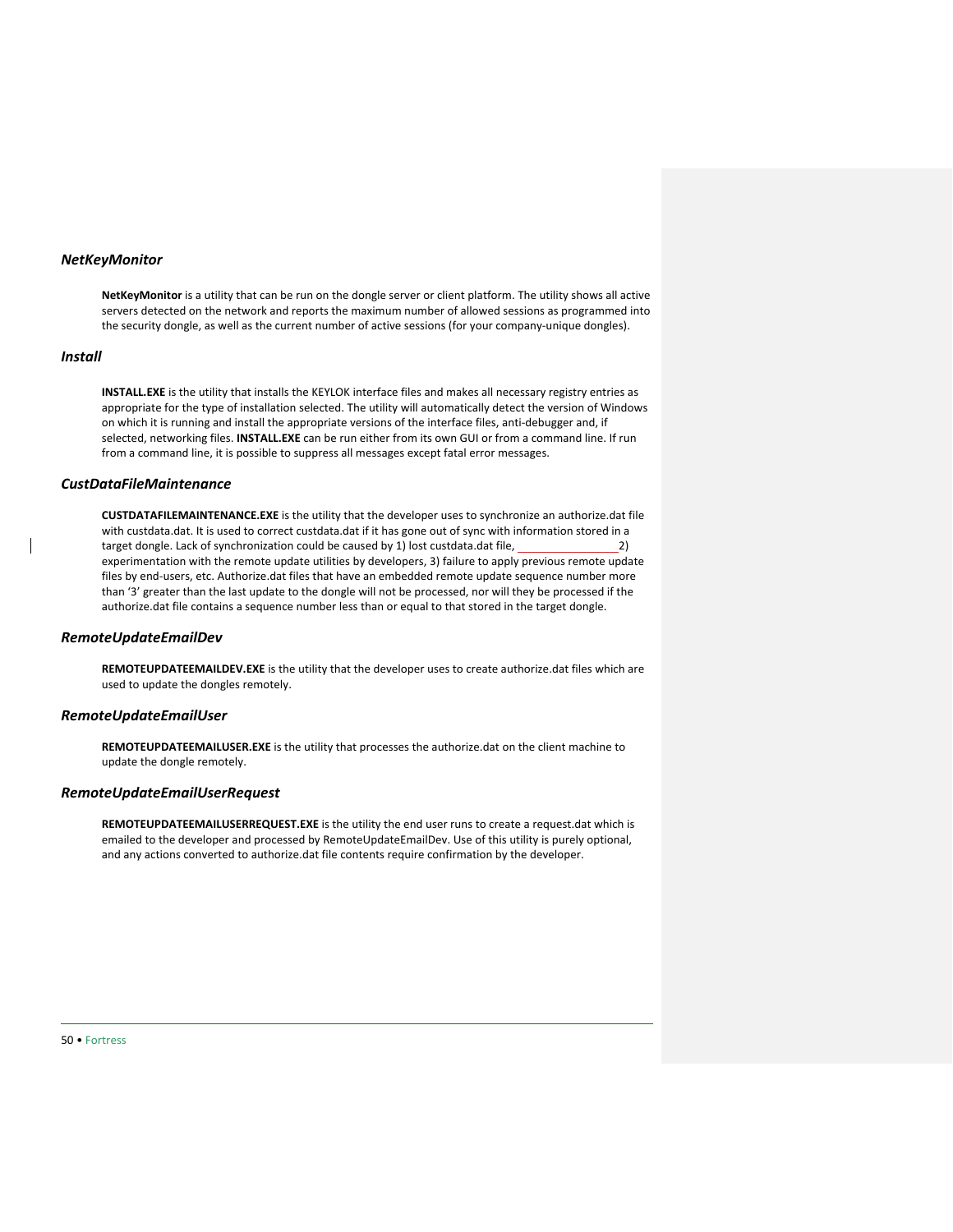### *NetKeyMonitor*

**NetKeyMonitor** is a utility that can be run on the dongle server or client platform. The utility shows all active servers detected on the network and reports the maximum number of allowed sessions as programmed into the security dongle, as well as the current number of active sessions (for your company-unique dongles).

### *Install*

**INSTALL.EXE** is the utility that installs the KEYLOK interface files and makes all necessary registry entries as appropriate for the type of installation selected. The utility will automatically detect the version of Windows on which it is running and install the appropriate versions of the interface files, anti-debugger and, if selected, networking files. **INSTALL.EXE** can be run either from its own GUI or from a command line. If run from a command line, it is possible to suppress all messages except fatal error messages.

### *CustDataFileMaintenance*

**CUSTDATAFILEMAINTENANCE.EXE** is the utility that the developer uses to synchronize an authorize.dat file with custdata.dat. It is used to correct custdata.dat if it has gone out of sync with information stored in a target dongle. Lack of synchronization could be caused by 1) lost custdata.dat file, 2) experimentation with the remote update utilities by developers, 3) failure to apply previous remote update files by end-users, etc. Authorize.dat files that have an embedded remote update sequence number more than '3' greater than the last update to the dongle will not be processed, nor will they be processed if the authorize.dat file contains a sequence number less than or equal to that stored in the target dongle.

### *RemoteUpdateEmailDev*

**REMOTEUPDATEEMAILDEV.EXE** is the utility that the developer uses to create authorize.dat files which are used to update the dongles remotely.

### *RemoteUpdateEmailUser*

**REMOTEUPDATEEMAILUSER.EXE** is the utility that processes the authorize.dat on the client machine to update the dongle remotely.

### *RemoteUpdateEmailUserRequest*

**REMOTEUPDATEEMAILUSERREQUEST.EXE** is the utility the end user runs to create a request.dat which is emailed to the developer and processed by RemoteUpdateEmailDev. Use of this utility is purely optional, and any actions converted to authorize.dat file contents require confirmation by the developer.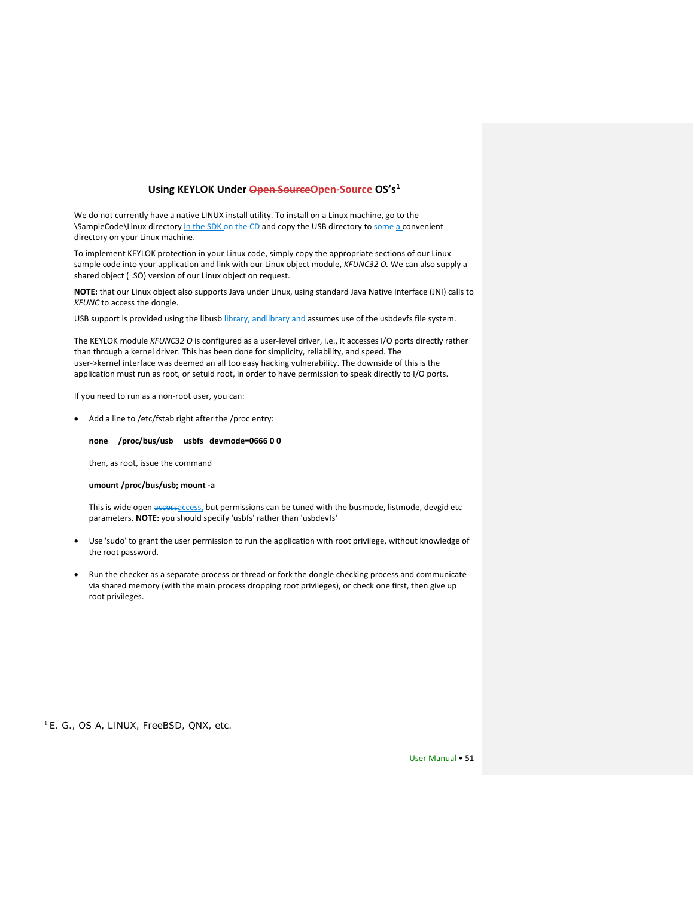## Using KEYLOK Under ~~Open Source~~Open-Source OS's[1]

We do not currently have a native LINUX install utility. To install on a Linux machine, go to the \SampleCode\Linux directory in the SDK ~~on the CD~~ and copy the USB directory to ~~some~~ a convenient directory on your Linux machine.

To implement KEYLOK protection in your Linux code, simply copy the appropriate sections of our Linux sample code into your application and link with our Linux object module, *KFUNC32 O.* We can also supply a shared object (~~-~~.SO) version of our Linux object on request.

**NOTE:** that our Linux object also supports Java under Linux, using standard Java Native Interface (JNI) calls to *KFUNC* to access the dongle.

USB support is provided using the libusb ~~library, and~~library and assumes use of the usbdevfs file system.

The KEYLOK module *KFUNC32 O* is configured as a user-level driver, i.e., it accesses I/O ports directly rather than through a kernel driver. This has been done for simplicity, reliability, and speed. The user->kernel interface was deemed an all too easy hacking vulnerability. The downside of this is the application must run as root, or setuid root, in order to have permission to speak directly to I/O ports.

If you need to run as a non-root user, you can:

- Add a line to /etc/fstab right after the /proc entry:

  **none /proc/bus/usb usbfs devmode=0666 0 0**

  then, as root, issue the command

  **umount /proc/bus/usb; mount -a**

  This is wide open ~~access~~access, but permissions can be tuned with the busmode, listmode, devgid etc parameters. **NOTE:** you should specify 'usbfs' rather than 'usbdevfs'

- Use 'sudo' to grant the user permission to run the application with root privilege, without knowledge of the root password.

- Run the checker as a separate process or thread or fork the dongle checking process and communicate via shared memory (with the main process dropping root privileges), or check one first, then give up root privileges.

---

[1] E. G., OS A, LINUX, FreeBSD, QNX, etc.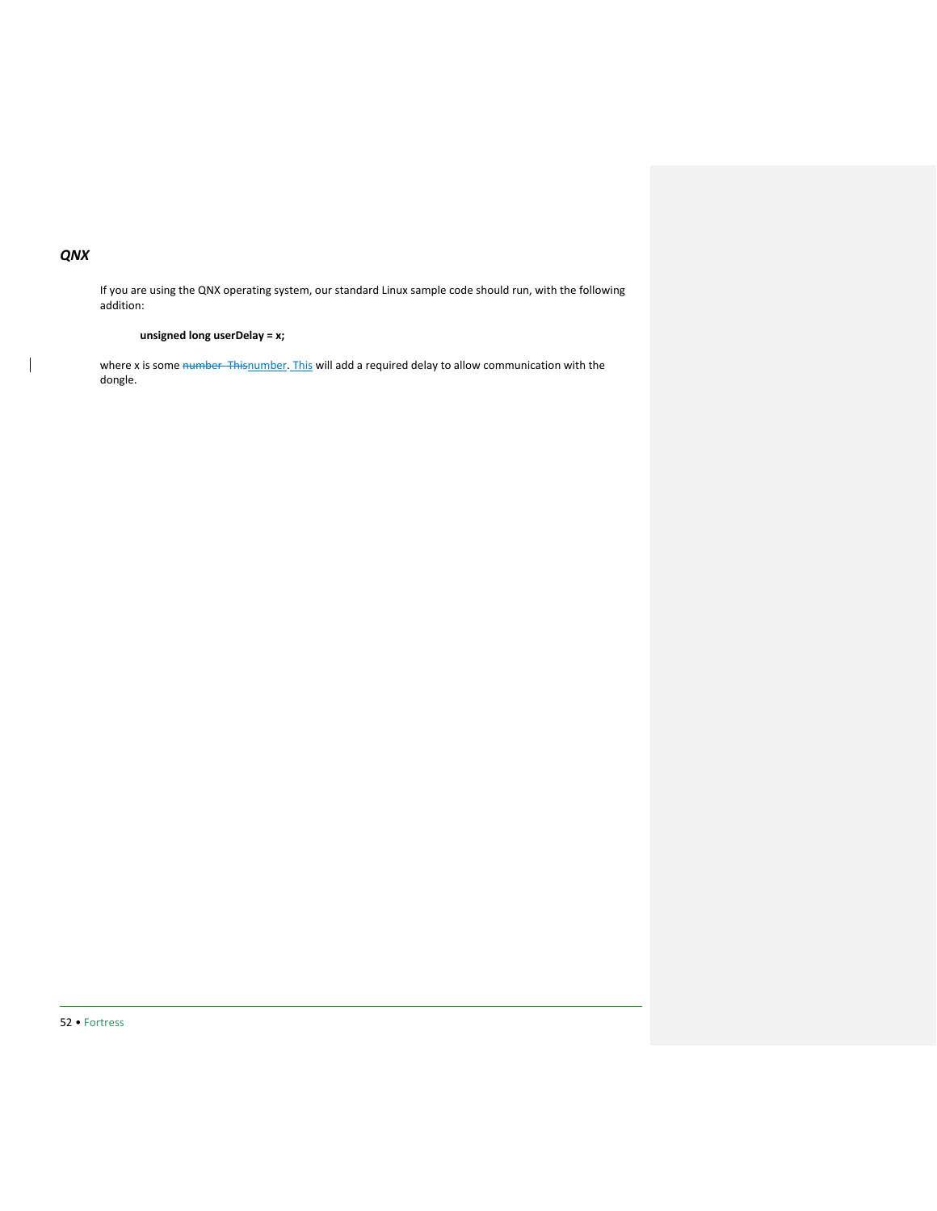### *QNX*

If you are using the QNX operating system, our standard Linux sample code should run, with the following addition:

```
unsigned long userDelay = x;
```

where x is some number. This will add a required delay to allow communication with the dongle.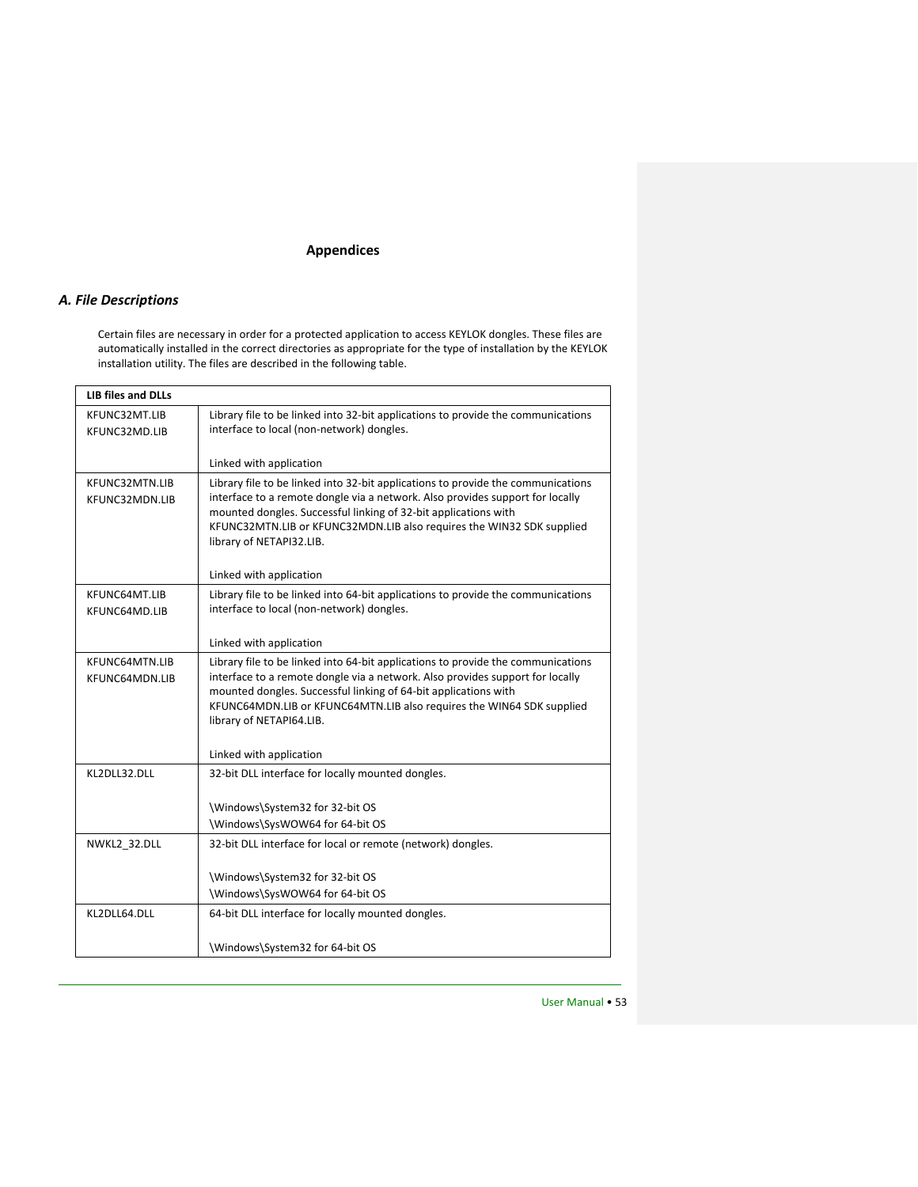# Appendices

## *A. File Descriptions*

Certain files are necessary in order for a protected application to access KEYLOK dongles. These files are automatically installed in the correct directories as appropriate for the type of installation by the KEYLOK installation utility. The files are described in the following table.

| **LIB files and DLLs** | |
|---|---|
| KFUNC32MT.LIB<br>KFUNC32MD.LIB | Library file to be linked into 32-bit applications to provide the communications interface to local (non-network) dongles.<br><br>Linked with application |
| KFUNC32MTN.LIB<br>KFUNC32MDN.LIB | Library file to be linked into 32-bit applications to provide the communications interface to a remote dongle via a network. Also provides support for locally mounted dongles. Successful linking of 32-bit applications with KFUNC32MTN.LIB or KFUNC32MDN.LIB also requires the WIN32 SDK supplied library of NETAPI32.LIB.<br><br>Linked with application |
| KFUNC64MT.LIB<br>KFUNC64MD.LIB | Library file to be linked into 64-bit applications to provide the communications interface to local (non-network) dongles.<br><br>Linked with application |
| KFUNC64MTN.LIB<br>KFUNC64MDN.LIB | Library file to be linked into 64-bit applications to provide the communications interface to a remote dongle via a network. Also provides support for locally mounted dongles. Successful linking of 64-bit applications with KFUNC64MDN.LIB or KFUNC64MTN.LIB also requires the WIN64 SDK supplied library of NETAPI64.LIB.<br><br>Linked with application |
| KL2DLL32.DLL | 32-bit DLL interface for locally mounted dongles.<br><br>\Windows\System32 for 32-bit OS<br>\Windows\SysWOW64 for 64-bit OS |
| NWKL2_32.DLL | 32-bit DLL interface for local or remote (network) dongles.<br><br>\Windows\System32 for 32-bit OS<br>\Windows\SysWOW64 for 64-bit OS |
| KL2DLL64.DLL | 64-bit DLL interface for locally mounted dongles.<br><br>\Windows\System32 for 64-bit OS |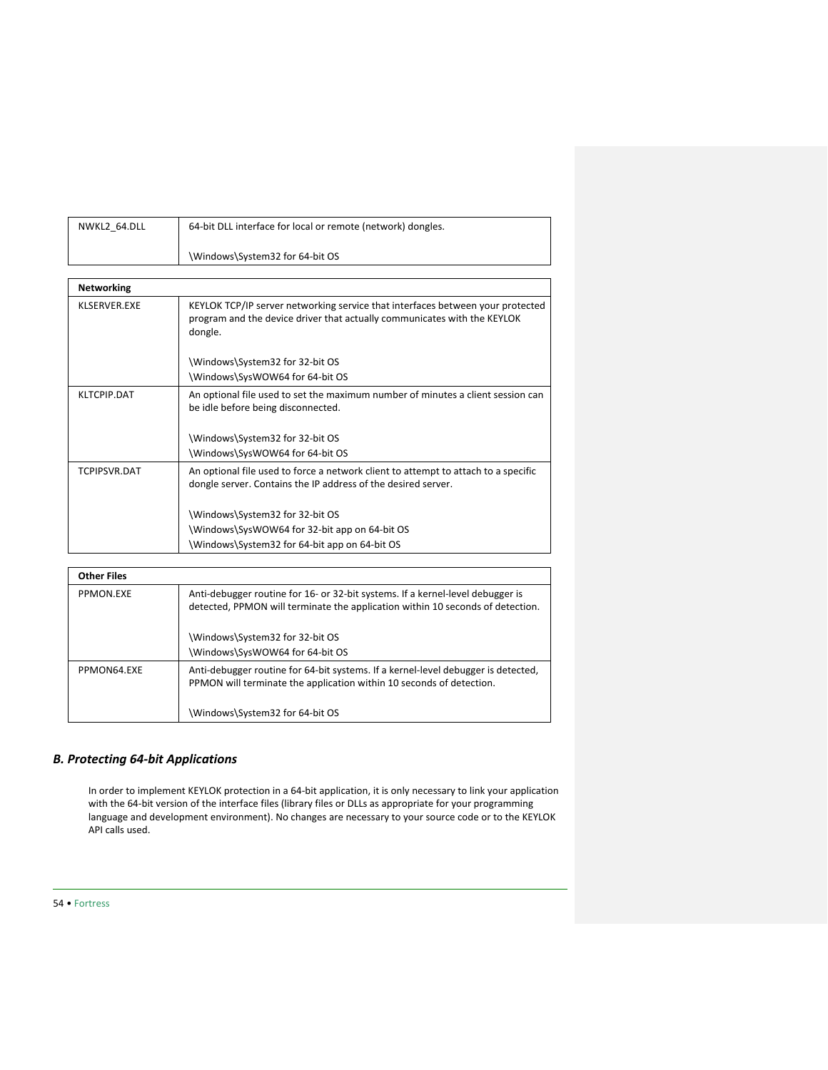| NWKL2_64.DLL | 64-bit DLL interface for local or remote (network) dongles.<br><br>\Windows\System32 for 64-bit OS |
|---|---|

| **Networking** | |
|---|---|
| KLSERVER.EXE | KEYLOK TCP/IP server networking service that interfaces between your protected program and the device driver that actually communicates with the KEYLOK dongle.<br><br>\Windows\System32 for 32-bit OS<br>\Windows\SysWOW64 for 64-bit OS |
| KLTCPIP.DAT | An optional file used to set the maximum number of minutes a client session can be idle before being disconnected.<br><br>\Windows\System32 for 32-bit OS<br>\Windows\SysWOW64 for 64-bit OS |
| TCPIPSVR.DAT | An optional file used to force a network client to attempt to attach to a specific dongle server. Contains the IP address of the desired server.<br><br>\Windows\System32 for 32-bit OS<br>\Windows\SysWOW64 for 32-bit app on 64-bit OS<br>\Windows\System32 for 64-bit app on 64-bit OS |

| **Other Files** | |
|---|---|
| PPMON.EXE | Anti-debugger routine for 16- or 32-bit systems. If a kernel-level debugger is detected, PPMON will terminate the application within 10 seconds of detection.<br><br>\Windows\System32 for 32-bit OS<br>\Windows\SysWOW64 for 64-bit OS |
| PPMON64.EXE | Anti-debugger routine for 64-bit systems. If a kernel-level debugger is detected, PPMON will terminate the application within 10 seconds of detection.<br><br>\Windows\System32 for 64-bit OS |

### *B. Protecting 64-bit Applications*

In order to implement KEYLOK protection in a 64-bit application, it is only necessary to link your application with the 64-bit version of the interface files (library files or DLLs as appropriate for your programming language and development environment). No changes are necessary to your source code or to the KEYLOK API calls used.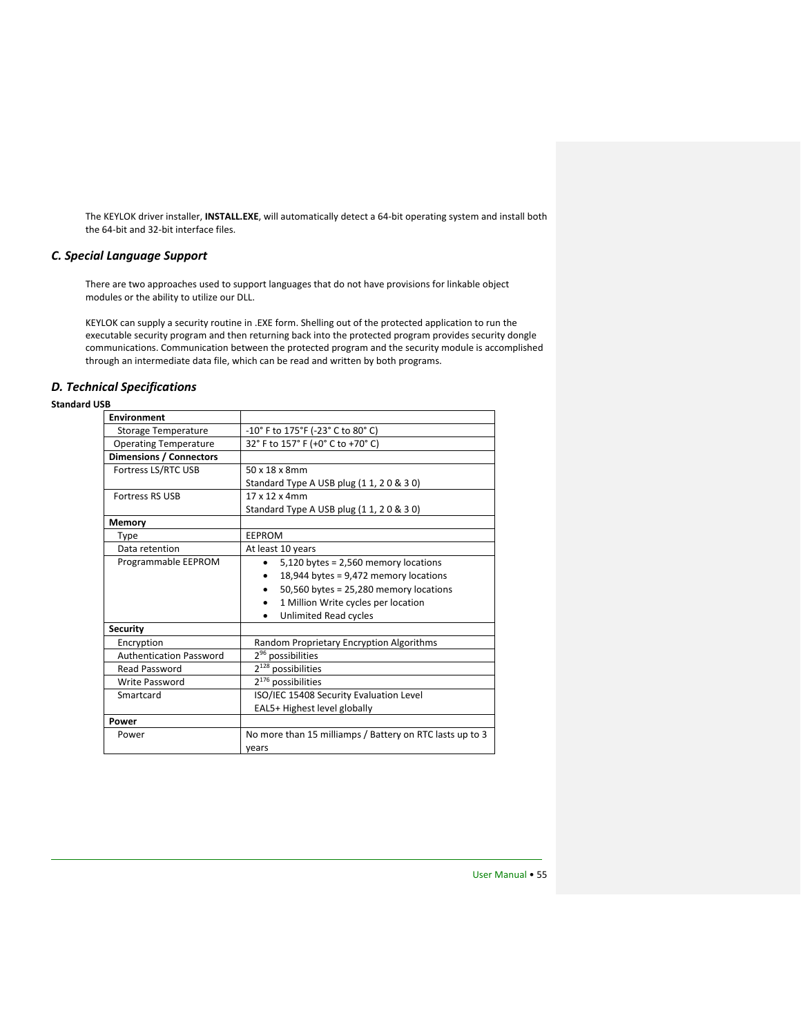The KEYLOK driver installer, **INSTALL.EXE**, will automatically detect a 64-bit operating system and install both the 64-bit and 32-bit interface files.

### *C. Special Language Support*

There are two approaches used to support languages that do not have provisions for linkable object modules or the ability to utilize our DLL.

KEYLOK can supply a security routine in .EXE form. Shelling out of the protected application to run the executable security program and then returning back into the protected program provides security dongle communications. Communication between the protected program and the security module is accomplished through an intermediate data file, which can be read and written by both programs.

### *D. Technical Specifications*

**Standard USB**

| **Environment** | |
|---|---|
| Storage Temperature | -10° F to 175°F (-23° C to 80° C) |
| Operating Temperature | 32° F to 157° F (+0° C to +70° C) |
| **Dimensions / Connectors** | |
| Fortress LS/RTC USB | 50 x 18 x 8mm<br>Standard Type A USB plug (1 1, 2 0 & 3 0) |
| Fortress RS USB | 17 x 12 x 4mm<br>Standard Type A USB plug (1 1, 2 0 & 3 0) |
| **Memory** | |
| Type | EEPROM |
| Data retention | At least 10 years |
| Programmable EEPROM | • 5,120 bytes = 2,560 memory locations<br>• 18,944 bytes = 9,472 memory locations<br>• 50,560 bytes = 25,280 memory locations<br>• 1 Million Write cycles per location<br>• Unlimited Read cycles |
| **Security** | |
| Encryption | Random Proprietary Encryption Algorithms |
| Authentication Password | $2^{96}$ possibilities |
| Read Password | $2^{128}$ possibilities |
| Write Password | $2^{176}$ possibilities |
| Smartcard | ISO/IEC 15408 Security Evaluation Level<br>EAL5+ Highest level globally |
| **Power** | |
| Power | No more than 15 milliamps / Battery on RTC lasts up to 3 years |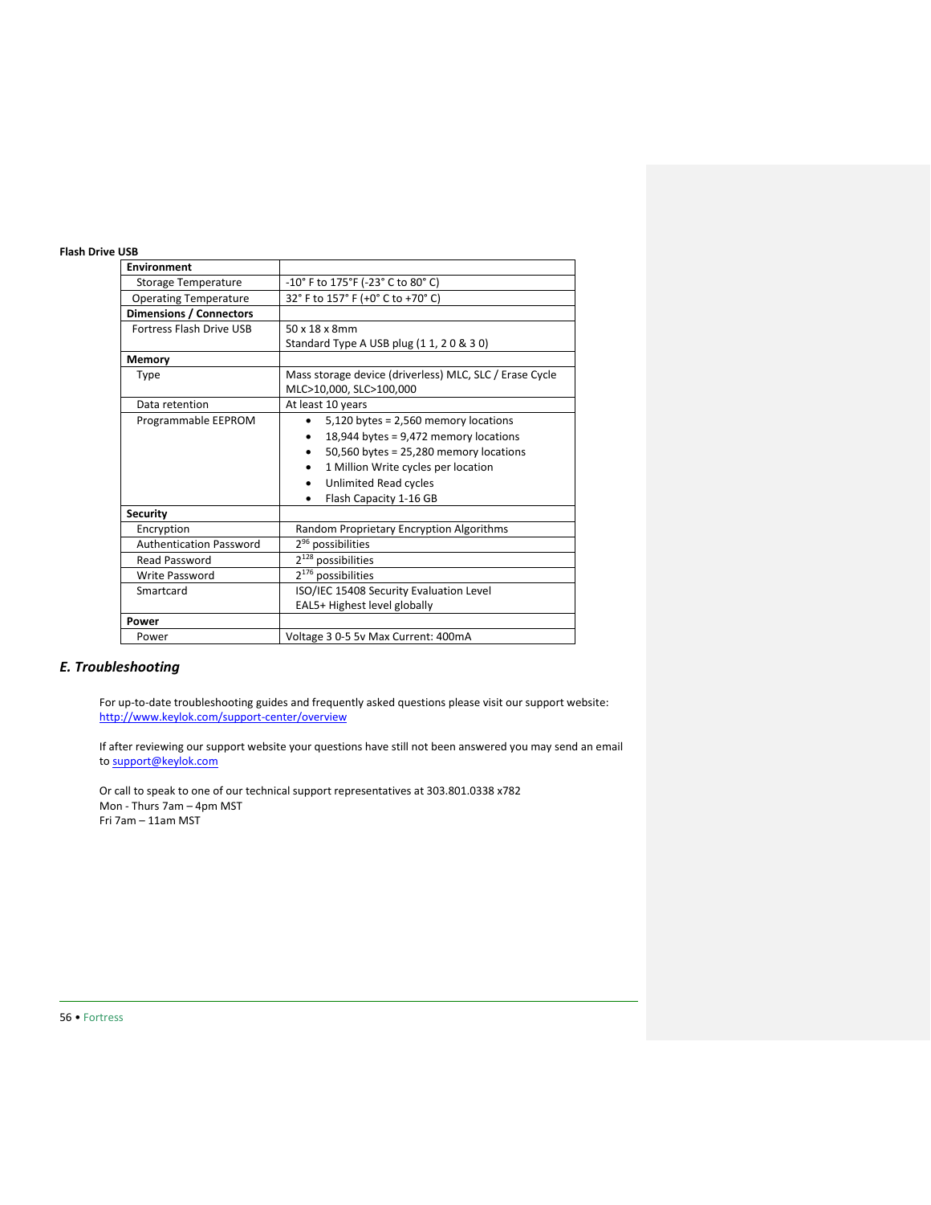**Flash Drive USB**

| **Environment** | |
|---|---|
| Storage Temperature | -10° F to 175°F (-23° C to 80° C) |
| Operating Temperature | 32° F to 157° F (+0° C to +70° C) |
| **Dimensions / Connectors** | |
| Fortress Flash Drive USB | 50 x 18 x 8mm<br>Standard Type A USB plug (1 1, 2 0 & 3 0) |
| **Memory** | |
| Type | Mass storage device (driverless) MLC, SLC / Erase Cycle MLC>10,000, SLC>100,000 |
| Data retention | At least 10 years |
| Programmable EEPROM | • 5,120 bytes = 2,560 memory locations<br>• 18,944 bytes = 9,472 memory locations<br>• 50,560 bytes = 25,280 memory locations<br>• 1 Million Write cycles per location<br>• Unlimited Read cycles<br>• Flash Capacity 1-16 GB |
| **Security** | |
| Encryption | Random Proprietary Encryption Algorithms |
| Authentication Password | $2^{96}$ possibilities |
| Read Password | $2^{128}$ possibilities |
| Write Password | $2^{176}$ possibilities |
| Smartcard | ISO/IEC 15408 Security Evaluation Level<br>EAL5+ Highest level globally |
| **Power** | |
| Power | Voltage 3 0-5 5v Max Current: 400mA |

## *E. Troubleshooting*

For up-to-date troubleshooting guides and frequently asked questions please visit our support website: http://www.keylok.com/support-center/overview

If after reviewing our support website your questions have still not been answered you may send an email to support@keylok.com

Or call to speak to one of our technical support representatives at 303.801.0338 x782
Mon - Thurs 7am – 4pm MST
Fri 7am – 11am MST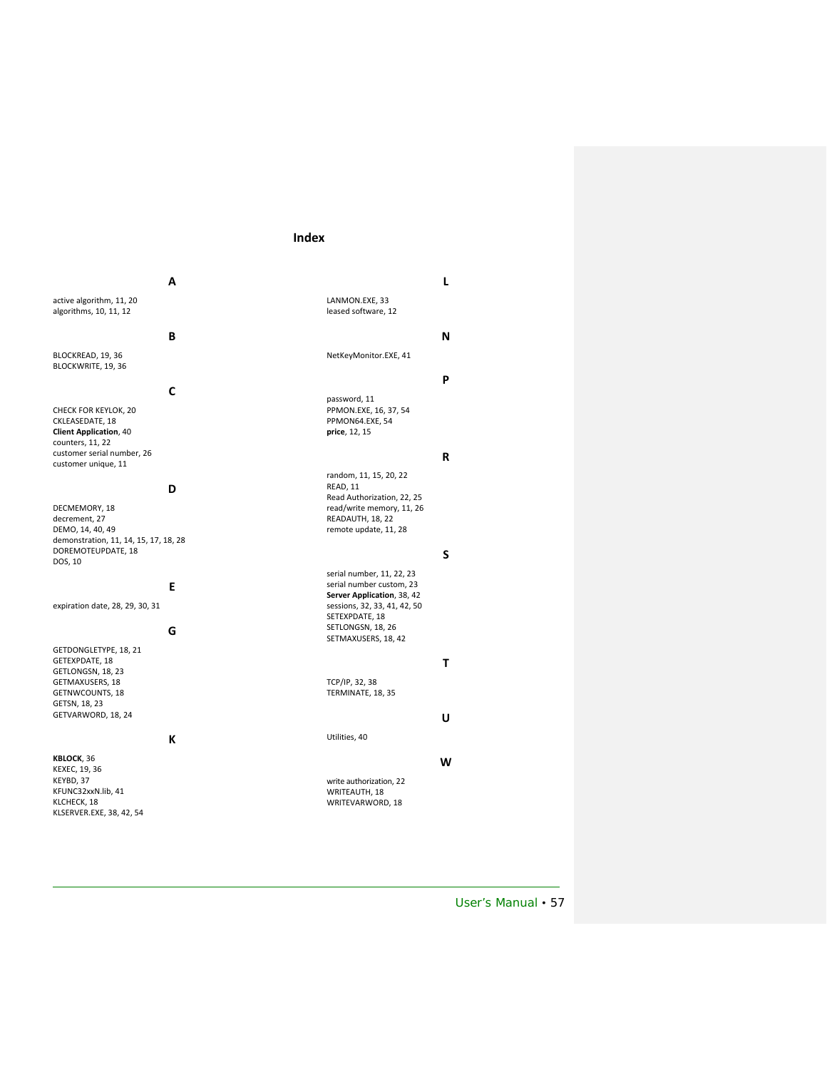# Index

### A

active algorithm, 11, 20
algorithms, 10, 11, 12

### B

BLOCKREAD, 19, 36
BLOCKWRITE, 19, 36

### C

CHECK FOR KEYLOK, 20
CKLEASEDATE, 18
**Client Application**, 40
counters, 11, 22
customer serial number, 26
customer unique, 11

### D

DECMEMORY, 18
decrement, 27
DEMO, 14, 40, 49
demonstration, 11, 14, 15, 17, 18, 28
DOREMOTEUPDATE, 18
DOS, 10

### E

expiration date, 28, 29, 30, 31

### G

GETDONGLETYPE, 18, 21
GETEXPDATE, 18
GETLONGSN, 18, 23
GETMAXUSERS, 18
GETNWCOUNTS, 18
GETSN, 18, 23
GETVARWORD, 18, 24

### K

**KBLOCK**, 36
KEXEC, 19, 36
KEYBD, 37
KFUNC32xxN.lib, 41
KLCHECK, 18
KLSERVER.EXE, 38, 42, 54

### L

LANMON.EXE, 33
leased software, 12

### N

NetKeyMonitor.EXE, 41

### P

password, 11
PPMON.EXE, 16, 37, 54
PPMON64.EXE, 54
**price**, 12, 15

### R

random, 11, 15, 20, 22
READ, 11
Read Authorization, 22, 25
read/write memory, 11, 26
READAUTH, 18, 22
remote update, 11, 28

### S

serial number, 11, 22, 23
serial number custom, 23
**Server Application**, 38, 42
sessions, 32, 33, 41, 42, 50
SETEXPDATE, 18
SETLONGSN, 18, 26
SETMAXUSERS, 18, 42

### T

TCP/IP, 32, 38
TERMINATE, 18, 35

### U

Utilities, 40

### W

write authorization, 22
WRITEAUTH, 18
WRITEVARWORD, 18